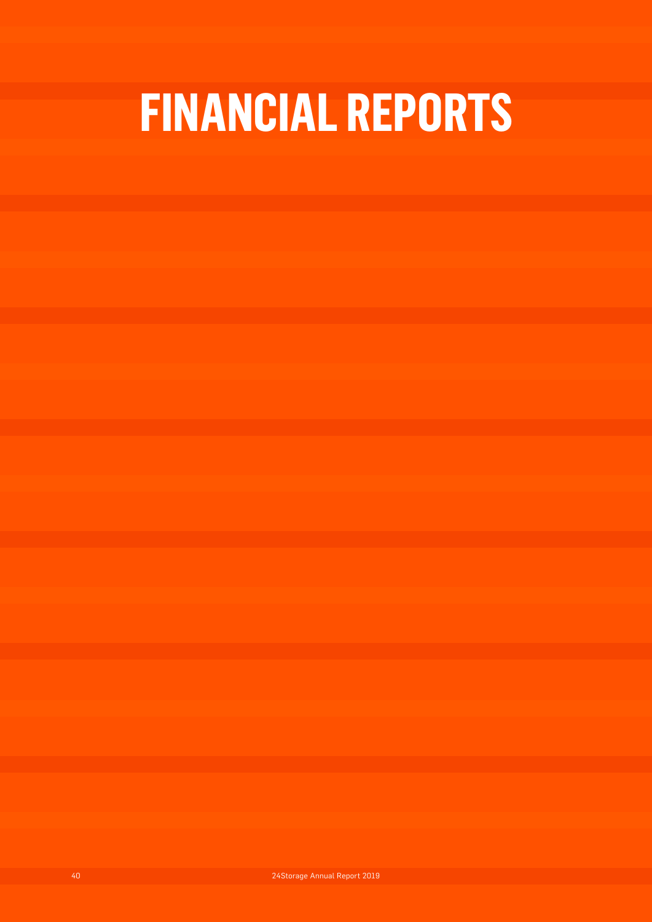# FINANCIAL REPORTS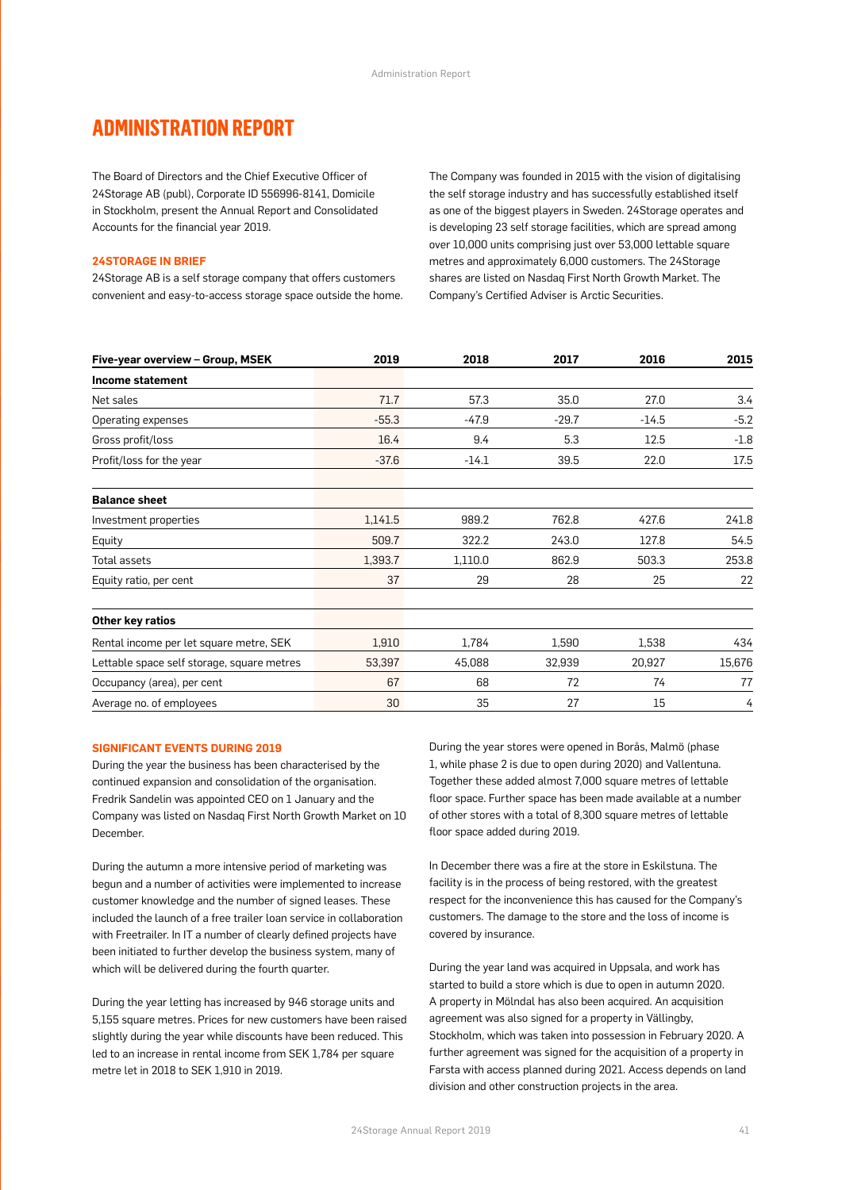# ADMINISTRATION REPORT

The Board of Directors and the Chief Executive Officer of 24Storage AB (publ), Corporate ID 556996-8141, Domicile in Stockholm, present the Annual Report and Consolidated Accounts for the financial year 2019.

### 24STORAGE IN BRIEF

24Storage AB is a self storage company that offers customers convenient and easy-to-access storage space outside the home. The Company was founded in 2015 with the vision of digitalising the self storage industry and has successfully established itself as one of the biggest players in Sweden. 24Storage operates and is developing 23 self storage facilities, which are spread among over 10,000 units comprising just over 53,000 lettable square metres and approximately 6,000 customers. The 24Storage shares are listed on Nasdaq First North Growth Market. The Company's Certified Adviser is Arctic Securities.

| Five-year overview – Group, MSEK | 2019 | 2018 | 2017 | 2016 | 2015 |
|---|---|---|---|---|---|
| **Income statement** | | | | | |
| Net sales | 71.7 | 57.3 | 35.0 | 27.0 | 3.4 |
| Operating expenses | -55.3 | -47.9 | -29.7 | -14.5 | -5.2 |
| Gross profit/loss | 16.4 | 9.4 | 5.3 | 12.5 | -1.8 |
| Profit/loss for the year | -37.6 | -14.1 | 39.5 | 22.0 | 17.5 |
| **Balance sheet** | | | | | |
| Investment properties | 1,141.5 | 989.2 | 762.8 | 427.6 | 241.8 |
| Equity | 509.7 | 322.2 | 243.0 | 127.8 | 54.5 |
| Total assets | 1,393.7 | 1,110.0 | 862.9 | 503.3 | 253.8 |
| Equity ratio, per cent | 37 | 29 | 28 | 25 | 22 |
| **Other key ratios** | | | | | |
| Rental income per let square metre, SEK | 1,910 | 1,784 | 1,590 | 1,538 | 434 |
| Lettable space self storage, square metres | 53,397 | 45,088 | 32,939 | 20,927 | 15,676 |
| Occupancy (area), per cent | 67 | 68 | 72 | 74 | 77 |
| Average no. of employees | 30 | 35 | 27 | 15 | 4 |

### SIGNIFICANT EVENTS DURING 2019

During the year the business has been characterised by the continued expansion and consolidation of the organisation. Fredrik Sandelin was appointed CEO on 1 January and the Company was listed on Nasdaq First North Growth Market on 10 December.

During the autumn a more intensive period of marketing was begun and a number of activities were implemented to increase customer knowledge and the number of signed leases. These included the launch of a free trailer loan service in collaboration with Freetrailer. In IT a number of clearly defined projects have been initiated to further develop the business system, many of which will be delivered during the fourth quarter.

During the year letting has increased by 946 storage units and 5,155 square metres. Prices for new customers have been raised slightly during the year while discounts have been reduced. This led to an increase in rental income from SEK 1,784 per square metre let in 2018 to SEK 1,910 in 2019.

During the year stores were opened in Borås, Malmö (phase 1, while phase 2 is due to open during 2020) and Vallentuna. Together these added almost 7,000 square metres of lettable floor space. Further space has been made available at a number of other stores with a total of 8,300 square metres of lettable floor space added during 2019.

In December there was a fire at the store in Eskilstuna. The facility is in the process of being restored, with the greatest respect for the inconvenience this has caused for the Company's customers. The damage to the store and the loss of income is covered by insurance.

During the year land was acquired in Uppsala, and work has started to build a store which is due to open in autumn 2020. A property in Mölndal has also been acquired. An acquisition agreement was also signed for a property in Vällingby, Stockholm, which was taken into possession in February 2020. A further agreement was signed for the acquisition of a property in Farsta with access planned during 2021. Access depends on land division and other construction projects in the area.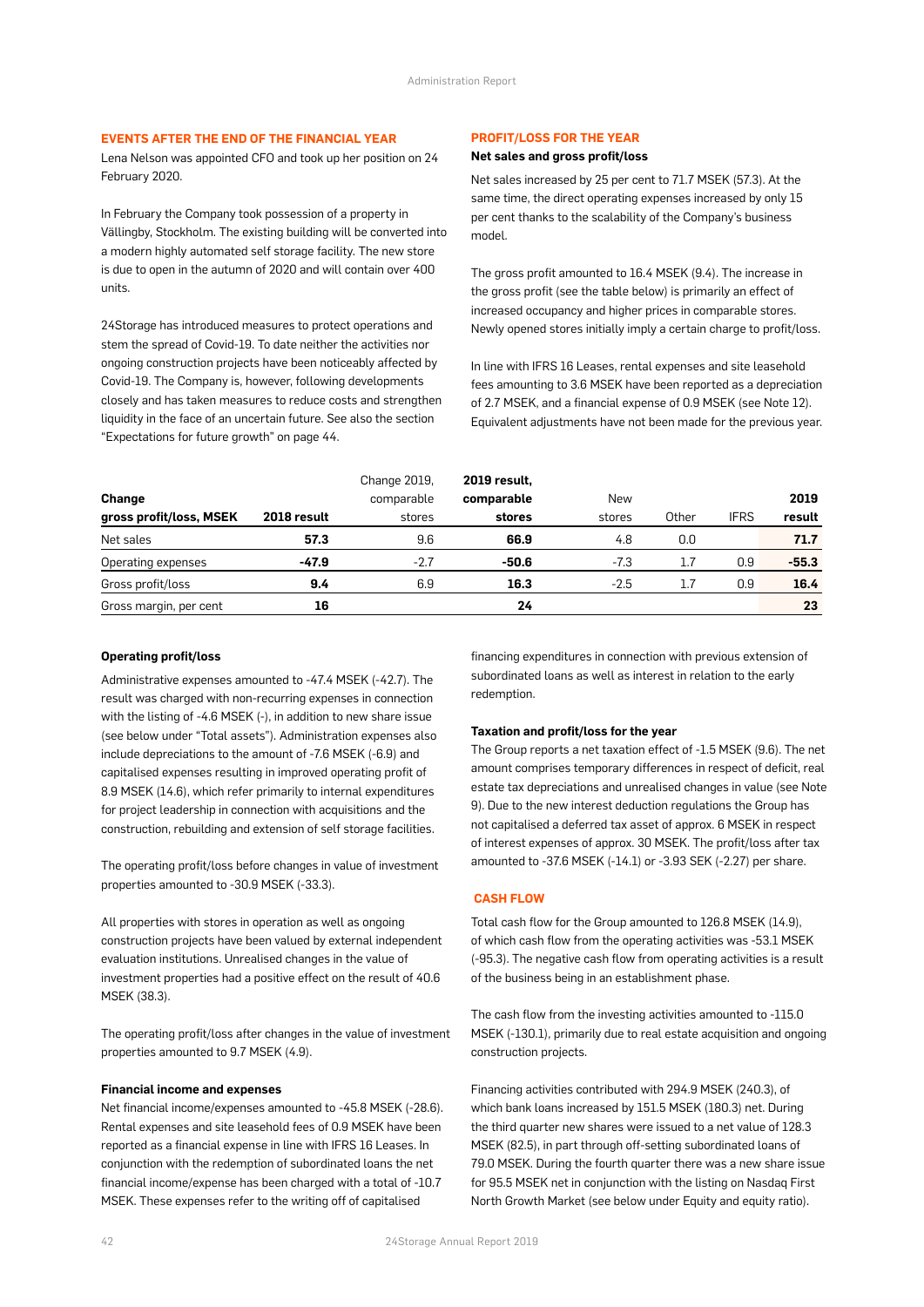## EVENTS AFTER THE END OF THE FINANCIAL YEAR

Lena Nelson was appointed CFO and took up her position on 24 February 2020.

In February the Company took possession of a property in Vällingby, Stockholm. The existing building will be converted into a modern highly automated self storage facility. The new store is due to open in the autumn of 2020 and will contain over 400 units.

24Storage has introduced measures to protect operations and stem the spread of Covid-19. To date neither the activities nor ongoing construction projects have been noticeably affected by Covid-19. The Company is, however, following developments closely and has taken measures to reduce costs and strengthen liquidity in the face of an uncertain future. See also the section "Expectations for future growth" on page 44.

## PROFIT/LOSS FOR THE YEAR

### Net sales and gross profit/loss

Net sales increased by 25 per cent to 71.7 MSEK (57.3). At the same time, the direct operating expenses increased by only 15 per cent thanks to the scalability of the Company's business model.

The gross profit amounted to 16.4 MSEK (9.4). The increase in the gross profit (see the table below) is primarily an effect of increased occupancy and higher prices in comparable stores. Newly opened stores initially imply a certain charge to profit/loss.

In line with IFRS 16 Leases, rental expenses and site leasehold fees amounting to 3.6 MSEK have been reported as a depreciation of 2.7 MSEK, and a financial expense of 0.9 MSEK (see Note 12). Equivalent adjustments have not been made for the previous year.

| Change gross profit/loss, MSEK | 2018 result | Change 2019, comparable stores | 2019 result, comparable stores | New stores | Other | IFRS | 2019 result |
|---|---|---|---|---|---|---|---|
| Net sales | **57.3** | 9.6 | **66.9** | 4.8 | 0.0 | | **71.7** |
| Operating expenses | **-47.9** | -2.7 | **-50.6** | -7.3 | 1.7 | 0.9 | **-55.3** |
| Gross profit/loss | **9.4** | 6.9 | **16.3** | -2.5 | 1.7 | 0.9 | **16.4** |
| Gross margin, per cent | **16** | | **24** | | | | **23** |

### Operating profit/loss

Administrative expenses amounted to -47.4 MSEK (-42.7). The result was charged with non-recurring expenses in connection with the listing of -4.6 MSEK (-), in addition to new share issue (see below under "Total assets"). Administration expenses also include depreciations to the amount of -7.6 MSEK (-6.9) and capitalised expenses resulting in improved operating profit of 8.9 MSEK (14.6), which refer primarily to internal expenditures for project leadership in connection with acquisitions and the construction, rebuilding and extension of self storage facilities.

The operating profit/loss before changes in value of investment properties amounted to -30.9 MSEK (-33.3).

All properties with stores in operation as well as ongoing construction projects have been valued by external independent evaluation institutions. Unrealised changes in the value of investment properties had a positive effect on the result of 40.6 MSEK (38.3).

The operating profit/loss after changes in the value of investment properties amounted to 9.7 MSEK (4.9).

### Financial income and expenses

Net financial income/expenses amounted to -45.8 MSEK (-28.6). Rental expenses and site leasehold fees of 0.9 MSEK have been reported as a financial expense in line with IFRS 16 Leases. In conjunction with the redemption of subordinated loans the net financial income/expense has been charged with a total of -10.7 MSEK. These expenses refer to the writing off of capitalised financing expenditures in connection with previous extension of subordinated loans as well as interest in relation to the early redemption.

### Taxation and profit/loss for the year

The Group reports a net taxation effect of -1.5 MSEK (9.6). The net amount comprises temporary differences in respect of deficit, real estate tax depreciations and unrealised changes in value (see Note 9). Due to the new interest deduction regulations the Group has not capitalised a deferred tax asset of approx. 6 MSEK in respect of interest expenses of approx. 30 MSEK. The profit/loss after tax amounted to -37.6 MSEK (-14.1) or -3.93 SEK (-2.27) per share.

## CASH FLOW

Total cash flow for the Group amounted to 126.8 MSEK (14.9), of which cash flow from the operating activities was -53.1 MSEK (-95.3). The negative cash flow from operating activities is a result of the business being in an establishment phase.

The cash flow from the investing activities amounted to -115.0 MSEK (-130.1), primarily due to real estate acquisition and ongoing construction projects.

Financing activities contributed with 294.9 MSEK (240.3), of which bank loans increased by 151.5 MSEK (180.3) net. During the third quarter new shares were issued to a net value of 128.3 MSEK (82.5), in part through off-setting subordinated loans of 79.0 MSEK. During the fourth quarter there was a new share issue for 95.5 MSEK net in conjunction with the listing on Nasdaq First North Growth Market (see below under Equity and equity ratio).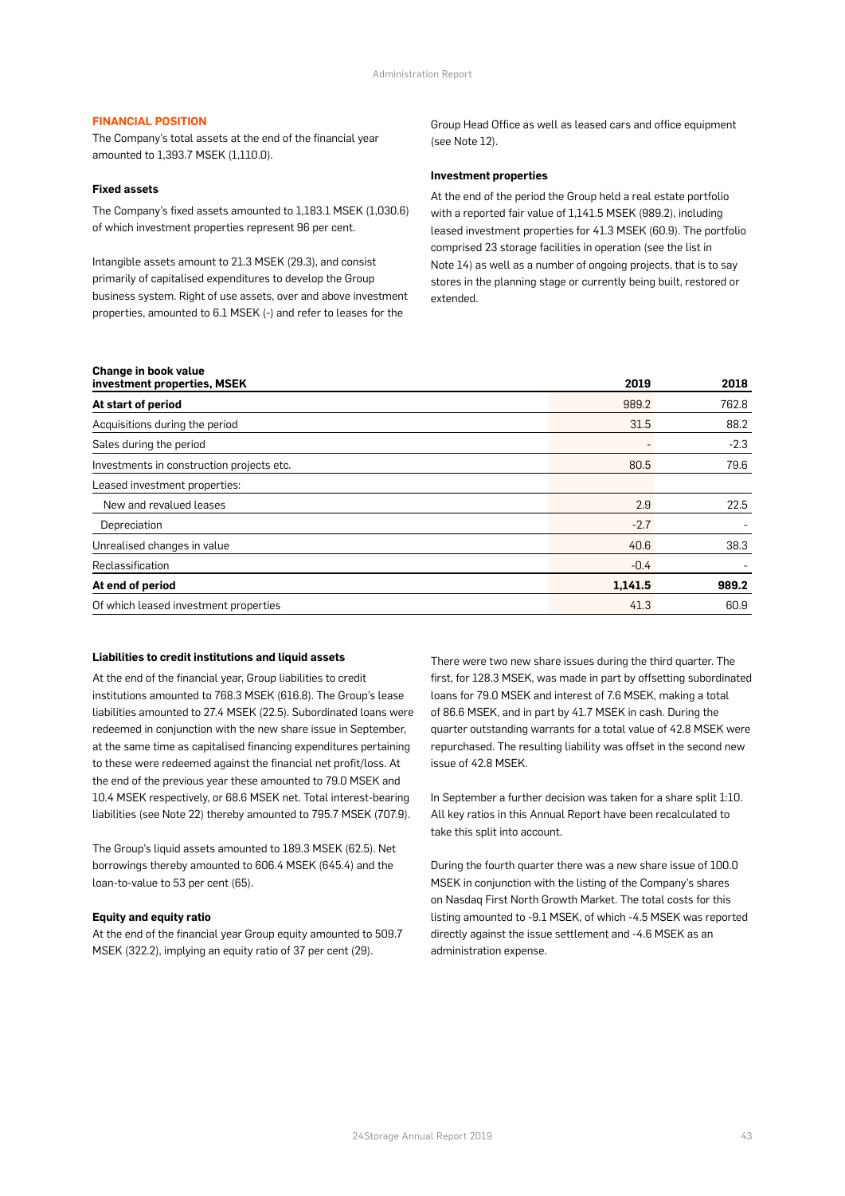## FINANCIAL POSITION

The Company's total assets at the end of the financial year amounted to 1,393.7 MSEK (1,110.0).

### Fixed assets

The Company's fixed assets amounted to 1,183.1 MSEK (1,030.6) of which investment properties represent 96 per cent.

Intangible assets amount to 21.3 MSEK (29.3), and consist primarily of capitalised expenditures to develop the Group business system. Right of use assets, over and above investment properties, amounted to 6.1 MSEK (-) and refer to leases for the Group Head Office as well as leased cars and office equipment (see Note 12).

### Investment properties

At the end of the period the Group held a real estate portfolio with a reported fair value of 1,141.5 MSEK (989.2), including leased investment properties for 41.3 MSEK (60.9). The portfolio comprised 23 storage facilities in operation (see the list in Note 14) as well as a number of ongoing projects, that is to say stores in the planning stage or currently being built, restored or extended.

| Change in book value investment properties, MSEK | 2019 | 2018 |
|---|---|---|
| **At start of period** | 989.2 | 762.8 |
| Acquisitions during the period | 31.5 | 88.2 |
| Sales during the period | - | -2.3 |
| Investments in construction projects etc. | 80.5 | 79.6 |
| Leased investment properties: | | |
| New and revalued leases | 2.9 | 22.5 |
| Depreciation | -2.7 | - |
| Unrealised changes in value | 40.6 | 38.3 |
| Reclassification | -0.4 | - |
| **At end of period** | **1,141.5** | **989.2** |
| Of which leased investment properties | 41.3 | 60.9 |

### Liabilities to credit institutions and liquid assets

At the end of the financial year, Group liabilities to credit institutions amounted to 768.3 MSEK (616.8). The Group's lease liabilities amounted to 27.4 MSEK (22.5). Subordinated loans were redeemed in conjunction with the new share issue in September, at the same time as capitalised financing expenditures pertaining to these were redeemed against the financial net profit/loss. At the end of the previous year these amounted to 79.0 MSEK and 10.4 MSEK respectively, or 68.6 MSEK net. Total interest-bearing liabilities (see Note 22) thereby amounted to 795.7 MSEK (707.9).

The Group's liquid assets amounted to 189.3 MSEK (62.5). Net borrowings thereby amounted to 606.4 MSEK (645.4) and the loan-to-value to 53 per cent (65).

### Equity and equity ratio

At the end of the financial year Group equity amounted to 509.7 MSEK (322.2), implying an equity ratio of 37 per cent (29).

There were two new share issues during the third quarter. The first, for 128.3 MSEK, was made in part by offsetting subordinated loans for 79.0 MSEK and interest of 7.6 MSEK, making a total of 86.6 MSEK, and in part by 41.7 MSEK in cash. During the quarter outstanding warrants for a total value of 42.8 MSEK were repurchased. The resulting liability was offset in the second new issue of 42.8 MSEK.

In September a further decision was taken for a share split 1:10. All key ratios in this Annual Report have been recalculated to take this split into account.

During the fourth quarter there was a new share issue of 100.0 MSEK in conjunction with the listing of the Company's shares on Nasdaq First North Growth Market. The total costs for this listing amounted to -9.1 MSEK, of which -4.5 MSEK was reported directly against the issue settlement and -4.6 MSEK as an administration expense.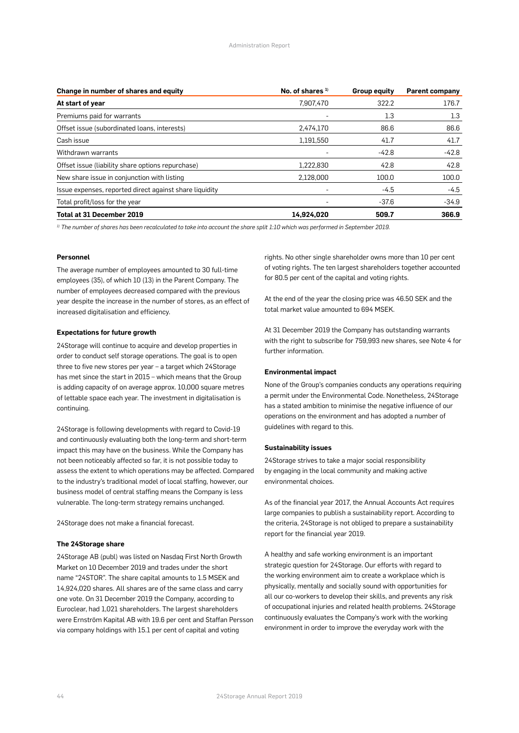| Change in number of shares and equity | No. of shares [1] | Group equity | Parent company |
|---|---|---|---|
| **At start of year** | 7,907,470 | 322.2 | 176.7 |
| Premiums paid for warrants | - | 1.3 | 1.3 |
| Offset issue (subordinated loans, interests) | 2,474,170 | 86.6 | 86.6 |
| Cash issue | 1,191,550 | 41.7 | 41.7 |
| Withdrawn warrants | - | -42.8 | -42.8 |
| Offset issue (liability share options repurchase) | 1,222,830 | 42.8 | 42.8 |
| New share issue in conjunction with listing | 2,128,000 | 100.0 | 100.0 |
| Issue expenses, reported direct against share liquidity | - | -4.5 | -4.5 |
| Total profit/loss for the year | - | -37.6 | -34.9 |
| **Total at 31 December 2019** | **14,924,020** | **509.7** | **366.9** |

*[1] The number of shares has been recalculated to take into account the share split 1:10 which was performed in September 2019.*

#### Personnel

The average number of employees amounted to 30 full-time employees (35), of which 10 (13) in the Parent Company. The number of employees decreased compared with the previous year despite the increase in the number of stores, as an effect of increased digitalisation and efficiency.

#### Expectations for future growth

24Storage will continue to acquire and develop properties in order to conduct self storage operations. The goal is to open three to five new stores per year – a target which 24Storage has met since the start in 2015 – which means that the Group is adding capacity of on average approx. 10,000 square metres of lettable space each year. The investment in digitalisation is continuing.

24Storage is following developments with regard to Covid-19 and continuously evaluating both the long-term and short-term impact this may have on the business. While the Company has not been noticeably affected so far, it is not possible today to assess the extent to which operations may be affected. Compared to the industry's traditional model of local staffing, however, our business model of central staffing means the Company is less vulnerable. The long-term strategy remains unchanged.

24Storage does not make a financial forecast.

#### The 24Storage share

24Storage AB (publ) was listed on Nasdaq First North Growth Market on 10 December 2019 and trades under the short name "24STOR". The share capital amounts to 1.5 MSEK and 14,924,020 shares. All shares are of the same class and carry one vote. On 31 December 2019 the Company, according to Euroclear, had 1,021 shareholders. The largest shareholders were Ernström Kapital AB with 19.6 per cent and Staffan Persson via company holdings with 15.1 per cent of capital and voting rights. No other single shareholder owns more than 10 per cent of voting rights. The ten largest shareholders together accounted for 80.5 per cent of the capital and voting rights.

At the end of the year the closing price was 46.50 SEK and the total market value amounted to 694 MSEK.

At 31 December 2019 the Company has outstanding warrants with the right to subscribe for 759,993 new shares, see Note 4 for further information.

#### Environmental impact

None of the Group's companies conducts any operations requiring a permit under the Environmental Code. Nonetheless, 24Storage has a stated ambition to minimise the negative influence of our operations on the environment and has adopted a number of guidelines with regard to this.

#### Sustainability issues

24Storage strives to take a major social responsibility by engaging in the local community and making active environmental choices.

As of the financial year 2017, the Annual Accounts Act requires large companies to publish a sustainability report. According to the criteria, 24Storage is not obliged to prepare a sustainability report for the financial year 2019.

A healthy and safe working environment is an important strategic question for 24Storage. Our efforts with regard to the working environment aim to create a workplace which is physically, mentally and socially sound with opportunities for all our co-workers to develop their skills, and prevents any risk of occupational injuries and related health problems. 24Storage continuously evaluates the Company's work with the working environment in order to improve the everyday work with the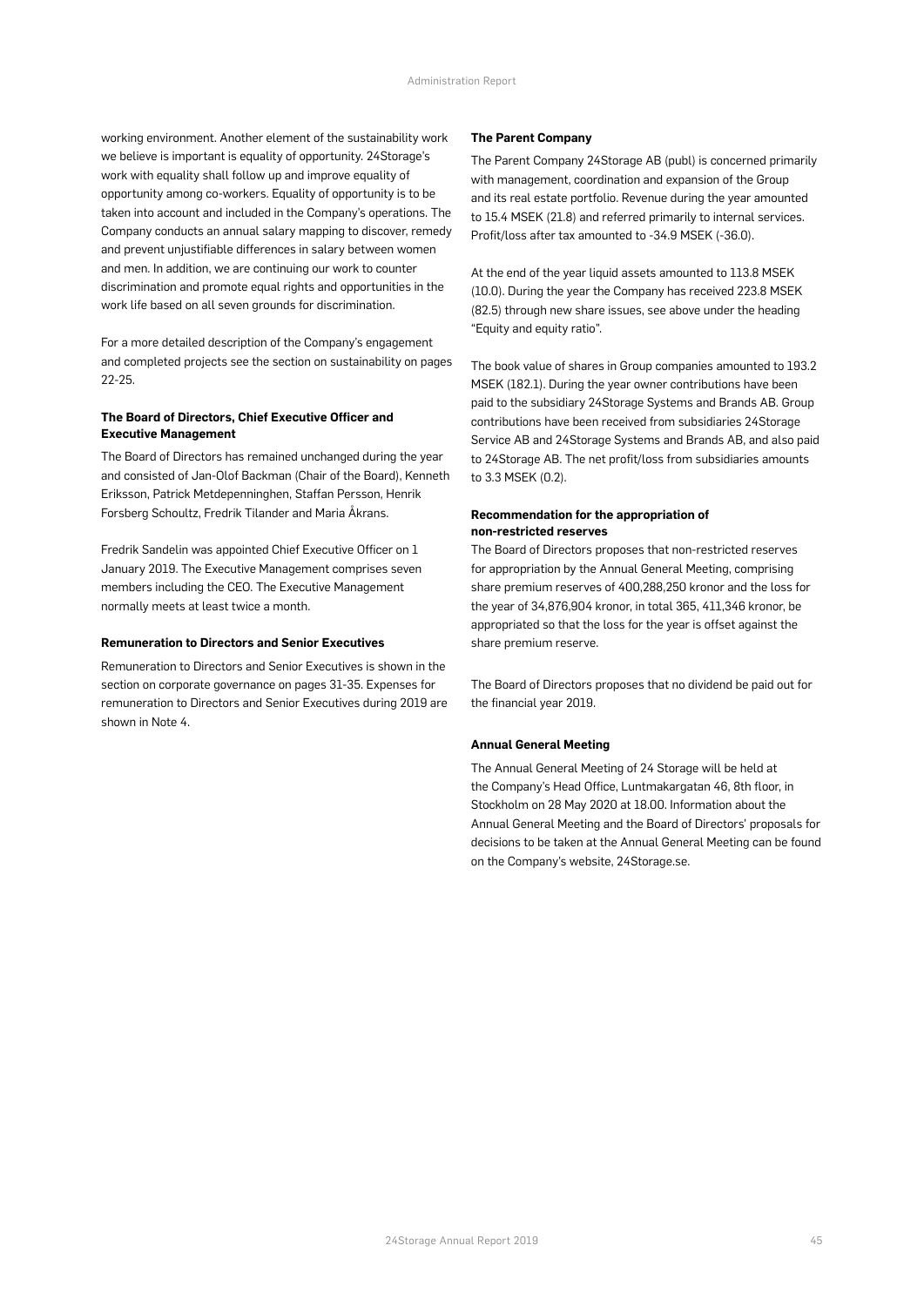working environment. Another element of the sustainability work we believe is important is equality of opportunity. 24Storage's work with equality shall follow up and improve equality of opportunity among co-workers. Equality of opportunity is to be taken into account and included in the Company's operations. The Company conducts an annual salary mapping to discover, remedy and prevent unjustifiable differences in salary between women and men. In addition, we are continuing our work to counter discrimination and promote equal rights and opportunities in the work life based on all seven grounds for discrimination.

For a more detailed description of the Company's engagement and completed projects see the section on sustainability on pages 22-25.

**The Board of Directors, Chief Executive Officer and Executive Management**

The Board of Directors has remained unchanged during the year and consisted of Jan-Olof Backman (Chair of the Board), Kenneth Eriksson, Patrick Metdepenninghen, Staffan Persson, Henrik Forsberg Schoultz, Fredrik Tilander and Maria Åkrans.

Fredrik Sandelin was appointed Chief Executive Officer on 1 January 2019. The Executive Management comprises seven members including the CEO. The Executive Management normally meets at least twice a month.

**Remuneration to Directors and Senior Executives**

Remuneration to Directors and Senior Executives is shown in the section on corporate governance on pages 31-35. Expenses for remuneration to Directors and Senior Executives during 2019 are shown in Note 4.

**The Parent Company**

The Parent Company 24Storage AB (publ) is concerned primarily with management, coordination and expansion of the Group and its real estate portfolio. Revenue during the year amounted to 15.4 MSEK (21.8) and referred primarily to internal services. Profit/loss after tax amounted to -34.9 MSEK (-36.0).

At the end of the year liquid assets amounted to 113.8 MSEK (10.0). During the year the Company has received 223.8 MSEK (82.5) through new share issues, see above under the heading "Equity and equity ratio".

The book value of shares in Group companies amounted to 193.2 MSEK (182.1). During the year owner contributions have been paid to the subsidiary 24Storage Systems and Brands AB. Group contributions have been received from subsidiaries 24Storage Service AB and 24Storage Systems and Brands AB, and also paid to 24Storage AB. The net profit/loss from subsidiaries amounts to 3.3 MSEK (0.2).

**Recommendation for the appropriation of non-restricted reserves**

The Board of Directors proposes that non-restricted reserves for appropriation by the Annual General Meeting, comprising share premium reserves of 400,288,250 kronor and the loss for the year of 34,876,904 kronor, in total 365, 411,346 kronor, be appropriated so that the loss for the year is offset against the share premium reserve.

The Board of Directors proposes that no dividend be paid out for the financial year 2019.

**Annual General Meeting**

The Annual General Meeting of 24 Storage will be held at the Company's Head Office, Luntmakargatan 46, 8th floor, in Stockholm on 28 May 2020 at 18.00. Information about the Annual General Meeting and the Board of Directors' proposals for decisions to be taken at the Annual General Meeting can be found on the Company's website, 24Storage.se.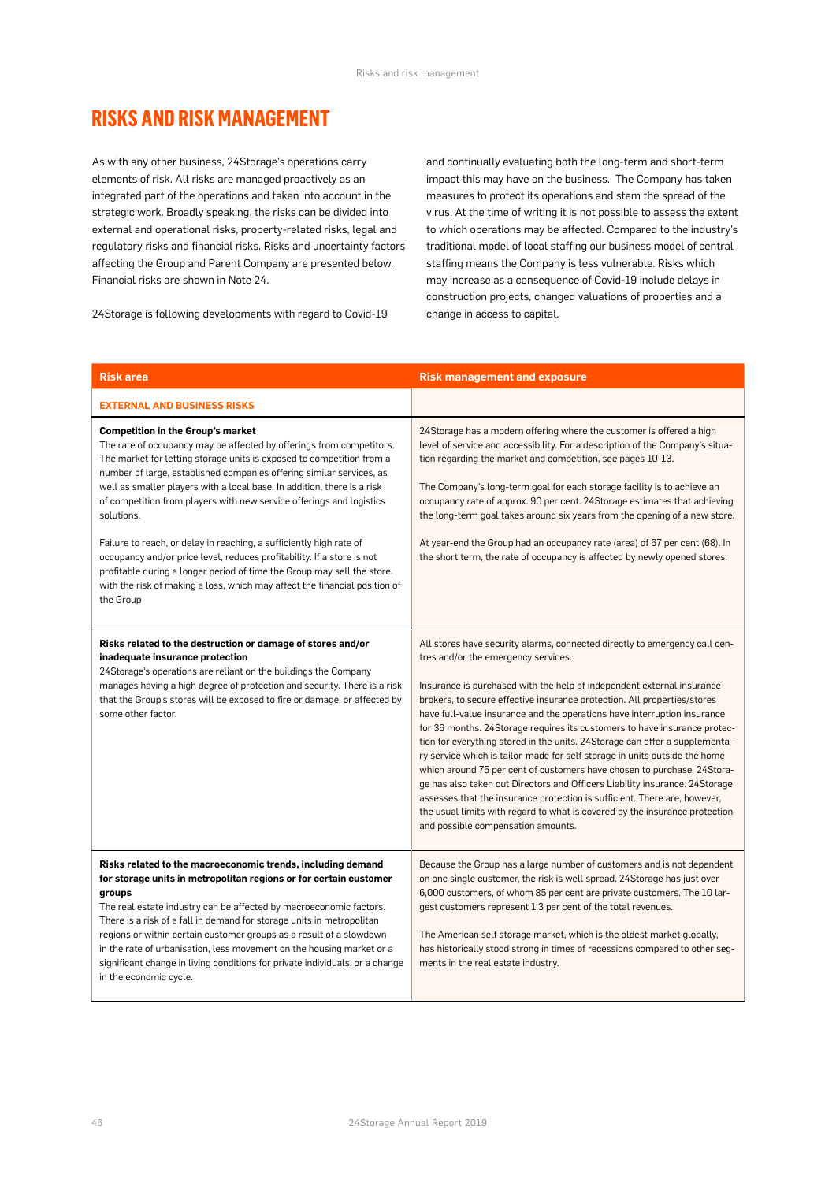# RISKS AND RISK MANAGEMENT

As with any other business, 24Storage's operations carry elements of risk. All risks are managed proactively as an integrated part of the operations and taken into account in the strategic work. Broadly speaking, the risks can be divided into external and operational risks, property-related risks, legal and regulatory risks and financial risks. Risks and uncertainty factors affecting the Group and Parent Company are presented below. Financial risks are shown in Note 24.

24Storage is following developments with regard to Covid-19 and continually evaluating both the long-term and short-term impact this may have on the business. The Company has taken measures to protect its operations and stem the spread of the virus. At the time of writing it is not possible to assess the extent to which operations may be affected. Compared to the industry's traditional model of local staffing our business model of central staffing means the Company is less vulnerable. Risks which may increase as a consequence of Covid-19 include delays in construction projects, changed valuations of properties and a change in access to capital.

| Risk area | Risk management and exposure |
|---|---|
| **EXTERNAL AND BUSINESS RISKS** | |
| **Competition in the Group's market**<br>The rate of occupancy may be affected by offerings from competitors. The market for letting storage units is exposed to competition from a number of large, established companies offering similar services, as well as smaller players with a local base. In addition, there is a risk of competition from players with new service offerings and logistics solutions.<br><br>Failure to reach, or delay in reaching, a sufficiently high rate of occupancy and/or price level, reduces profitability. If a store is not profitable during a longer period of time the Group may sell the store, with the risk of making a loss, which may affect the financial position of the Group | 24Storage has a modern offering where the customer is offered a high level of service and accessibility. For a description of the Company's situation regarding the market and competition, see pages 10-13.<br><br>The Company's long-term goal for each storage facility is to achieve an occupancy rate of approx. 90 per cent. 24Storage estimates that achieving the long-term goal takes around six years from the opening of a new store.<br><br>At year-end the Group had an occupancy rate (area) of 67 per cent (68). In the short term, the rate of occupancy is affected by newly opened stores. |
| **Risks related to the destruction or damage of stores and/or inadequate insurance protection**<br>24Storage's operations are reliant on the buildings the Company manages having a high degree of protection and security. There is a risk that the Group's stores will be exposed to fire or damage, or affected by some other factor. | All stores have security alarms, connected directly to emergency call centres and/or the emergency services.<br><br>Insurance is purchased with the help of independent external insurance brokers, to secure effective insurance protection. All properties/stores have full-value insurance and the operations have interruption insurance for 36 months. 24Storage requires its customers to have insurance protection for everything stored in the units. 24Storage can offer a supplementary service which is tailor-made for self storage in units outside the home which around 75 per cent of customers have chosen to purchase. 24Storage has also taken out Directors and Officers Liability insurance. 24Storage assesses that the insurance protection is sufficient. There are, however, the usual limits with regard to what is covered by the insurance protection and possible compensation amounts. |
| **Risks related to the macroeconomic trends, including demand for storage units in metropolitan regions or for certain customer groups**<br>The real estate industry can be affected by macroeconomic factors. There is a risk of a fall in demand for storage units in metropolitan regions or within certain customer groups as a result of a slowdown in the rate of urbanisation, less movement on the housing market or a significant change in living conditions for private individuals, or a change in the economic cycle. | Because the Group has a large number of customers and is not dependent on one single customer, the risk is well spread. 24Storage has just over 6,000 customers, of whom 85 per cent are private customers. The 10 largest customers represent 1.3 per cent of the total revenues.<br><br>The American self storage market, which is the oldest market globally, has historically stood strong in times of recessions compared to other segments in the real estate industry. |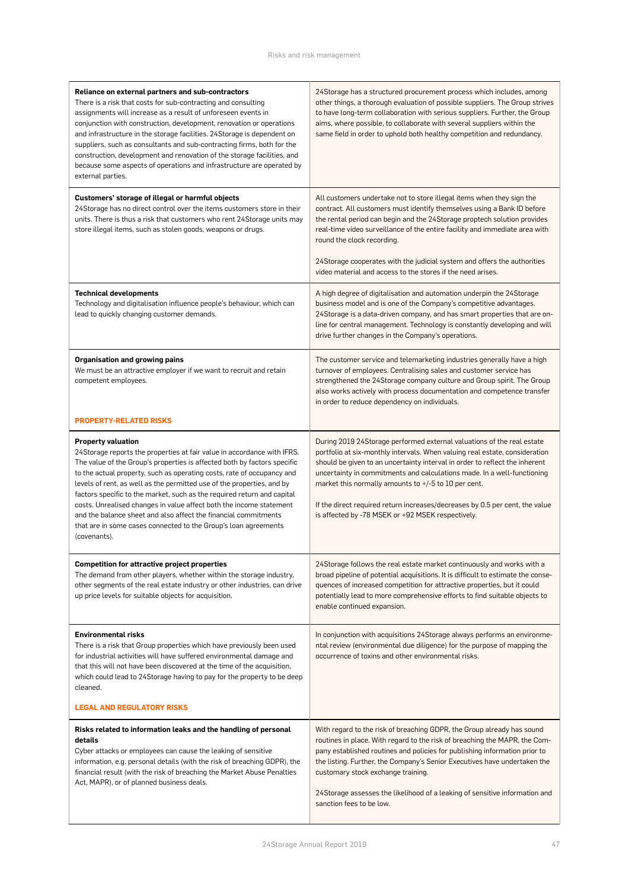| Risk | Management |
|---|---|
| **Reliance on external partners and sub-contractors**<br>There is a risk that costs for sub-contracting and consulting assignments will increase as a result of unforeseen events in conjunction with construction, development, renovation or operations and infrastructure in the storage facilities. 24Storage is dependent on suppliers, such as consultants and sub-contracting firms, both for the construction, development and renovation of the storage facilities, and because some aspects of operations and infrastructure are operated by external parties. | 24Storage has a structured procurement process which includes, among other things, a thorough evaluation of possible suppliers. The Group strives to have long-term collaboration with serious suppliers. Further, the Group aims, where possible, to collaborate with several suppliers within the same field in order to uphold both healthy competition and redundancy. |
| **Customers' storage of illegal or harmful objects**<br>24Storage has no direct control over the items customers store in their units. There is thus a risk that customers who rent 24Storage units may store illegal items, such as stolen goods, weapons or drugs. | All customers undertake not to store illegal items when they sign the contract. All customers must identify themselves using a Bank ID before the rental period can begin and the 24Storage proptech solution provides real-time video surveillance of the entire facility and immediate area with round the clock recording.<br><br>24Storage cooperates with the judicial system and offers the authorities video material and access to the stores if the need arises. |
| **Technical developments**<br>Technology and digitalisation influence people's behaviour, which can lead to quickly changing customer demands. | A high degree of digitalisation and automation underpin the 24Storage business model and is one of the Company's competitive advantages. 24Storage is a data-driven company, and has smart properties that are on-line for central management. Technology is constantly developing and will drive further changes in the Company's operations. |
| **Organisation and growing pains**<br>We must be an attractive employer if we want to recruit and retain competent employees. | The customer service and telemarketing industries generally have a high turnover of employees. Centralising sales and customer service has strengthened the 24Storage company culture and Group spirit. The Group also works actively with process documentation and competence transfer in order to reduce dependency on individuals. |
| **PROPERTY-RELATED RISKS** | |
| **Property valuation**<br>24Storage reports the properties at fair value in accordance with IFRS. The value of the Group's properties is affected both by factors specific to the actual property, such as operating costs, rate of occupancy and levels of rent, as well as the permitted use of the properties, and by factors specific to the market, such as the required return and capital costs. Unrealised changes in value affect both the income statement and the balance sheet and also affect the financial commitments that are in some cases connected to the Group's loan agreements (covenants). | During 2019 24Storage performed external valuations of the real estate portfolio at six-monthly intervals. When valuing real estate, consideration should be given to an uncertainty interval in order to reflect the inherent uncertainty in commitments and calculations made. In a well-functioning market this normally amounts to +/-5 to 10 per cent.<br><br>If the direct required return increases/decreases by 0.5 per cent, the value is affected by -78 MSEK or +92 MSEK respectively. |
| **Competition for attractive project properties**<br>The demand from other players, whether within the storage industry, other segments of the real estate industry or other industries, can drive up price levels for suitable objects for acquisition. | 24Storage follows the real estate market continuously and works with a broad pipeline of potential acquisitions. It is difficult to estimate the consequences of increased competition for attractive properties, but it could potentially lead to more comprehensive efforts to find suitable objects to enable continued expansion. |
| **Environmental risks**<br>There is a risk that Group properties which have previously been used for industrial activities will have suffered environmental damage and that this will not have been discovered at the time of the acquisition, which could lead to 24Storage having to pay for the property to be deep cleaned. | In conjunction with acquisitions 24Storage always performs an environmental review (environmental due diligence) for the purpose of mapping the occurrence of toxins and other environmental risks. |
| **LEGAL AND REGULATORY RISKS** | |
| **Risks related to information leaks and the handling of personal details**<br>Cyber attacks or employees can cause the leaking of sensitive information, e.g. personal details (with the risk of breaching GDPR), the financial result (with the risk of breaching the Market Abuse Penalties Act, MAPR), or of planned business deals. | With regard to the risk of breaching GDPR, the Group already has sound routines in place. With regard to the risk of breaching the MAPR, the Company has established routines and policies for publishing information prior to the listing. Further, the Company's Senior Executives have undertaken the customary stock exchange training.<br><br>24Storage assesses the likelihood of a leaking of sensitive information and sanction fees to be low. |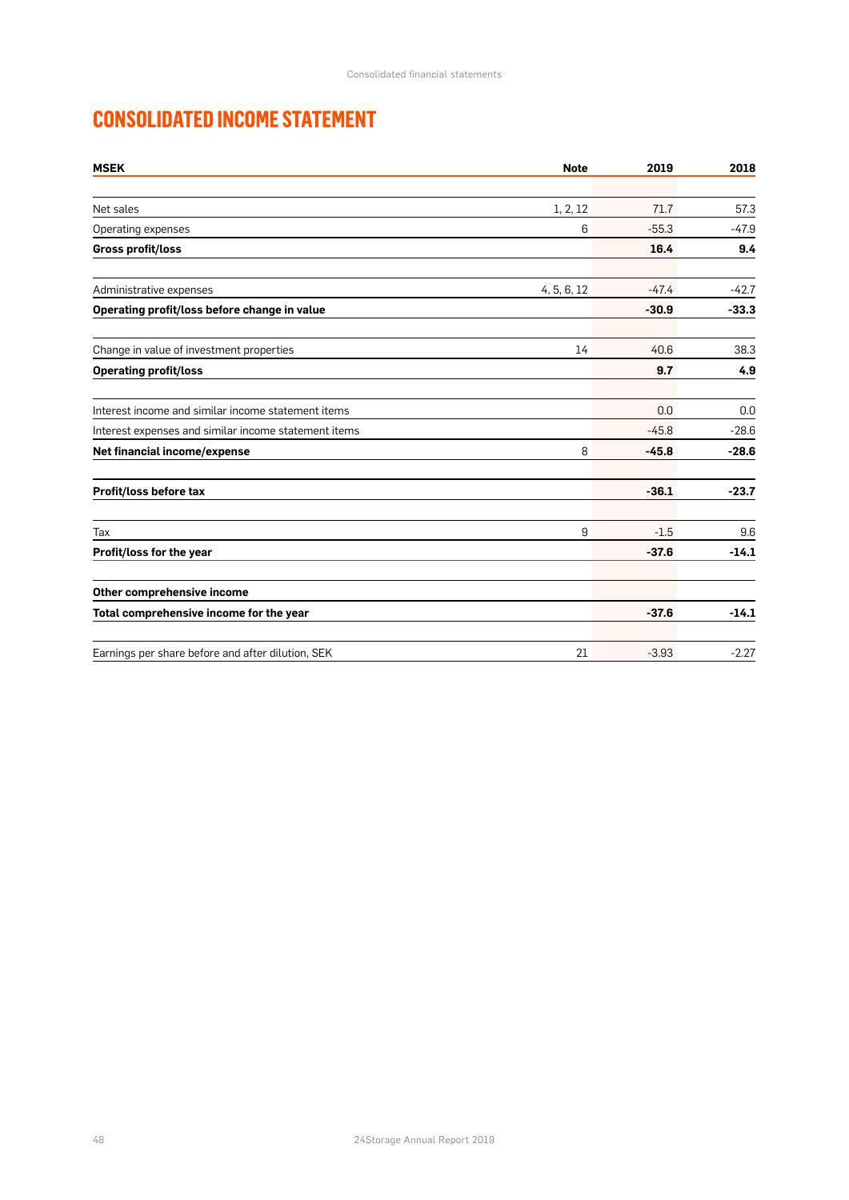# CONSOLIDATED INCOME STATEMENT

| MSEK | Note | 2019 | 2018 |
|---|---|---|---|
| Net sales | 1, 2, 12 | 71.7 | 57.3 |
| Operating expenses | 6 | -55.3 | -47.9 |
| **Gross profit/loss** | | **16.4** | **9.4** |
| Administrative expenses | 4, 5, 6, 12 | -47.4 | -42.7 |
| **Operating profit/loss before change in value** | | **-30.9** | **-33.3** |
| Change in value of investment properties | 14 | 40.6 | 38.3 |
| **Operating profit/loss** | | **9.7** | **4.9** |
| Interest income and similar income statement items | | 0.0 | 0.0 |
| Interest expenses and similar income statement items | | -45.8 | -28.6 |
| **Net financial income/expense** | 8 | **-45.8** | **-28.6** |
| **Profit/loss before tax** | | **-36.1** | **-23.7** |
| Tax | 9 | -1.5 | 9.6 |
| **Profit/loss for the year** | | **-37.6** | **-14.1** |
| **Other comprehensive income** | | | |
| **Total comprehensive income for the year** | | **-37.6** | **-14.1** |
| Earnings per share before and after dilution, SEK | 21 | -3.93 | -2.27 |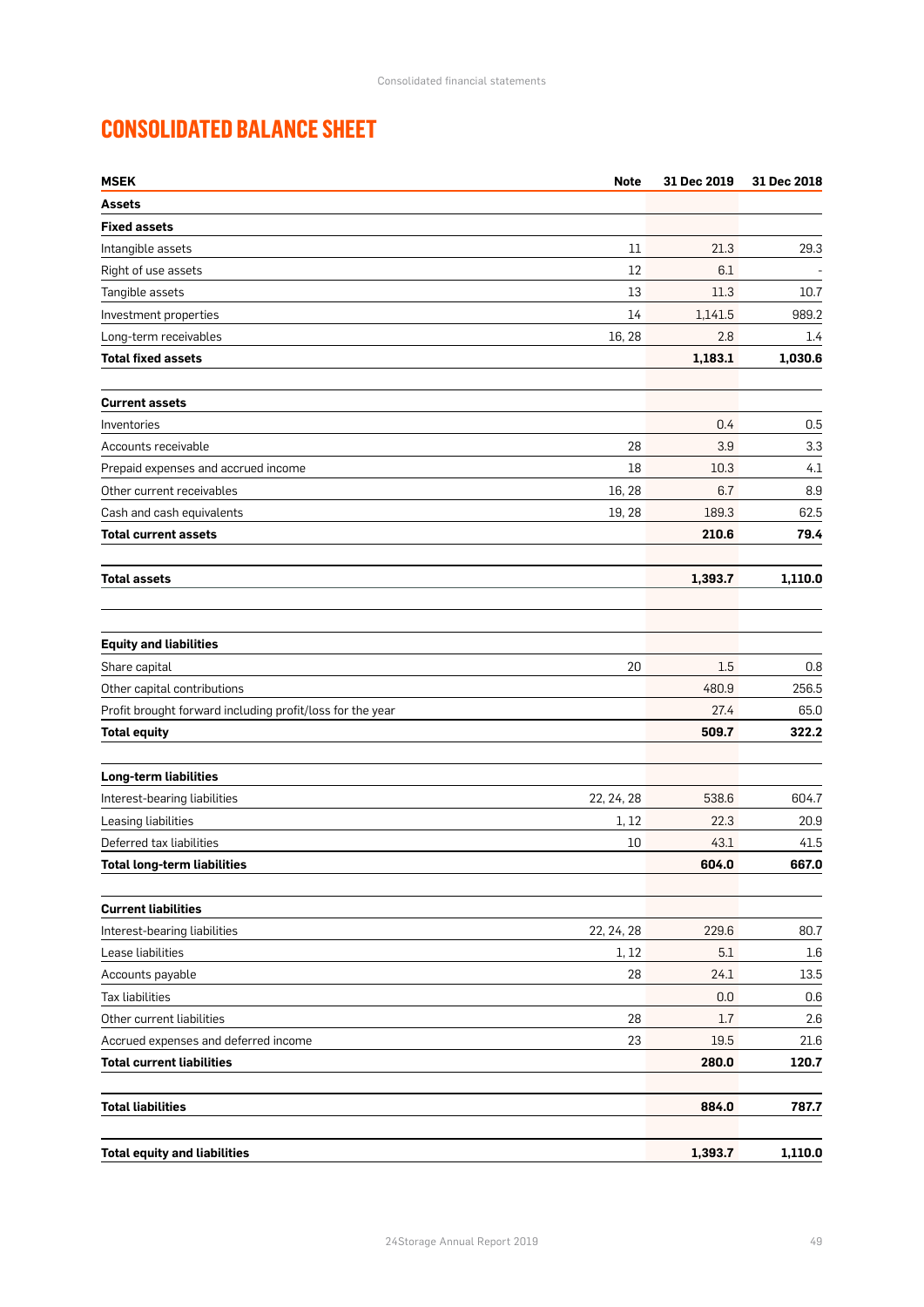# CONSOLIDATED BALANCE SHEET

| MSEK | Note | 31 Dec 2019 | 31 Dec 2018 |
|---|---|---|---|
| **Assets** | | | |
| **Fixed assets** | | | |
| Intangible assets | 11 | 21.3 | 29.3 |
| Right of use assets | 12 | 6.1 | - |
| Tangible assets | 13 | 11.3 | 10.7 |
| Investment properties | 14 | 1,141.5 | 989.2 |
| Long-term receivables | 16, 28 | 2.8 | 1.4 |
| **Total fixed assets** | | **1,183.1** | **1,030.6** |
| | | | |
| **Current assets** | | | |
| Inventories | | 0.4 | 0.5 |
| Accounts receivable | 28 | 3.9 | 3.3 |
| Prepaid expenses and accrued income | 18 | 10.3 | 4.1 |
| Other current receivables | 16, 28 | 6.7 | 8.9 |
| Cash and cash equivalents | 19, 28 | 189.3 | 62.5 |
| **Total current assets** | | **210.6** | **79.4** |
| | | | |
| **Total assets** | | **1,393.7** | **1,110.0** |
| | | | |
| **Equity and liabilities** | | | |
| Share capital | 20 | 1.5 | 0.8 |
| Other capital contributions | | 480.9 | 256.5 |
| Profit brought forward including profit/loss for the year | | 27.4 | 65.0 |
| **Total equity** | | **509.7** | **322.2** |
| | | | |
| **Long-term liabilities** | | | |
| Interest-bearing liabilities | 22, 24, 28 | 538.6 | 604.7 |
| Leasing liabilities | 1, 12 | 22.3 | 20.9 |
| Deferred tax liabilities | 10 | 43.1 | 41.5 |
| **Total long-term liabilities** | | **604.0** | **667.0** |
| | | | |
| **Current liabilities** | | | |
| Interest-bearing liabilities | 22, 24, 28 | 229.6 | 80.7 |
| Lease liabilities | 1, 12 | 5.1 | 1.6 |
| Accounts payable | 28 | 24.1 | 13.5 |
| Tax liabilities | | 0.0 | 0.6 |
| Other current liabilities | 28 | 1.7 | 2.6 |
| Accrued expenses and deferred income | 23 | 19.5 | 21.6 |
| **Total current liabilities** | | **280.0** | **120.7** |
| | | | |
| **Total liabilities** | | **884.0** | **787.7** |
| | | | |
| **Total equity and liabilities** | | **1,393.7** | **1,110.0** |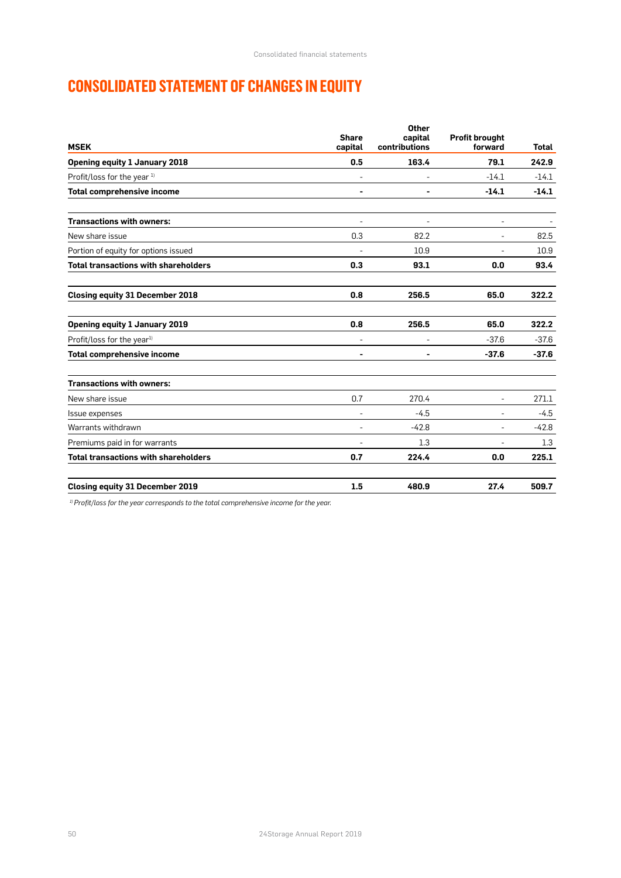# CONSOLIDATED STATEMENT OF CHANGES IN EQUITY

| MSEK | Share capital | Other capital contributions | Profit brought forward | Total |
|---|---|---|---|---|
| **Opening equity 1 January 2018** | **0.5** | **163.4** | **79.1** | **242.9** |
| Profit/loss for the year [1] | - | - | -14.1 | -14.1 |
| **Total comprehensive income** | **-** | **-** | **-14.1** | **-14.1** |
| | | | | |
| **Transactions with owners:** | - | - | - | - |
| New share issue | 0.3 | 82.2 | - | 82.5 |
| Portion of equity for options issued | - | 10.9 | - | 10.9 |
| **Total transactions with shareholders** | **0.3** | **93.1** | **0.0** | **93.4** |
| | | | | |
| **Closing equity 31 December 2018** | **0.8** | **256.5** | **65.0** | **322.2** |
| | | | | |
| **Opening equity 1 January 2019** | **0.8** | **256.5** | **65.0** | **322.2** |
| Profit/loss for the year [1] | - | - | -37.6 | -37.6 |
| **Total comprehensive income** | **-** | **-** | **-37.6** | **-37.6** |
| | | | | |
| **Transactions with owners:** | | | | |
| New share issue | 0.7 | 270.4 | - | 271.1 |
| Issue expenses | - | -4.5 | - | -4.5 |
| Warrants withdrawn | - | -42.8 | - | -42.8 |
| Premiums paid in for warrants | - | 1.3 | - | 1.3 |
| **Total transactions with shareholders** | **0.7** | **224.4** | **0.0** | **225.1** |
| | | | | |
| **Closing equity 31 December 2019** | **1.5** | **480.9** | **27.4** | **509.7** |

*[1] Profit/loss for the year corresponds to the total comprehensive income for the year.*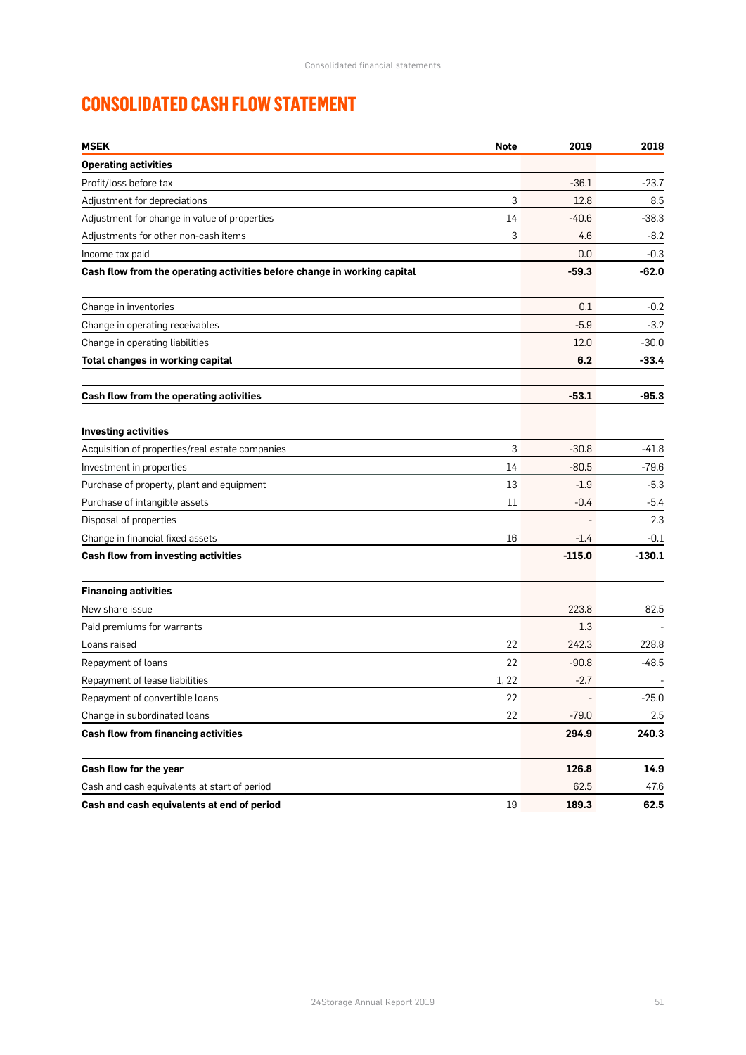# CONSOLIDATED CASH FLOW STATEMENT

| MSEK | Note | 2019 | 2018 |
|---|---|---|---|
| **Operating activities** | | | |
| Profit/loss before tax | | -36.1 | -23.7 |
| Adjustment for depreciations | 3 | 12.8 | 8.5 |
| Adjustment for change in value of properties | 14 | -40.6 | -38.3 |
| Adjustments for other non-cash items | 3 | 4.6 | -8.2 |
| Income tax paid | | 0.0 | -0.3 |
| **Cash flow from the operating activities before change in working capital** | | **-59.3** | **-62.0** |
| | | | |
| Change in inventories | | 0.1 | -0.2 |
| Change in operating receivables | | -5.9 | -3.2 |
| Change in operating liabilities | | 12.0 | -30.0 |
| **Total changes in working capital** | | **6.2** | **-33.4** |
| | | | |
| **Cash flow from the operating activities** | | **-53.1** | **-95.3** |
| | | | |
| **Investing activities** | | | |
| Acquisition of properties/real estate companies | 3 | -30.8 | -41.8 |
| Investment in properties | 14 | -80.5 | -79.6 |
| Purchase of property, plant and equipment | 13 | -1.9 | -5.3 |
| Purchase of intangible assets | 11 | -0.4 | -5.4 |
| Disposal of properties | | - | 2.3 |
| Change in financial fixed assets | 16 | -1.4 | -0.1 |
| **Cash flow from investing activities** | | **-115.0** | **-130.1** |
| | | | |
| **Financing activities** | | | |
| New share issue | | 223.8 | 82.5 |
| Paid premiums for warrants | | 1.3 | - |
| Loans raised | 22 | 242.3 | 228.8 |
| Repayment of loans | 22 | -90.8 | -48.5 |
| Repayment of lease liabilities | 1, 22 | -2.7 | - |
| Repayment of convertible loans | 22 | - | -25.0 |
| Change in subordinated loans | 22 | -79.0 | 2.5 |
| **Cash flow from financing activities** | | **294.9** | **240.3** |
| | | | |
| **Cash flow for the year** | | **126.8** | **14.9** |
| Cash and cash equivalents at start of period | | 62.5 | 47.6 |
| **Cash and cash equivalents at end of period** | 19 | **189.3** | **62.5** |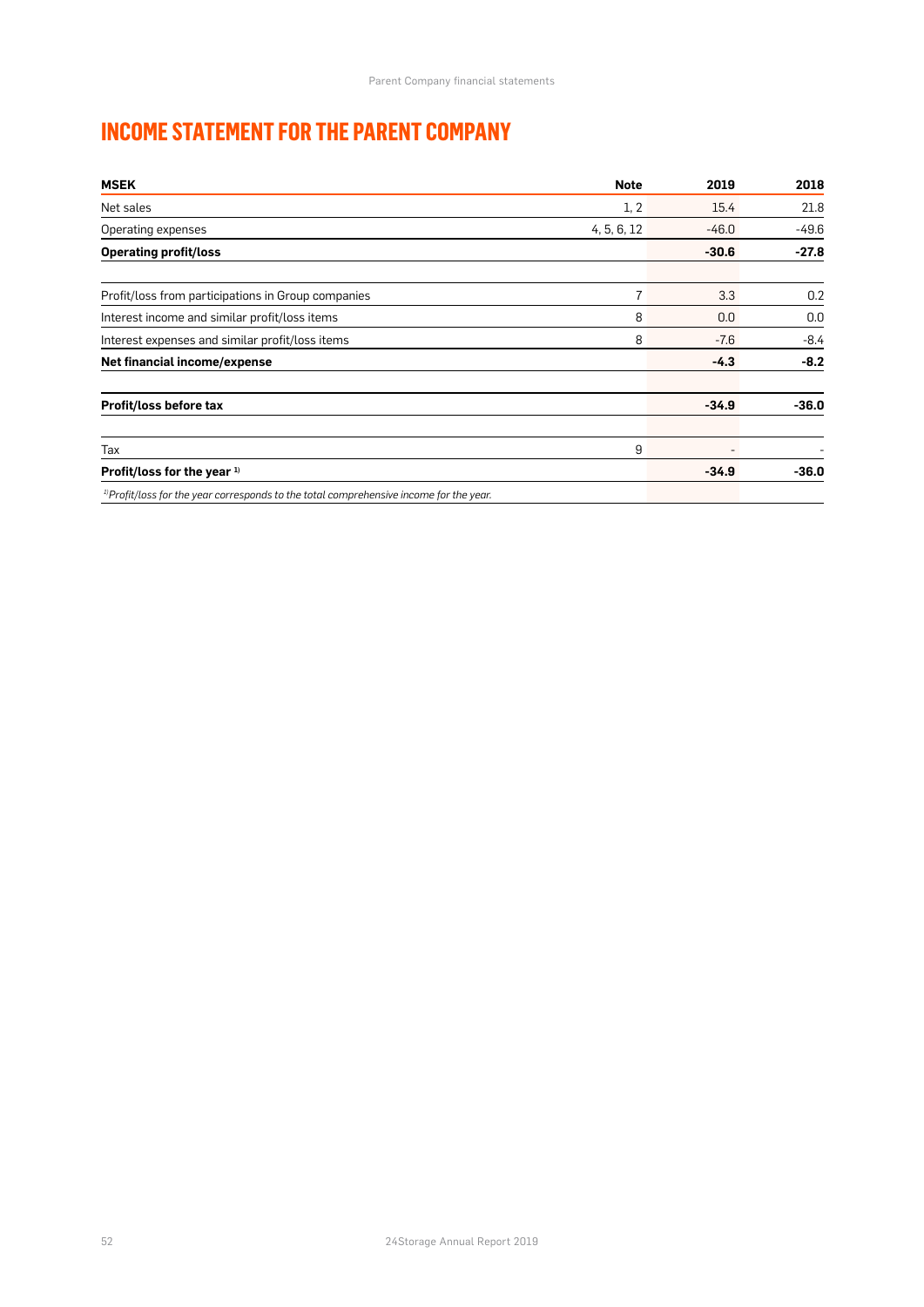# INCOME STATEMENT FOR THE PARENT COMPANY

| MSEK | Note | 2019 | 2018 |
|---|---|---|---|
| Net sales | 1, 2 | 15.4 | 21.8 |
| Operating expenses | 4, 5, 6, 12 | -46.0 | -49.6 |
| **Operating profit/loss** | | **-30.6** | **-27.8** |
| | | | |
| Profit/loss from participations in Group companies | 7 | 3.3 | 0.2 |
| Interest income and similar profit/loss items | 8 | 0.0 | 0.0 |
| Interest expenses and similar profit/loss items | 8 | -7.6 | -8.4 |
| **Net financial income/expense** | | **-4.3** | **-8.2** |
| | | | |
| **Profit/loss before tax** | | **-34.9** | **-36.0** |
| | | | |
| Tax | 9 | - | - |
| **Profit/loss for the year [1]** | | **-34.9** | **-36.0** |

*[1] Profit/loss for the year corresponds to the total comprehensive income for the year.*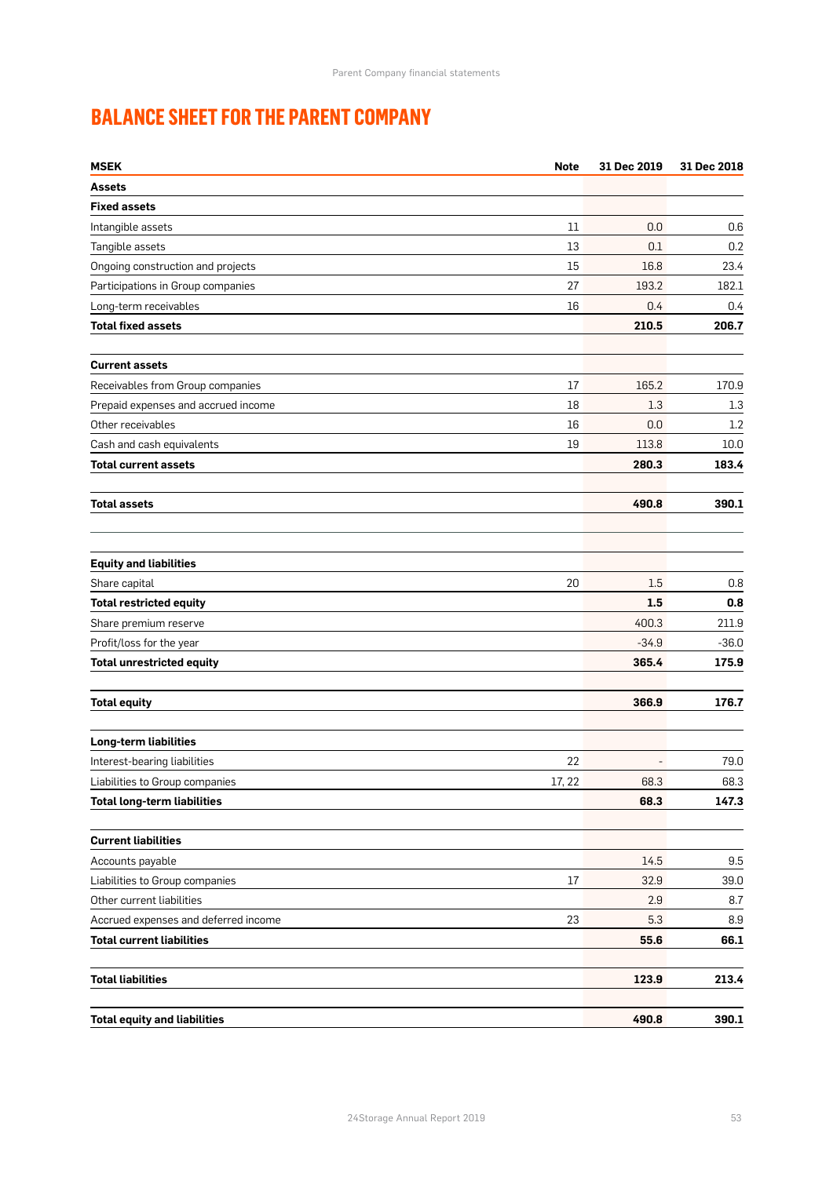# BALANCE SHEET FOR THE PARENT COMPANY

| MSEK | Note | 31 Dec 2019 | 31 Dec 2018 |
|---|---|---|---|
| **Assets** | | | |
| **Fixed assets** | | | |
| Intangible assets | 11 | 0.0 | 0.6 |
| Tangible assets | 13 | 0.1 | 0.2 |
| Ongoing construction and projects | 15 | 16.8 | 23.4 |
| Participations in Group companies | 27 | 193.2 | 182.1 |
| Long-term receivables | 16 | 0.4 | 0.4 |
| **Total fixed assets** | | **210.5** | **206.7** |
| **Current assets** | | | |
| Receivables from Group companies | 17 | 165.2 | 170.9 |
| Prepaid expenses and accrued income | 18 | 1.3 | 1.3 |
| Other receivables | 16 | 0.0 | 1.2 |
| Cash and cash equivalents | 19 | 113.8 | 10.0 |
| **Total current assets** | | **280.3** | **183.4** |
| **Total assets** | | **490.8** | **390.1** |
| **Equity and liabilities** | | | |
| Share capital | 20 | 1.5 | 0.8 |
| **Total restricted equity** | | **1.5** | **0.8** |
| Share premium reserve | | 400.3 | 211.9 |
| Profit/loss for the year | | -34.9 | -36.0 |
| **Total unrestricted equity** | | **365.4** | **175.9** |
| **Total equity** | | **366.9** | **176.7** |
| **Long-term liabilities** | | | |
| Interest-bearing liabilities | 22 | - | 79.0 |
| Liabilities to Group companies | 17, 22 | 68.3 | 68.3 |
| **Total long-term liabilities** | | **68.3** | **147.3** |
| **Current liabilities** | | | |
| Accounts payable | | 14.5 | 9.5 |
| Liabilities to Group companies | 17 | 32.9 | 39.0 |
| Other current liabilities | | 2.9 | 8.7 |
| Accrued expenses and deferred income | 23 | 5.3 | 8.9 |
| **Total current liabilities** | | **55.6** | **66.1** |
| **Total liabilities** | | **123.9** | **213.4** |
| **Total equity and liabilities** | | **490.8** | **390.1** |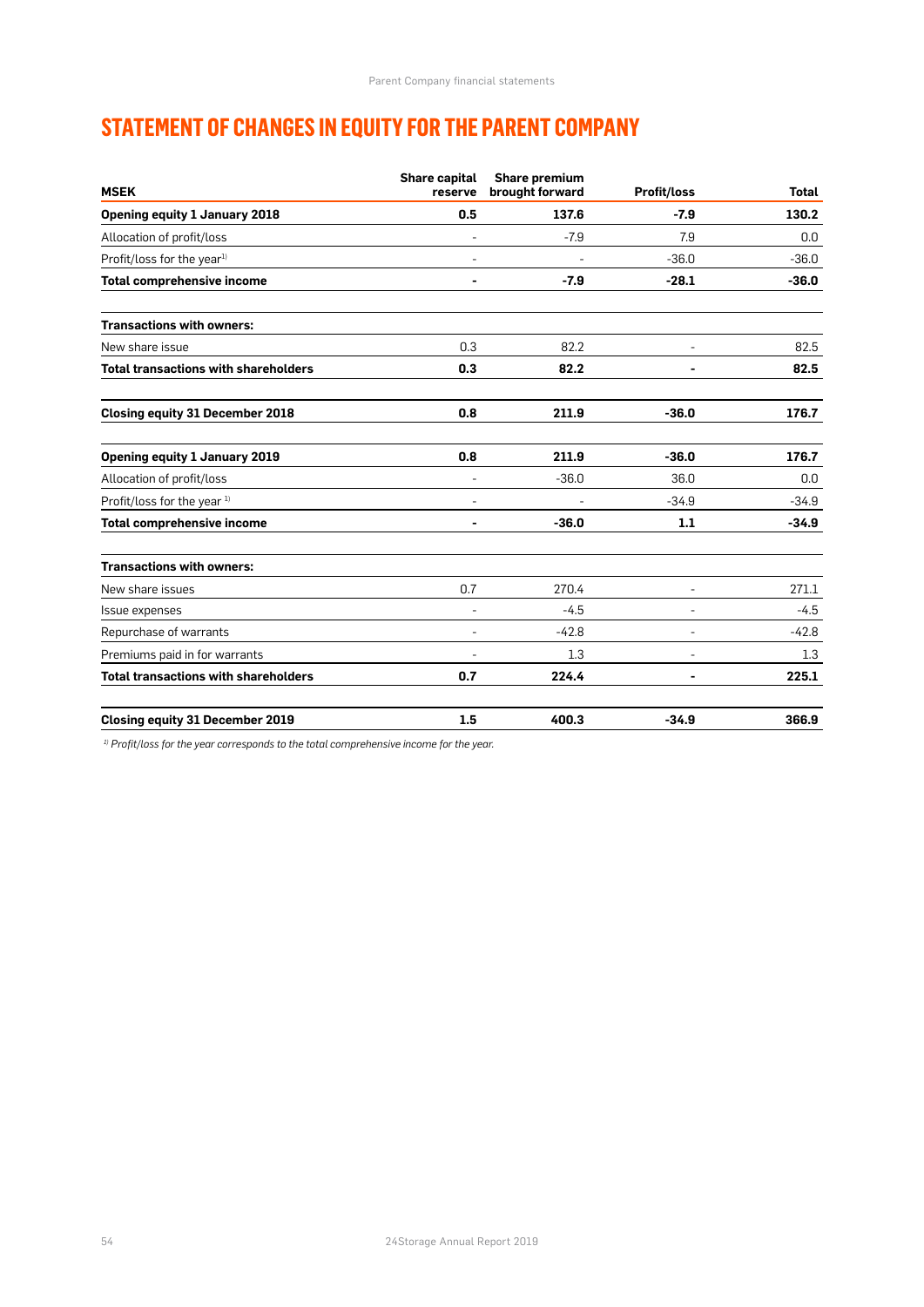# STATEMENT OF CHANGES IN EQUITY FOR THE PARENT COMPANY

| MSEK | Share capital reserve | Share premium brought forward | Profit/loss | Total |
|---|---|---|---|---|
| **Opening equity 1 January 2018** | **0.5** | **137.6** | **-7.9** | **130.2** |
| Allocation of profit/loss | - | -7.9 | 7.9 | 0.0 |
| Profit/loss for the year[1] | - | - | -36.0 | -36.0 |
| **Total comprehensive income** | **-** | **-7.9** | **-28.1** | **-36.0** |
| | | | | |
| **Transactions with owners:** | | | | |
| New share issue | 0.3 | 82.2 | - | 82.5 |
| **Total transactions with shareholders** | **0.3** | **82.2** | **-** | **82.5** |
| | | | | |
| **Closing equity 31 December 2018** | **0.8** | **211.9** | **-36.0** | **176.7** |
| | | | | |
| **Opening equity 1 January 2019** | **0.8** | **211.9** | **-36.0** | **176.7** |
| Allocation of profit/loss | - | -36.0 | 36.0 | 0.0 |
| Profit/loss for the year [1] | - | - | -34.9 | -34.9 |
| **Total comprehensive income** | **-** | **-36.0** | **1.1** | **-34.9** |
| | | | | |
| **Transactions with owners:** | | | | |
| New share issues | 0.7 | 270.4 | - | 271.1 |
| Issue expenses | - | -4.5 | - | -4.5 |
| Repurchase of warrants | - | -42.8 | - | -42.8 |
| Premiums paid in for warrants | - | 1.3 | - | 1.3 |
| **Total transactions with shareholders** | **0.7** | **224.4** | **-** | **225.1** |
| | | | | |
| **Closing equity 31 December 2019** | **1.5** | **400.3** | **-34.9** | **366.9** |

*[1] Profit/loss for the year corresponds to the total comprehensive income for the year.*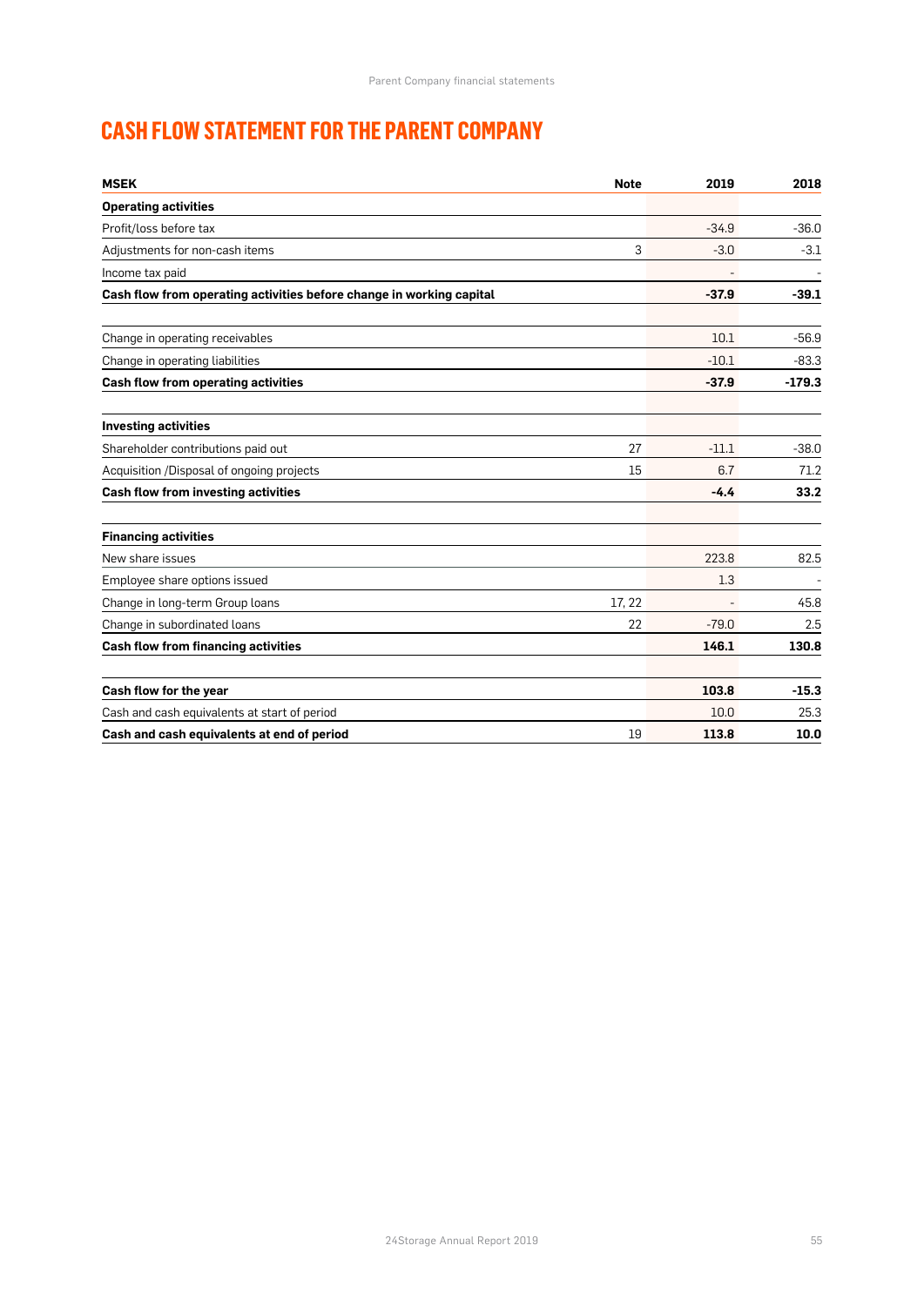# CASH FLOW STATEMENT FOR THE PARENT COMPANY

| MSEK | Note | 2019 | 2018 |
|---|---|---|---|
| **Operating activities** | | | |
| Profit/loss before tax | | -34.9 | -36.0 |
| Adjustments for non-cash items | 3 | -3.0 | -3.1 |
| Income tax paid | | - | - |
| **Cash flow from operating activities before change in working capital** | | **-37.9** | **-39.1** |
| | | | |
| Change in operating receivables | | 10.1 | -56.9 |
| Change in operating liabilities | | -10.1 | -83.3 |
| **Cash flow from operating activities** | | **-37.9** | **-179.3** |
| | | | |
| **Investing activities** | | | |
| Shareholder contributions paid out | 27 | -11.1 | -38.0 |
| Acquisition /Disposal of ongoing projects | 15 | 6.7 | 71.2 |
| **Cash flow from investing activities** | | **-4.4** | **33.2** |
| | | | |
| **Financing activities** | | | |
| New share issues | | 223.8 | 82.5 |
| Employee share options issued | | 1.3 | - |
| Change in long-term Group loans | 17, 22 | - | 45.8 |
| Change in subordinated loans | 22 | -79.0 | 2.5 |
| **Cash flow from financing activities** | | **146.1** | **130.8** |
| | | | |
| **Cash flow for the year** | | **103.8** | **-15.3** |
| Cash and cash equivalents at start of period | | 10.0 | 25.3 |
| **Cash and cash equivalents at end of period** | 19 | **113.8** | **10.0** |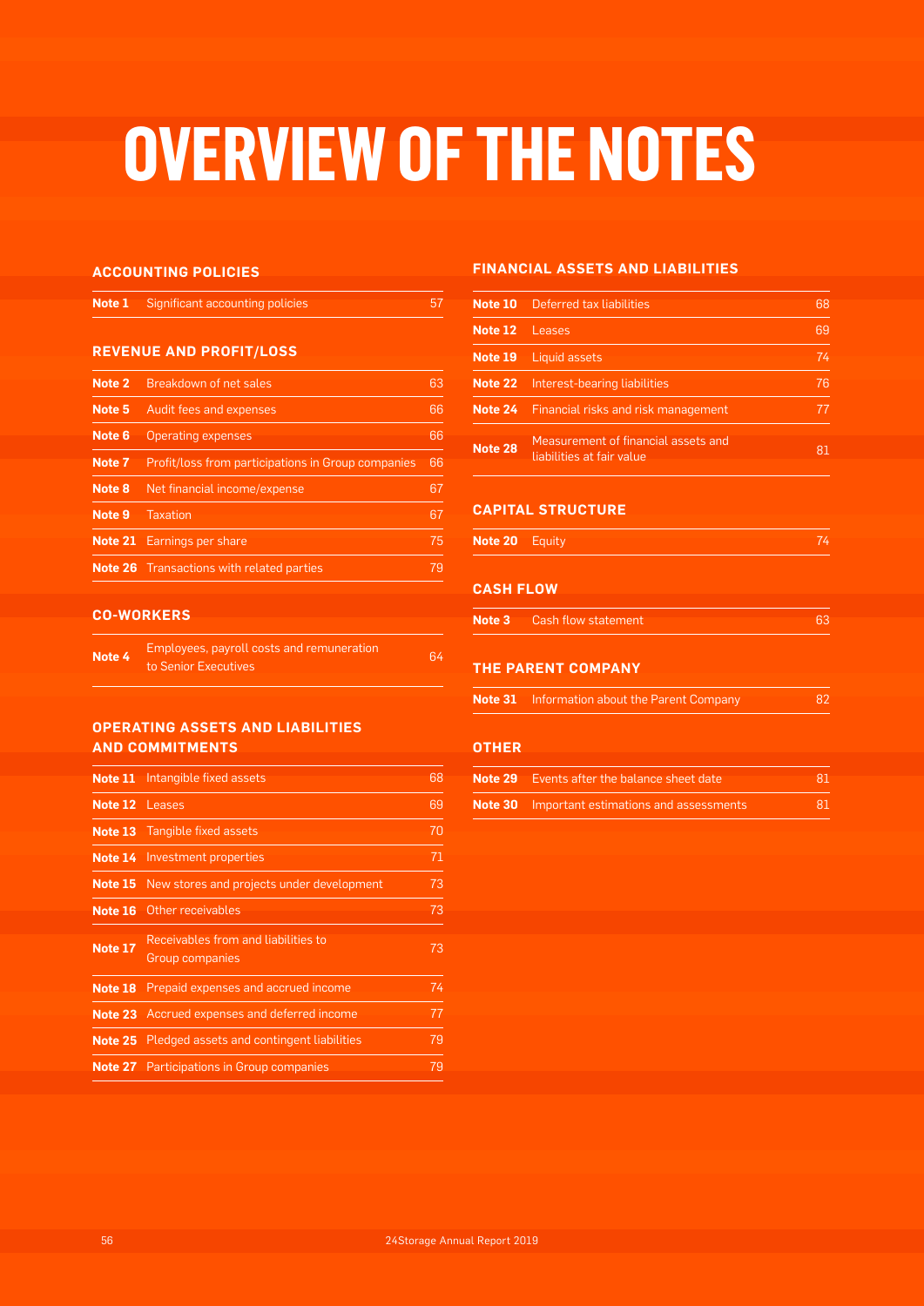# OVERVIEW OF THE NOTES

## ACCOUNTING POLICIES

| | | |
|---|---|---|
| **Note 1** | Significant accounting policies | 57 |

## REVENUE AND PROFIT/LOSS

| | | |
|---|---|---|
| **Note 2** | Breakdown of net sales | 63 |
| **Note 5** | Audit fees and expenses | 66 |
| **Note 6** | Operating expenses | 66 |
| **Note 7** | Profit/loss from participations in Group companies | 66 |
| **Note 8** | Net financial income/expense | 67 |
| **Note 9** | Taxation | 67 |
| **Note 21** | Earnings per share | 75 |
| **Note 26** | Transactions with related parties | 79 |

## CO-WORKERS

| | | |
|---|---|---|
| **Note 4** | Employees, payroll costs and remuneration to Senior Executives | 64 |

## OPERATING ASSETS AND LIABILITIES AND COMMITMENTS

| | | |
|---|---|---|
| **Note 11** | Intangible fixed assets | 68 |
| **Note 12** | Leases | 69 |
| **Note 13** | Tangible fixed assets | 70 |
| **Note 14** | Investment properties | 71 |
| **Note 15** | New stores and projects under development | 73 |
| **Note 16** | Other receivables | 73 |
| **Note 17** | Receivables from and liabilities to Group companies | 73 |
| **Note 18** | Prepaid expenses and accrued income | 74 |
| **Note 23** | Accrued expenses and deferred income | 77 |
| **Note 25** | Pledged assets and contingent liabilities | 79 |
| **Note 27** | Participations in Group companies | 79 |

## FINANCIAL ASSETS AND LIABILITIES

| | | |
|---|---|---|
| **Note 10** | Deferred tax liabilities | 68 |
| **Note 12** | Leases | 69 |
| **Note 19** | Liquid assets | 74 |
| **Note 22** | Interest-bearing liabilities | 76 |
| **Note 24** | Financial risks and risk management | 77 |
| **Note 28** | Measurement of financial assets and liabilities at fair value | 81 |

## CAPITAL STRUCTURE

| | | |
|---|---|---|
| **Note 20** | Equity | 74 |

## CASH FLOW

| | | |
|---|---|---|
| **Note 3** | Cash flow statement | 63 |

## THE PARENT COMPANY

| | | |
|---|---|---|
| **Note 31** | Information about the Parent Company | 82 |

## OTHER

| | | |
|---|---|---|
| **Note 29** | Events after the balance sheet date | 81 |
| **Note 30** | Important estimations and assessments | 81 |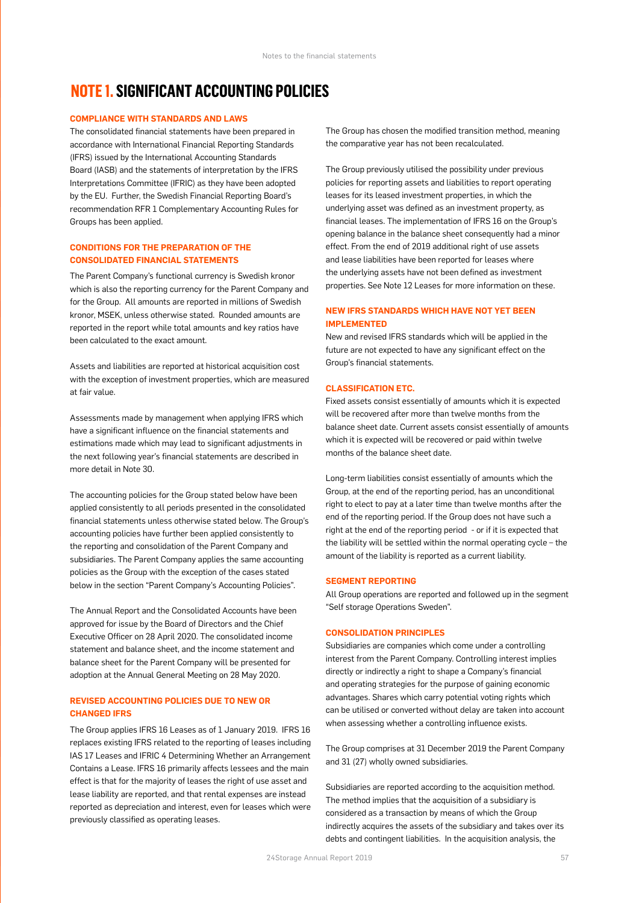# NOTE 1. SIGNIFICANT ACCOUNTING POLICIES

### COMPLIANCE WITH STANDARDS AND LAWS

The consolidated financial statements have been prepared in accordance with International Financial Reporting Standards (IFRS) issued by the International Accounting Standards Board (IASB) and the statements of interpretation by the IFRS Interpretations Committee (IFRIC) as they have been adopted by the EU. Further, the Swedish Financial Reporting Board's recommendation RFR 1 Complementary Accounting Rules for Groups has been applied.

### CONDITIONS FOR THE PREPARATION OF THE CONSOLIDATED FINANCIAL STATEMENTS

The Parent Company's functional currency is Swedish kronor which is also the reporting currency for the Parent Company and for the Group. All amounts are reported in millions of Swedish kronor, MSEK, unless otherwise stated. Rounded amounts are reported in the report while total amounts and key ratios have been calculated to the exact amount.

Assets and liabilities are reported at historical acquisition cost with the exception of investment properties, which are measured at fair value.

Assessments made by management when applying IFRS which have a significant influence on the financial statements and estimations made which may lead to significant adjustments in the next following year's financial statements are described in more detail in Note 30.

The accounting policies for the Group stated below have been applied consistently to all periods presented in the consolidated financial statements unless otherwise stated below. The Group's accounting policies have further been applied consistently to the reporting and consolidation of the Parent Company and subsidiaries. The Parent Company applies the same accounting policies as the Group with the exception of the cases stated below in the section "Parent Company's Accounting Policies".

The Annual Report and the Consolidated Accounts have been approved for issue by the Board of Directors and the Chief Executive Officer on 28 April 2020. The consolidated income statement and balance sheet, and the income statement and balance sheet for the Parent Company will be presented for adoption at the Annual General Meeting on 28 May 2020.

### REVISED ACCOUNTING POLICIES DUE TO NEW OR CHANGED IFRS

The Group applies IFRS 16 Leases as of 1 January 2019. IFRS 16 replaces existing IFRS related to the reporting of leases including IAS 17 Leases and IFRIC 4 Determining Whether an Arrangement Contains a Lease. IFRS 16 primarily affects lessees and the main effect is that for the majority of leases the right of use asset and lease liability are reported, and that rental expenses are instead reported as depreciation and interest, even for leases which were previously classified as operating leases.

The Group has chosen the modified transition method, meaning the comparative year has not been recalculated.

The Group previously utilised the possibility under previous policies for reporting assets and liabilities to report operating leases for its leased investment properties, in which the underlying asset was defined as an investment property, as financial leases. The implementation of IFRS 16 on the Group's opening balance in the balance sheet consequently had a minor effect. From the end of 2019 additional right of use assets and lease liabilities have been reported for leases where the underlying assets have not been defined as investment properties. See Note 12 Leases for more information on these.

### NEW IFRS STANDARDS WHICH HAVE NOT YET BEEN IMPLEMENTED

New and revised IFRS standards which will be applied in the future are not expected to have any significant effect on the Group's financial statements.

### CLASSIFICATION ETC.

Fixed assets consist essentially of amounts which it is expected will be recovered after more than twelve months from the balance sheet date. Current assets consist essentially of amounts which it is expected will be recovered or paid within twelve months of the balance sheet date.

Long-term liabilities consist essentially of amounts which the Group, at the end of the reporting period, has an unconditional right to elect to pay at a later time than twelve months after the end of the reporting period. If the Group does not have such a right at the end of the reporting period - or if it is expected that the liability will be settled within the normal operating cycle – the amount of the liability is reported as a current liability.

### SEGMENT REPORTING

All Group operations are reported and followed up in the segment "Self storage Operations Sweden".

### CONSOLIDATION PRINCIPLES

Subsidiaries are companies which come under a controlling interest from the Parent Company. Controlling interest implies directly or indirectly a right to shape a Company's financial and operating strategies for the purpose of gaining economic advantages. Shares which carry potential voting rights which can be utilised or converted without delay are taken into account when assessing whether a controlling influence exists.

The Group comprises at 31 December 2019 the Parent Company and 31 (27) wholly owned subsidiaries.

Subsidiaries are reported according to the acquisition method. The method implies that the acquisition of a subsidiary is considered as a transaction by means of which the Group indirectly acquires the assets of the subsidiary and takes over its debts and contingent liabilities. In the acquisition analysis, the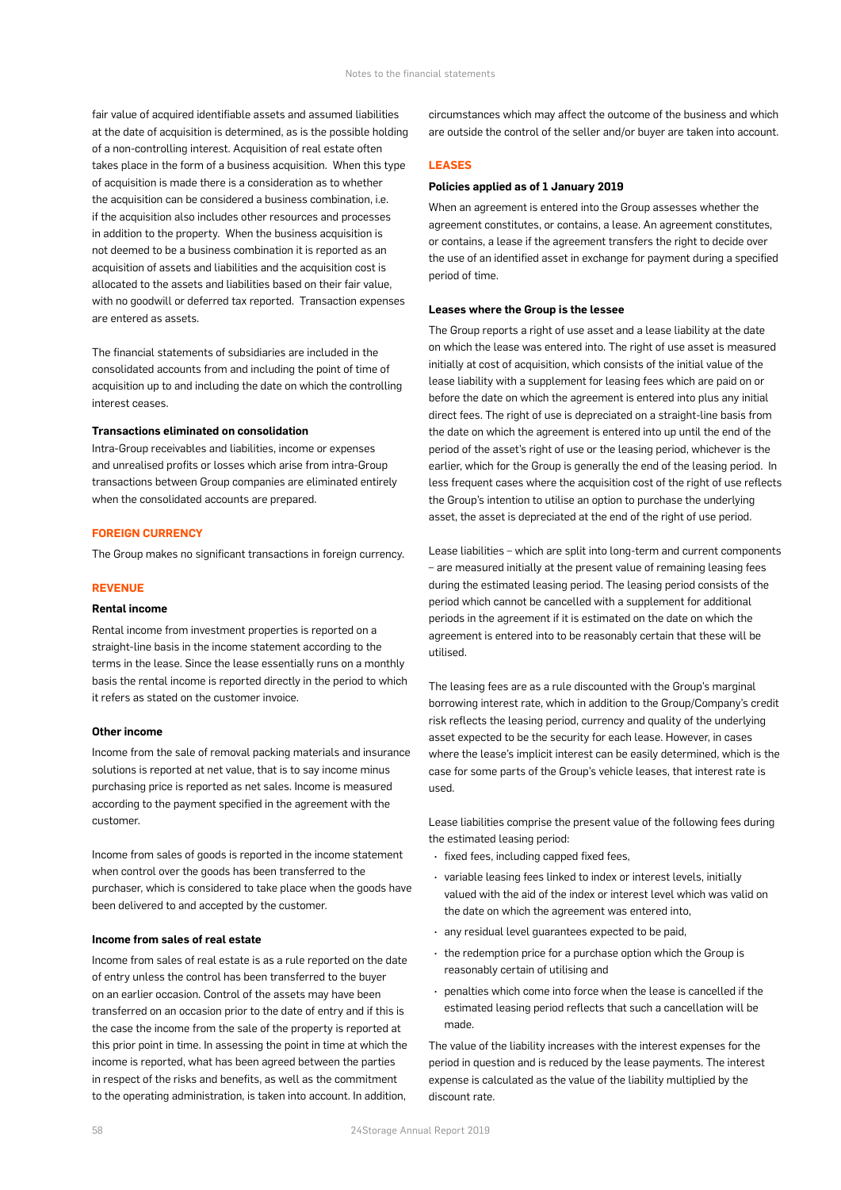fair value of acquired identifiable assets and assumed liabilities at the date of acquisition is determined, as is the possible holding of a non-controlling interest. Acquisition of real estate often takes place in the form of a business acquisition. When this type of acquisition is made there is a consideration as to whether the acquisition can be considered a business combination, i.e. if the acquisition also includes other resources and processes in addition to the property. When the business acquisition is not deemed to be a business combination it is reported as an acquisition of assets and liabilities and the acquisition cost is allocated to the assets and liabilities based on their fair value, with no goodwill or deferred tax reported. Transaction expenses are entered as assets.

The financial statements of subsidiaries are included in the consolidated accounts from and including the point of time of acquisition up to and including the date on which the controlling interest ceases.

#### Transactions eliminated on consolidation

Intra-Group receivables and liabilities, income or expenses and unrealised profits or losses which arise from intra-Group transactions between Group companies are eliminated entirely when the consolidated accounts are prepared.

### FOREIGN CURRENCY

The Group makes no significant transactions in foreign currency.

### REVENUE

#### Rental income

Rental income from investment properties is reported on a straight-line basis in the income statement according to the terms in the lease. Since the lease essentially runs on a monthly basis the rental income is reported directly in the period to which it refers as stated on the customer invoice.

#### Other income

Income from the sale of removal packing materials and insurance solutions is reported at net value, that is to say income minus purchasing price is reported as net sales. Income is measured according to the payment specified in the agreement with the customer.

Income from sales of goods is reported in the income statement when control over the goods has been transferred to the purchaser, which is considered to take place when the goods have been delivered to and accepted by the customer.

#### Income from sales of real estate

Income from sales of real estate is as a rule reported on the date of entry unless the control has been transferred to the buyer on an earlier occasion. Control of the assets may have been transferred on an occasion prior to the date of entry and if this is the case the income from the sale of the property is reported at this prior point in time. In assessing the point in time at which the income is reported, what has been agreed between the parties in respect of the risks and benefits, as well as the commitment to the operating administration, is taken into account. In addition, circumstances which may affect the outcome of the business and which are outside the control of the seller and/or buyer are taken into account.

### LEASES

#### Policies applied as of 1 January 2019

When an agreement is entered into the Group assesses whether the agreement constitutes, or contains, a lease. An agreement constitutes, or contains, a lease if the agreement transfers the right to decide over the use of an identified asset in exchange for payment during a specified period of time.

#### Leases where the Group is the lessee

The Group reports a right of use asset and a lease liability at the date on which the lease was entered into. The right of use asset is measured initially at cost of acquisition, which consists of the initial value of the lease liability with a supplement for leasing fees which are paid on or before the date on which the agreement is entered into plus any initial direct fees. The right of use is depreciated on a straight-line basis from the date on which the agreement is entered into up until the end of the period of the asset's right of use or the leasing period, whichever is the earlier, which for the Group is generally the end of the leasing period. In less frequent cases where the acquisition cost of the right of use reflects the Group's intention to utilise an option to purchase the underlying asset, the asset is depreciated at the end of the right of use period.

Lease liabilities – which are split into long-term and current components – are measured initially at the present value of remaining leasing fees during the estimated leasing period. The leasing period consists of the period which cannot be cancelled with a supplement for additional periods in the agreement if it is estimated on the date on which the agreement is entered into to be reasonably certain that these will be utilised.

The leasing fees are as a rule discounted with the Group's marginal borrowing interest rate, which in addition to the Group/Company's credit risk reflects the leasing period, currency and quality of the underlying asset expected to be the security for each lease. However, in cases where the lease's implicit interest can be easily determined, which is the case for some parts of the Group's vehicle leases, that interest rate is used.

Lease liabilities comprise the present value of the following fees during the estimated leasing period:

- fixed fees, including capped fixed fees,
- variable leasing fees linked to index or interest levels, initially valued with the aid of the index or interest level which was valid on the date on which the agreement was entered into,
- any residual level guarantees expected to be paid,
- the redemption price for a purchase option which the Group is reasonably certain of utilising and
- penalties which come into force when the lease is cancelled if the estimated leasing period reflects that such a cancellation will be made.

The value of the liability increases with the interest expenses for the period in question and is reduced by the lease payments. The interest expense is calculated as the value of the liability multiplied by the discount rate.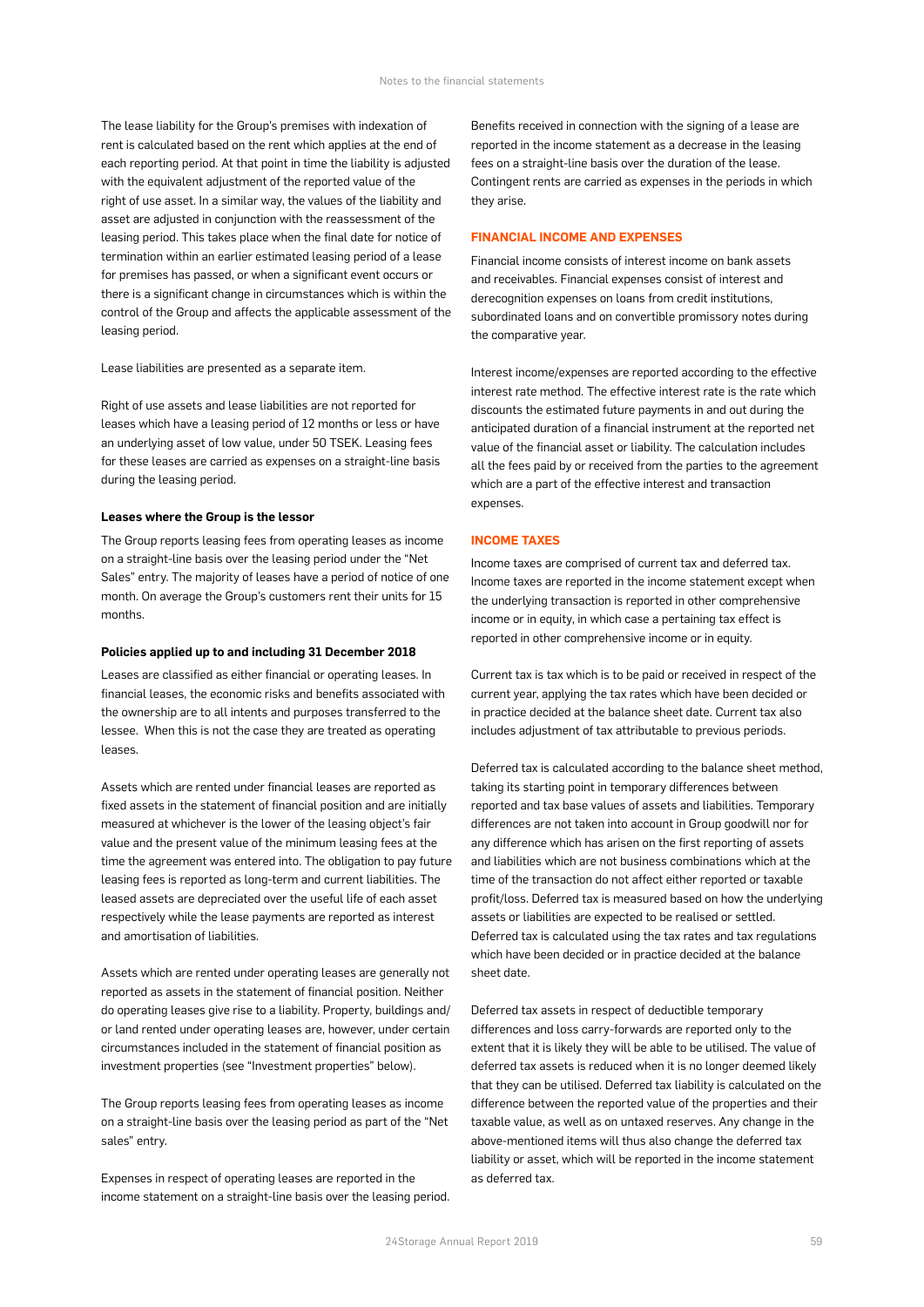The lease liability for the Group's premises with indexation of rent is calculated based on the rent which applies at the end of each reporting period. At that point in time the liability is adjusted with the equivalent adjustment of the reported value of the right of use asset. In a similar way, the values of the liability and asset are adjusted in conjunction with the reassessment of the leasing period. This takes place when the final date for notice of termination within an earlier estimated leasing period of a lease for premises has passed, or when a significant event occurs or there is a significant change in circumstances which is within the control of the Group and affects the applicable assessment of the leasing period.

Lease liabilities are presented as a separate item.

Right of use assets and lease liabilities are not reported for leases which have a leasing period of 12 months or less or have an underlying asset of low value, under 50 TSEK. Leasing fees for these leases are carried as expenses on a straight-line basis during the leasing period.

**Leases where the Group is the lessor**

The Group reports leasing fees from operating leases as income on a straight-line basis over the leasing period under the "Net Sales" entry. The majority of leases have a period of notice of one month. On average the Group's customers rent their units for 15 months.

**Policies applied up to and including 31 December 2018**

Leases are classified as either financial or operating leases. In financial leases, the economic risks and benefits associated with the ownership are to all intents and purposes transferred to the lessee. When this is not the case they are treated as operating leases.

Assets which are rented under financial leases are reported as fixed assets in the statement of financial position and are initially measured at whichever is the lower of the leasing object's fair value and the present value of the minimum leasing fees at the time the agreement was entered into. The obligation to pay future leasing fees is reported as long-term and current liabilities. The leased assets are depreciated over the useful life of each asset respectively while the lease payments are reported as interest and amortisation of liabilities.

Assets which are rented under operating leases are generally not reported as assets in the statement of financial position. Neither do operating leases give rise to a liability. Property, buildings and/or land rented under operating leases are, however, under certain circumstances included in the statement of financial position as investment properties (see "Investment properties" below).

The Group reports leasing fees from operating leases as income on a straight-line basis over the leasing period as part of the "Net sales" entry.

Expenses in respect of operating leases are reported in the income statement on a straight-line basis over the leasing period. Benefits received in connection with the signing of a lease are reported in the income statement as a decrease in the leasing fees on a straight-line basis over the duration of the lease. Contingent rents are carried as expenses in the periods in which they arise.

## FINANCIAL INCOME AND EXPENSES

Financial income consists of interest income on bank assets and receivables. Financial expenses consist of interest and derecognition expenses on loans from credit institutions, subordinated loans and on convertible promissory notes during the comparative year.

Interest income/expenses are reported according to the effective interest rate method. The effective interest rate is the rate which discounts the estimated future payments in and out during the anticipated duration of a financial instrument at the reported net value of the financial asset or liability. The calculation includes all the fees paid by or received from the parties to the agreement which are a part of the effective interest and transaction expenses.

## INCOME TAXES

Income taxes are comprised of current tax and deferred tax. Income taxes are reported in the income statement except when the underlying transaction is reported in other comprehensive income or in equity, in which case a pertaining tax effect is reported in other comprehensive income or in equity.

Current tax is tax which is to be paid or received in respect of the current year, applying the tax rates which have been decided or in practice decided at the balance sheet date. Current tax also includes adjustment of tax attributable to previous periods.

Deferred tax is calculated according to the balance sheet method, taking its starting point in temporary differences between reported and tax base values of assets and liabilities. Temporary differences are not taken into account in Group goodwill nor for any difference which has arisen on the first reporting of assets and liabilities which are not business combinations which at the time of the transaction do not affect either reported or taxable profit/loss. Deferred tax is measured based on how the underlying assets or liabilities are expected to be realised or settled. Deferred tax is calculated using the tax rates and tax regulations which have been decided or in practice decided at the balance sheet date.

Deferred tax assets in respect of deductible temporary differences and loss carry-forwards are reported only to the extent that it is likely they will be able to be utilised. The value of deferred tax assets is reduced when it is no longer deemed likely that they can be utilised. Deferred tax liability is calculated on the difference between the reported value of the properties and their taxable value, as well as on untaxed reserves. Any change in the above-mentioned items will thus also change the deferred tax liability or asset, which will be reported in the income statement as deferred tax.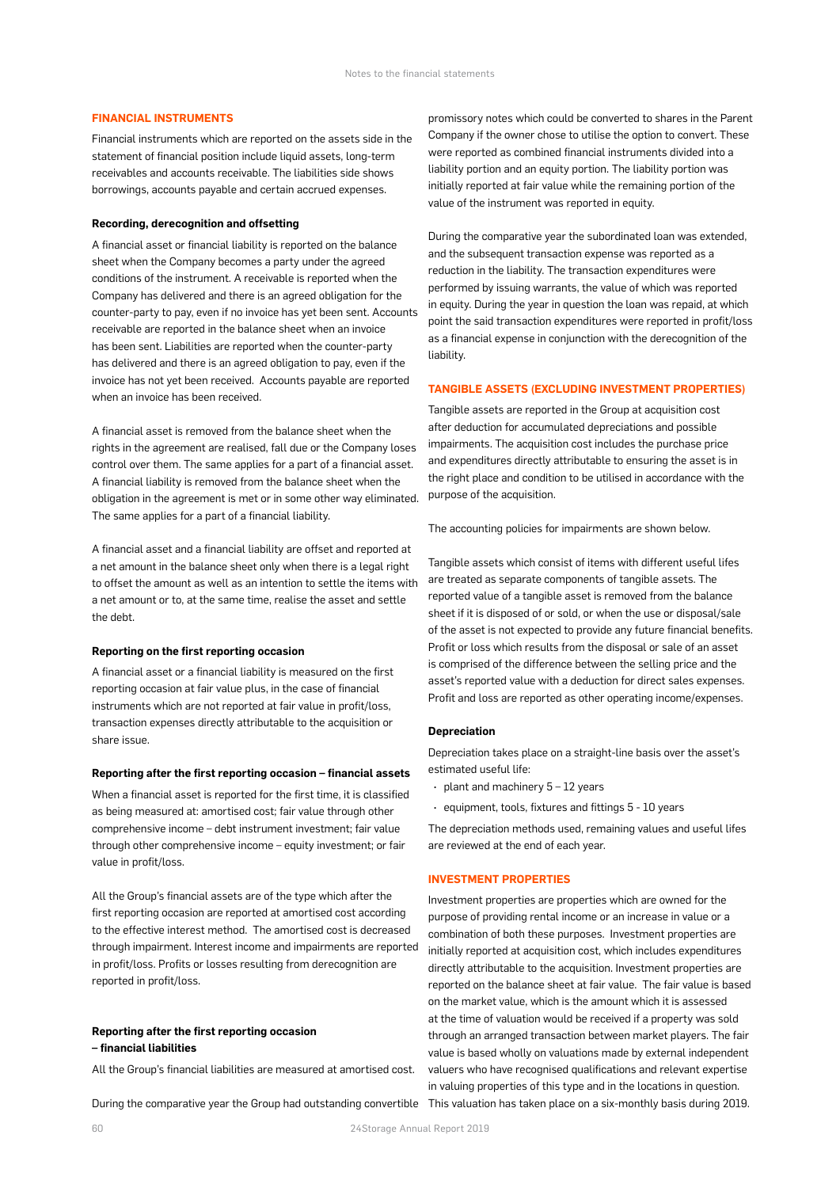## FINANCIAL INSTRUMENTS

Financial instruments which are reported on the assets side in the statement of financial position include liquid assets, long-term receivables and accounts receivable. The liabilities side shows borrowings, accounts payable and certain accrued expenses.

### Recording, derecognition and offsetting

A financial asset or financial liability is reported on the balance sheet when the Company becomes a party under the agreed conditions of the instrument. A receivable is reported when the Company has delivered and there is an agreed obligation for the counter-party to pay, even if no invoice has yet been sent. Accounts receivable are reported in the balance sheet when an invoice has been sent. Liabilities are reported when the counter-party has delivered and there is an agreed obligation to pay, even if the invoice has not yet been received. Accounts payable are reported when an invoice has been received.

A financial asset is removed from the balance sheet when the rights in the agreement are realised, fall due or the Company loses control over them. The same applies for a part of a financial asset. A financial liability is removed from the balance sheet when the obligation in the agreement is met or in some other way eliminated. The same applies for a part of a financial liability.

A financial asset and a financial liability are offset and reported at a net amount in the balance sheet only when there is a legal right to offset the amount as well as an intention to settle the items with a net amount or to, at the same time, realise the asset and settle the debt.

### Reporting on the first reporting occasion

A financial asset or a financial liability is measured on the first reporting occasion at fair value plus, in the case of financial instruments which are not reported at fair value in profit/loss, transaction expenses directly attributable to the acquisition or share issue.

### Reporting after the first reporting occasion – financial assets

When a financial asset is reported for the first time, it is classified as being measured at: amortised cost; fair value through other comprehensive income – debt instrument investment; fair value through other comprehensive income – equity investment; or fair value in profit/loss.

All the Group's financial assets are of the type which after the first reporting occasion are reported at amortised cost according to the effective interest method. The amortised cost is decreased through impairment. Interest income and impairments are reported in profit/loss. Profits or losses resulting from derecognition are reported in profit/loss.

### Reporting after the first reporting occasion – financial liabilities

All the Group's financial liabilities are measured at amortised cost.

During the comparative year the Group had outstanding convertible promissory notes which could be converted to shares in the Parent Company if the owner chose to utilise the option to convert. These were reported as combined financial instruments divided into a liability portion and an equity portion. The liability portion was initially reported at fair value while the remaining portion of the value of the instrument was reported in equity.

During the comparative year the subordinated loan was extended, and the subsequent transaction expense was reported as a reduction in the liability. The transaction expenditures were performed by issuing warrants, the value of which was reported in equity. During the year in question the loan was repaid, at which point the said transaction expenditures were reported in profit/loss as a financial expense in conjunction with the derecognition of the liability.

## TANGIBLE ASSETS (EXCLUDING INVESTMENT PROPERTIES)

Tangible assets are reported in the Group at acquisition cost after deduction for accumulated depreciations and possible impairments. The acquisition cost includes the purchase price and expenditures directly attributable to ensuring the asset is in the right place and condition to be utilised in accordance with the purpose of the acquisition.

The accounting policies for impairments are shown below.

Tangible assets which consist of items with different useful lifes are treated as separate components of tangible assets. The reported value of a tangible asset is removed from the balance sheet if it is disposed of or sold, or when the use or disposal/sale of the asset is not expected to provide any future financial benefits. Profit or loss which results from the disposal or sale of an asset is comprised of the difference between the selling price and the asset's reported value with a deduction for direct sales expenses. Profit and loss are reported as other operating income/expenses.

### Depreciation

Depreciation takes place on a straight-line basis over the asset's estimated useful life:

- plant and machinery 5 – 12 years
- equipment, tools, fixtures and fittings 5 - 10 years

The depreciation methods used, remaining values and useful lifes are reviewed at the end of each year.

## INVESTMENT PROPERTIES

Investment properties are properties which are owned for the purpose of providing rental income or an increase in value or a combination of both these purposes. Investment properties are initially reported at acquisition cost, which includes expenditures directly attributable to the acquisition. Investment properties are reported on the balance sheet at fair value. The fair value is based on the market value, which is the amount which it is assessed at the time of valuation would be received if a property was sold through an arranged transaction between market players. The fair value is based wholly on valuations made by external independent valuers who have recognised qualifications and relevant expertise in valuing properties of this type and in the locations in question. This valuation has taken place on a six-monthly basis during 2019.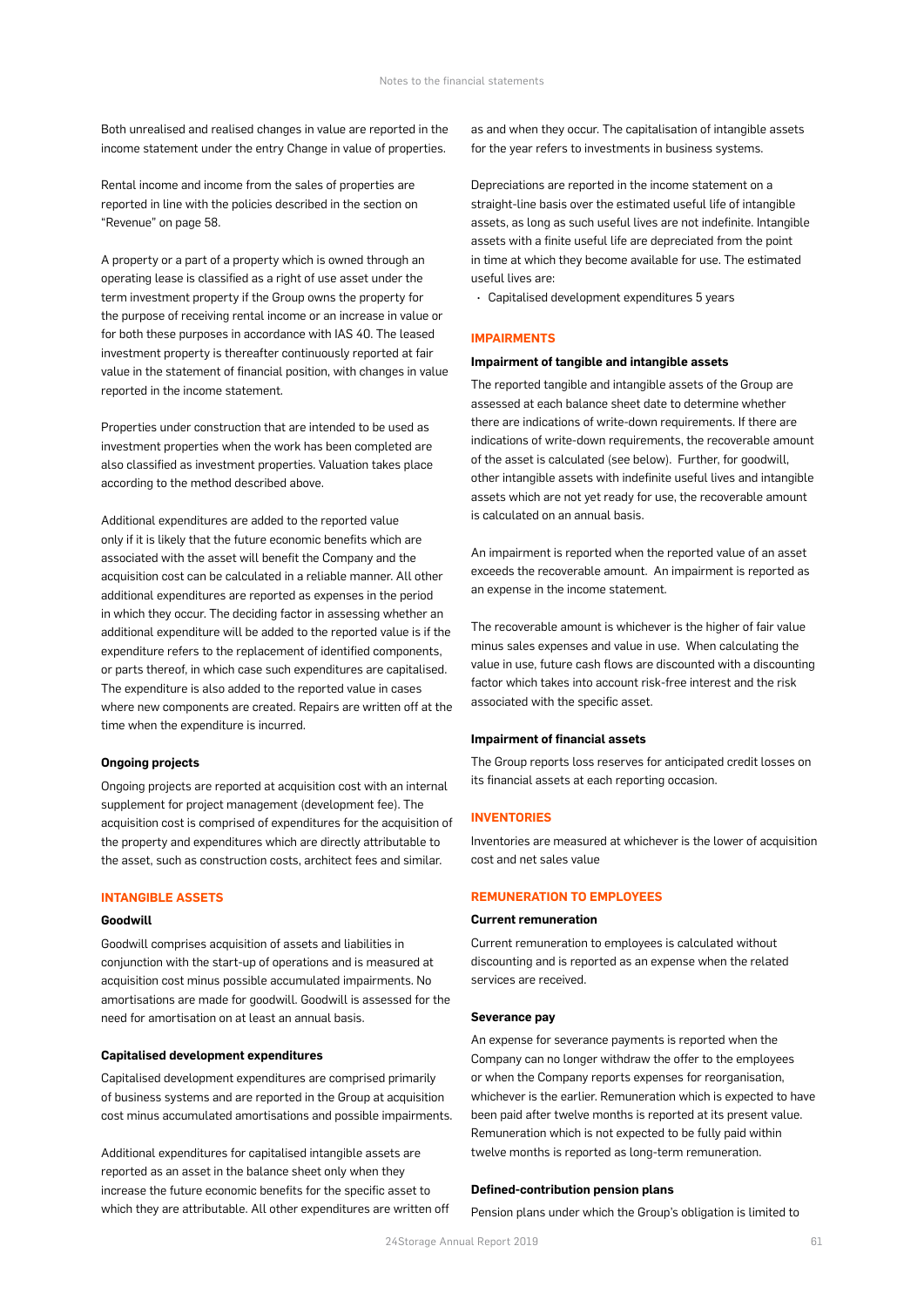Both unrealised and realised changes in value are reported in the income statement under the entry Change in value of properties.

Rental income and income from the sales of properties are reported in line with the policies described in the section on "Revenue" on page 58.

A property or a part of a property which is owned through an operating lease is classified as a right of use asset under the term investment property if the Group owns the property for the purpose of receiving rental income or an increase in value or for both these purposes in accordance with IAS 40. The leased investment property is thereafter continuously reported at fair value in the statement of financial position, with changes in value reported in the income statement.

Properties under construction that are intended to be used as investment properties when the work has been completed are also classified as investment properties. Valuation takes place according to the method described above.

Additional expenditures are added to the reported value only if it is likely that the future economic benefits which are associated with the asset will benefit the Company and the acquisition cost can be calculated in a reliable manner. All other additional expenditures are reported as expenses in the period in which they occur. The deciding factor in assessing whether an additional expenditure will be added to the reported value is if the expenditure refers to the replacement of identified components, or parts thereof, in which case such expenditures are capitalised. The expenditure is also added to the reported value in cases where new components are created. Repairs are written off at the time when the expenditure is incurred.

### Ongoing projects

Ongoing projects are reported at acquisition cost with an internal supplement for project management (development fee). The acquisition cost is comprised of expenditures for the acquisition of the property and expenditures which are directly attributable to the asset, such as construction costs, architect fees and similar.

## INTANGIBLE ASSETS

### Goodwill

Goodwill comprises acquisition of assets and liabilities in conjunction with the start-up of operations and is measured at acquisition cost minus possible accumulated impairments. No amortisations are made for goodwill. Goodwill is assessed for the need for amortisation on at least an annual basis.

### Capitalised development expenditures

Capitalised development expenditures are comprised primarily of business systems and are reported in the Group at acquisition cost minus accumulated amortisations and possible impairments.

Additional expenditures for capitalised intangible assets are reported as an asset in the balance sheet only when they increase the future economic benefits for the specific asset to which they are attributable. All other expenditures are written off as and when they occur. The capitalisation of intangible assets for the year refers to investments in business systems.

Depreciations are reported in the income statement on a straight-line basis over the estimated useful life of intangible assets, as long as such useful lives are not indefinite. Intangible assets with a finite useful life are depreciated from the point in time at which they become available for use. The estimated useful lives are:

- Capitalised development expenditures 5 years

## IMPAIRMENTS

### Impairment of tangible and intangible assets

The reported tangible and intangible assets of the Group are assessed at each balance sheet date to determine whether there are indications of write-down requirements. If there are indications of write-down requirements, the recoverable amount of the asset is calculated (see below). Further, for goodwill, other intangible assets with indefinite useful lives and intangible assets which are not yet ready for use, the recoverable amount is calculated on an annual basis.

An impairment is reported when the reported value of an asset exceeds the recoverable amount. An impairment is reported as an expense in the income statement.

The recoverable amount is whichever is the higher of fair value minus sales expenses and value in use. When calculating the value in use, future cash flows are discounted with a discounting factor which takes into account risk-free interest and the risk associated with the specific asset.

### Impairment of financial assets

The Group reports loss reserves for anticipated credit losses on its financial assets at each reporting occasion.

## INVENTORIES

Inventories are measured at whichever is the lower of acquisition cost and net sales value

## REMUNERATION TO EMPLOYEES

### Current remuneration

Current remuneration to employees is calculated without discounting and is reported as an expense when the related services are received.

### Severance pay

An expense for severance payments is reported when the Company can no longer withdraw the offer to the employees or when the Company reports expenses for reorganisation, whichever is the earlier. Remuneration which is expected to have been paid after twelve months is reported at its present value. Remuneration which is not expected to be fully paid within twelve months is reported as long-term remuneration.

### Defined-contribution pension plans

Pension plans under which the Group's obligation is limited to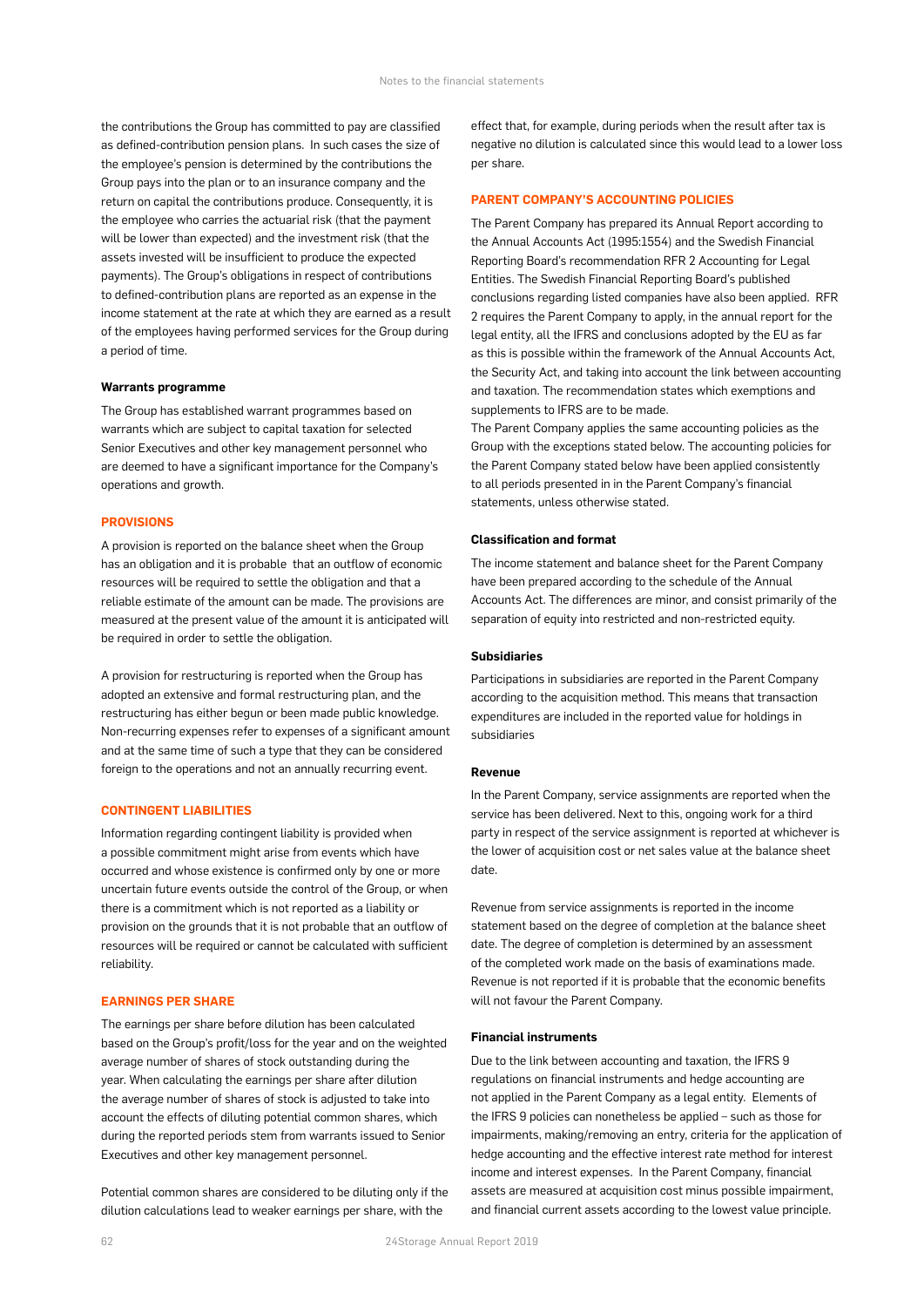the contributions the Group has committed to pay are classified as defined-contribution pension plans. In such cases the size of the employee's pension is determined by the contributions the Group pays into the plan or to an insurance company and the return on capital the contributions produce. Consequently, it is the employee who carries the actuarial risk (that the payment will be lower than expected) and the investment risk (that the assets invested will be insufficient to produce the expected payments). The Group's obligations in respect of contributions to defined-contribution plans are reported as an expense in the income statement at the rate at which they are earned as a result of the employees having performed services for the Group during a period of time.

#### Warrants programme

The Group has established warrant programmes based on warrants which are subject to capital taxation for selected Senior Executives and other key management personnel who are deemed to have a significant importance for the Company's operations and growth.

### PROVISIONS

A provision is reported on the balance sheet when the Group has an obligation and it is probable that an outflow of economic resources will be required to settle the obligation and that a reliable estimate of the amount can be made. The provisions are measured at the present value of the amount it is anticipated will be required in order to settle the obligation.

A provision for restructuring is reported when the Group has adopted an extensive and formal restructuring plan, and the restructuring has either begun or been made public knowledge. Non-recurring expenses refer to expenses of a significant amount and at the same time of such a type that they can be considered foreign to the operations and not an annually recurring event.

### CONTINGENT LIABILITIES

Information regarding contingent liability is provided when a possible commitment might arise from events which have occurred and whose existence is confirmed only by one or more uncertain future events outside the control of the Group, or when there is a commitment which is not reported as a liability or provision on the grounds that it is not probable that an outflow of resources will be required or cannot be calculated with sufficient reliability.

### EARNINGS PER SHARE

The earnings per share before dilution has been calculated based on the Group's profit/loss for the year and on the weighted average number of shares of stock outstanding during the year. When calculating the earnings per share after dilution the average number of shares of stock is adjusted to take into account the effects of diluting potential common shares, which during the reported periods stem from warrants issued to Senior Executives and other key management personnel.

Potential common shares are considered to be diluting only if the dilution calculations lead to weaker earnings per share, with the effect that, for example, during periods when the result after tax is negative no dilution is calculated since this would lead to a lower loss per share.

### PARENT COMPANY'S ACCOUNTING POLICIES

The Parent Company has prepared its Annual Report according to the Annual Accounts Act (1995:1554) and the Swedish Financial Reporting Board's recommendation RFR 2 Accounting for Legal Entities. The Swedish Financial Reporting Board's published conclusions regarding listed companies have also been applied. RFR 2 requires the Parent Company to apply, in the annual report for the legal entity, all the IFRS and conclusions adopted by the EU as far as this is possible within the framework of the Annual Accounts Act, the Security Act, and taking into account the link between accounting and taxation. The recommendation states which exemptions and supplements to IFRS are to be made.

The Parent Company applies the same accounting policies as the Group with the exceptions stated below. The accounting policies for the Parent Company stated below have been applied consistently to all periods presented in in the Parent Company's financial statements, unless otherwise stated.

#### Classification and format

The income statement and balance sheet for the Parent Company have been prepared according to the schedule of the Annual Accounts Act. The differences are minor, and consist primarily of the separation of equity into restricted and non-restricted equity.

#### Subsidiaries

Participations in subsidiaries are reported in the Parent Company according to the acquisition method. This means that transaction expenditures are included in the reported value for holdings in subsidiaries

#### Revenue

In the Parent Company, service assignments are reported when the service has been delivered. Next to this, ongoing work for a third party in respect of the service assignment is reported at whichever is the lower of acquisition cost or net sales value at the balance sheet date.

Revenue from service assignments is reported in the income statement based on the degree of completion at the balance sheet date. The degree of completion is determined by an assessment of the completed work made on the basis of examinations made. Revenue is not reported if it is probable that the economic benefits will not favour the Parent Company.

#### Financial instruments

Due to the link between accounting and taxation, the IFRS 9 regulations on financial instruments and hedge accounting are not applied in the Parent Company as a legal entity. Elements of the IFRS 9 policies can nonetheless be applied – such as those for impairments, making/removing an entry, criteria for the application of hedge accounting and the effective interest rate method for interest income and interest expenses. In the Parent Company, financial assets are measured at acquisition cost minus possible impairment, and financial current assets according to the lowest value principle.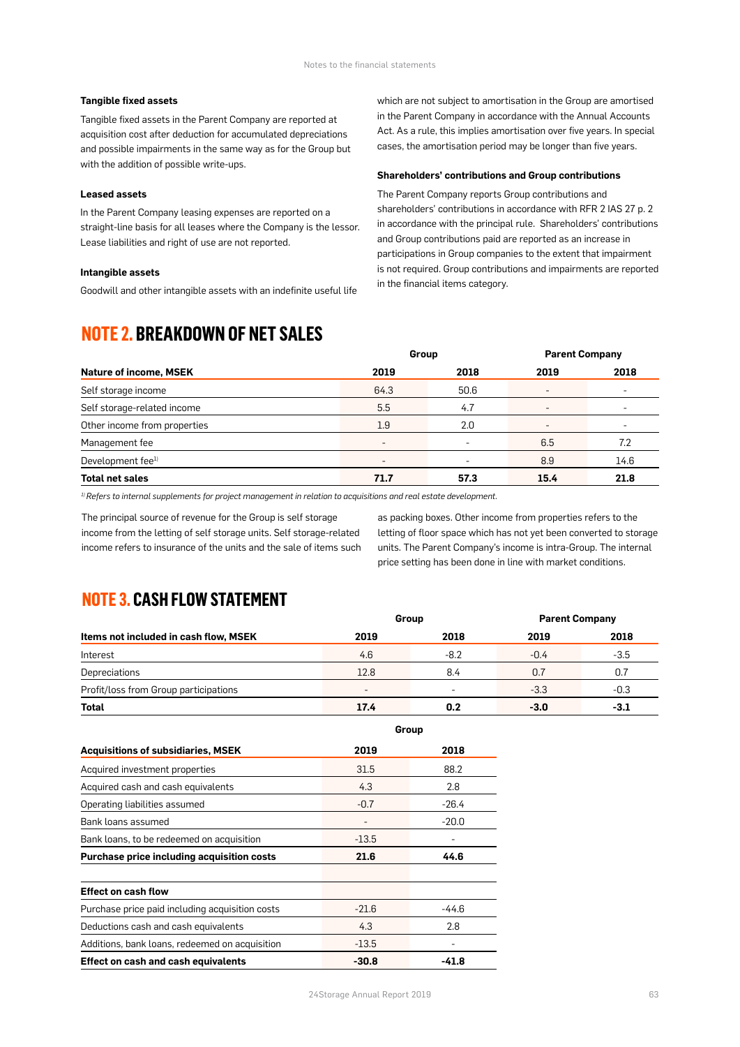#### Tangible fixed assets

Tangible fixed assets in the Parent Company are reported at acquisition cost after deduction for accumulated depreciations and possible impairments in the same way as for the Group but with the addition of possible write-ups.

#### Leased assets

In the Parent Company leasing expenses are reported on a straight-line basis for all leases where the Company is the lessor. Lease liabilities and right of use are not reported.

#### Intangible assets

Goodwill and other intangible assets with an indefinite useful life which are not subject to amortisation in the Group are amortised in the Parent Company in accordance with the Annual Accounts Act. As a rule, this implies amortisation over five years. In special cases, the amortisation period may be longer than five years.

#### Shareholders' contributions and Group contributions

The Parent Company reports Group contributions and shareholders' contributions in accordance with RFR 2 IAS 27 p. 2 in accordance with the principal rule. Shareholders' contributions and Group contributions paid are reported as an increase in participations in Group companies to the extent that impairment is not required. Group contributions and impairments are reported in the financial items category.

## NOTE 2. BREAKDOWN OF NET SALES

| | Group | | Parent Company | |
|---|---|---|---|---|
| **Nature of income, MSEK** | **2019** | **2018** | **2019** | **2018** |
| Self storage income | 64.3 | 50.6 | - | - |
| Self storage-related income | 5.5 | 4.7 | - | - |
| Other income from properties | 1.9 | 2.0 | - | - |
| Management fee | - | - | 6.5 | 7.2 |
| Development fee[1)] | - | - | 8.9 | 14.6 |
| **Total net sales** | **71.7** | **57.3** | **15.4** | **21.8** |

*[1)] Refers to internal supplements for project management in relation to acquisitions and real estate development.*

The principal source of revenue for the Group is self storage income from the letting of self storage units. Self storage-related income refers to insurance of the units and the sale of items such as packing boxes. Other income from properties refers to the letting of floor space which has not yet been converted to storage units. The Parent Company's income is intra-Group. The internal price setting has been done in line with market conditions.

## NOTE 3. CASH FLOW STATEMENT

| | Group | | Parent Company | |
|---|---|---|---|---|
| **Items not included in cash flow, MSEK** | **2019** | **2018** | **2019** | **2018** |
| Interest | 4.6 | -8.2 | -0.4 | -3.5 |
| Depreciations | 12.8 | 8.4 | 0.7 | 0.7 |
| Profit/loss from Group participations | - | - | -3.3 | -0.3 |
| **Total** | **17.4** | **0.2** | **-3.0** | **-3.1** |

| | Group | |
|---|---|---|
| **Acquisitions of subsidiaries, MSEK** | **2019** | **2018** |
| Acquired investment properties | 31.5 | 88.2 |
| Acquired cash and cash equivalents | 4.3 | 2.8 |
| Operating liabilities assumed | -0.7 | -26.4 |
| Bank loans assumed | - | -20.0 |
| Bank loans, to be redeemed on acquisition | -13.5 | - |
| **Purchase price including acquisition costs** | **21.6** | **44.6** |
| | | |
| **Effect on cash flow** | | |
| Purchase price paid including acquisition costs | -21.6 | -44.6 |
| Deductions cash and cash equivalents | 4.3 | 2.8 |
| Additions, bank loans, redeemed on acquisition | -13.5 | - |
| **Effect on cash and cash equivalents** | **-30.8** | **-41.8** |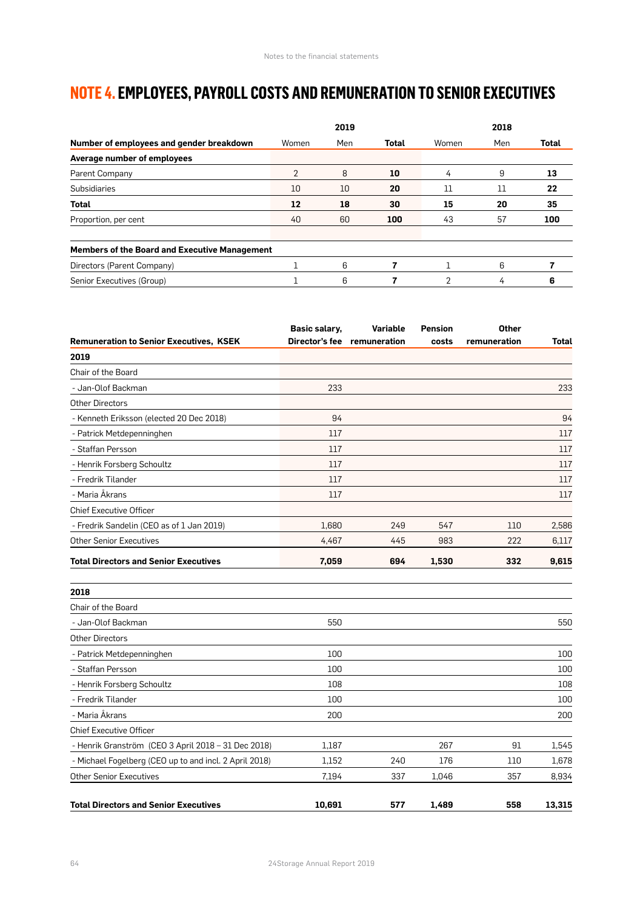# NOTE 4. EMPLOYEES, PAYROLL COSTS AND REMUNERATION TO SENIOR EXECUTIVES

| | 2019 | | | 2018 | | |
|---|---|---|---|---|---|---|
| **Number of employees and gender breakdown** | Women | Men | **Total** | Women | Men | **Total** |
| **Average number of employees** | | | | | | |
| Parent Company | 2 | 8 | **10** | 4 | 9 | **13** |
| Subsidiaries | 10 | 10 | **20** | 11 | 11 | **22** |
| **Total** | **12** | **18** | **30** | **15** | **20** | **35** |
| Proportion, per cent | 40 | 60 | **100** | 43 | 57 | **100** |
| | | | | | | |
| **Members of the Board and Executive Management** | | | | | | |
| Directors (Parent Company) | 1 | 6 | **7** | 1 | 6 | **7** |
| Senior Executives (Group) | 1 | 6 | **7** | 2 | 4 | **6** |

| **Remuneration to Senior Executives, KSEK** | **Basic salary, Director's fee** | **Variable remuneration** | **Pension costs** | **Other remuneration** | **Total** |
|---|---|---|---|---|---|
| **2019** | | | | | |
| Chair of the Board | | | | | |
| - Jan-Olof Backman | 233 | | | | 233 |
| Other Directors | | | | | |
| - Kenneth Eriksson (elected 20 Dec 2018) | 94 | | | | 94 |
| - Patrick Metdepenninghen | 117 | | | | 117 |
| - Staffan Persson | 117 | | | | 117 |
| - Henrik Forsberg Schoultz | 117 | | | | 117 |
| - Fredrik Tilander | 117 | | | | 117 |
| - Maria Åkrans | 117 | | | | 117 |
| Chief Executive Officer | | | | | |
| - Fredrik Sandelin (CEO as of 1 Jan 2019) | 1,680 | 249 | 547 | 110 | 2,586 |
| Other Senior Executives | 4,467 | 445 | 983 | 222 | 6,117 |
| **Total Directors and Senior Executives** | **7,059** | **694** | **1,530** | **332** | **9,615** |
| | | | | | |
| **2018** | | | | | |
| Chair of the Board | | | | | |
| - Jan-Olof Backman | 550 | | | | 550 |
| Other Directors | | | | | |
| - Patrick Metdepenninghen | 100 | | | | 100 |
| - Staffan Persson | 100 | | | | 100 |
| - Henrik Forsberg Schoultz | 108 | | | | 108 |
| - Fredrik Tilander | 100 | | | | 100 |
| - Maria Åkrans | 200 | | | | 200 |
| Chief Executive Officer | | | | | |
| - Henrik Granström (CEO 3 April 2018 – 31 Dec 2018) | 1,187 | | 267 | 91 | 1,545 |
| - Michael Fogelberg (CEO up to and incl. 2 April 2018) | 1,152 | 240 | 176 | 110 | 1,678 |
| Other Senior Executives | 7,194 | 337 | 1,046 | 357 | 8,934 |
| **Total Directors and Senior Executives** | **10,691** | **577** | **1,489** | **558** | **13,315** |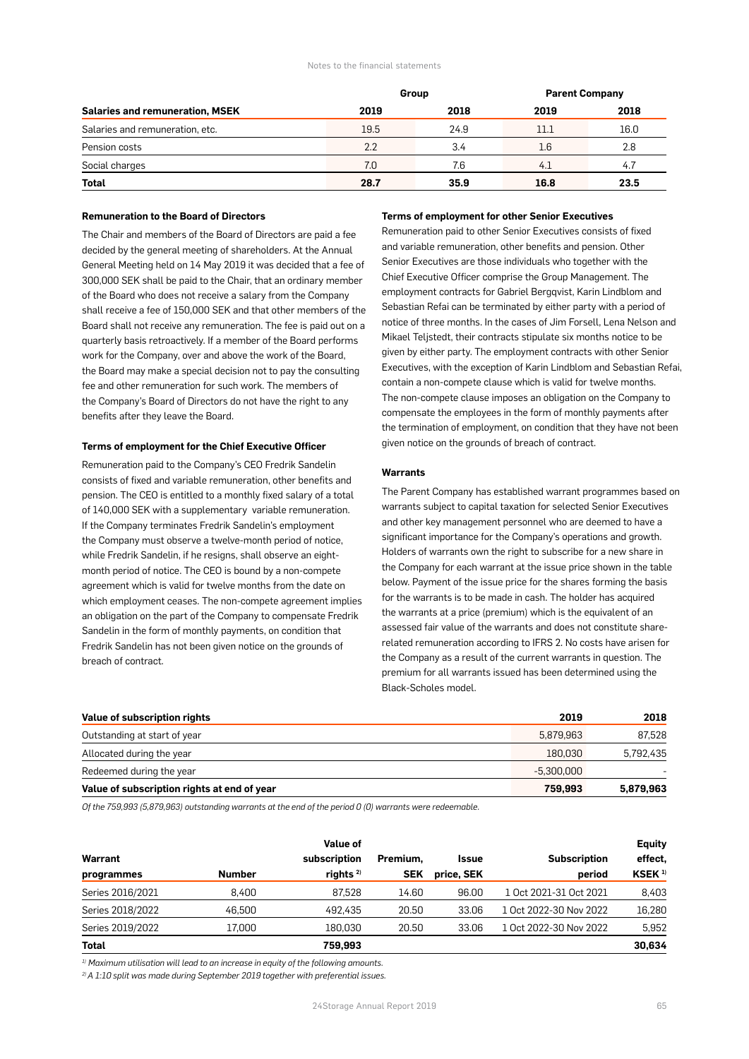| Salaries and remuneration, MSEK | Group | | Parent Company | |
|---|---|---|---|---|
| | 2019 | 2018 | 2019 | 2018 |
| Salaries and remuneration, etc. | 19.5 | 24.9 | 11.1 | 16.0 |
| Pension costs | 2.2 | 3.4 | 1.6 | 2.8 |
| Social charges | 7.0 | 7.6 | 4.1 | 4.7 |
| **Total** | **28.7** | **35.9** | **16.8** | **23.5** |

**Remuneration to the Board of Directors**

The Chair and members of the Board of Directors are paid a fee decided by the general meeting of shareholders. At the Annual General Meeting held on 14 May 2019 it was decided that a fee of 300,000 SEK shall be paid to the Chair, that an ordinary member of the Board who does not receive a salary from the Company shall receive a fee of 150,000 SEK and that other members of the Board shall not receive any remuneration. The fee is paid out on a quarterly basis retroactively. If a member of the Board performs work for the Company, over and above the work of the Board, the Board may make a special decision not to pay the consulting fee and other remuneration for such work. The members of the Company's Board of Directors do not have the right to any benefits after they leave the Board.

**Terms of employment for the Chief Executive Officer**

Remuneration paid to the Company's CEO Fredrik Sandelin consists of fixed and variable remuneration, other benefits and pension. The CEO is entitled to a monthly fixed salary of a total of 140,000 SEK with a supplementary variable remuneration. If the Company terminates Fredrik Sandelin's employment the Company must observe a twelve-month period of notice, while Fredrik Sandelin, if he resigns, shall observe an eight-month period of notice. The CEO is bound by a non-compete agreement which is valid for twelve months from the date on which employment ceases. The non-compete agreement implies an obligation on the part of the Company to compensate Fredrik Sandelin in the form of monthly payments, on condition that Fredrik Sandelin has not been given notice on the grounds of breach of contract.

**Terms of employment for other Senior Executives**

Remuneration paid to other Senior Executives consists of fixed and variable remuneration, other benefits and pension. Other Senior Executives are those individuals who together with the Chief Executive Officer comprise the Group Management. The employment contracts for Gabriel Bergqvist, Karin Lindblom and Sebastian Refai can be terminated by either party with a period of notice of three months. In the cases of Jim Forsell, Lena Nelson and Mikael Teljstedt, their contracts stipulate six months notice to be given by either party. The employment contracts with other Senior Executives, with the exception of Karin Lindblom and Sebastian Refai, contain a non-compete clause which is valid for twelve months. The non-compete clause imposes an obligation on the Company to compensate the employees in the form of monthly payments after the termination of employment, on condition that they have not been given notice on the grounds of breach of contract.

**Warrants**

The Parent Company has established warrant programmes based on warrants subject to capital taxation for selected Senior Executives and other key management personnel who are deemed to have a significant importance for the Company's operations and growth. Holders of warrants own the right to subscribe for a new share in the Company for each warrant at the issue price shown in the table below. Payment of the issue price for the shares forming the basis for the warrants is to be made in cash. The holder has acquired the warrants at a price (premium) which is the equivalent of an assessed fair value of the warrants and does not constitute share-related remuneration according to IFRS 2. No costs have arisen for the Company as a result of the current warrants in question. The premium for all warrants issued has been determined using the Black-Scholes model.

| Value of subscription rights | 2019 | 2018 |
|---|---|---|
| Outstanding at start of year | 5,879,963 | 87,528 |
| Allocated during the year | 180,030 | 5,792,435 |
| Redeemed during the year | -5,300,000 | - |
| **Value of subscription rights at end of year** | **759,993** | **5,879,963** |

*Of the 759,993 (5,879,963) outstanding warrants at the end of the period 0 (0) warrants were redeemable.*

| Warrant programmes | Number | Value of subscription rights [2] | Premium, SEK | Issue price, SEK | Subscription period | Equity effect, KSEK [1] |
|---|---|---|---|---|---|---|
| Series 2016/2021 | 8,400 | 87,528 | 14.60 | 96.00 | 1 Oct 2021-31 Oct 2021 | 8,403 |
| Series 2018/2022 | 46,500 | 492,435 | 20.50 | 33.06 | 1 Oct 2022-30 Nov 2022 | 16,280 |
| Series 2019/2022 | 17,000 | 180,030 | 20.50 | 33.06 | 1 Oct 2022-30 Nov 2022 | 5,952 |
| **Total** | | **759,993** | | | | **30,634** |

*[1] Maximum utilisation will lead to an increase in equity of the following amounts.*

*[2] A 1:10 split was made during September 2019 together with preferential issues.*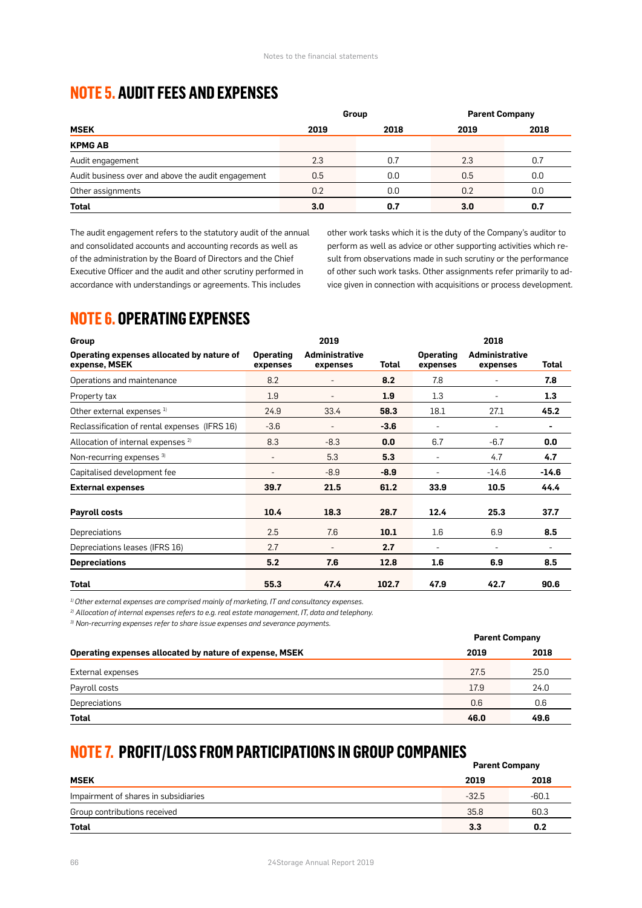## NOTE 5. AUDIT FEES AND EXPENSES

| MSEK | Group | | Parent Company | |
|---|---|---|---|---|
| | 2019 | 2018 | 2019 | 2018 |
| **KPMG AB** | | | | |
| Audit engagement | 2.3 | 0.7 | 2.3 | 0.7 |
| Audit business over and above the audit engagement | 0.5 | 0.0 | 0.5 | 0.0 |
| Other assignments | 0.2 | 0.0 | 0.2 | 0.0 |
| **Total** | **3.0** | **0.7** | **3.0** | **0.7** |

The audit engagement refers to the statutory audit of the annual and consolidated accounts and accounting records as well as of the administration by the Board of Directors and the Chief Executive Officer and the audit and other scrutiny performed in accordance with understandings or agreements. This includes other work tasks which it is the duty of the Company's auditor to perform as well as advice or other supporting activities which result from observations made in such scrutiny or the performance of other such work tasks. Other assignments refer primarily to advice given in connection with acquisitions or process development.

## NOTE 6. OPERATING EXPENSES

| Group | 2019 | | | 2018 | | |
|---|---|---|---|---|---|---|
| **Operating expenses allocated by nature of expense, MSEK** | **Operating expenses** | **Administrative expenses** | **Total** | **Operating expenses** | **Administrative expenses** | **Total** |
| Operations and maintenance | 8.2 | - | **8.2** | 7.8 | - | **7.8** |
| Property tax | 1.9 | - | **1.9** | 1.3 | - | **1.3** |
| Other external expenses [1] | 24.9 | 33.4 | **58.3** | 18.1 | 27.1 | **45.2** |
| Reclassification of rental expenses (IFRS 16) | -3.6 | - | **-3.6** | - | - | **-** |
| Allocation of internal expenses [2] | 8.3 | -8.3 | **0.0** | 6.7 | -6.7 | **0.0** |
| Non-recurring expenses [3] | - | 5.3 | **5.3** | - | 4.7 | **4.7** |
| Capitalised development fee | - | -8.9 | **-8.9** | - | -14.6 | **-14.6** |
| **External expenses** | **39.7** | **21.5** | **61.2** | **33.9** | **10.5** | **44.4** |
| **Payroll costs** | **10.4** | **18.3** | **28.7** | **12.4** | **25.3** | **37.7** |
| Depreciations | 2.5 | 7.6 | **10.1** | 1.6 | 6.9 | **8.5** |
| Depreciations leases (IFRS 16) | 2.7 | - | **2.7** | - | - | - |
| **Depreciations** | **5.2** | **7.6** | **12.8** | **1.6** | **6.9** | **8.5** |
| **Total** | **55.3** | **47.4** | **102.7** | **47.9** | **42.7** | **90.6** |

*[1] Other external expenses are comprised mainly of marketing, IT and consultancy expenses.*

*[2] Allocation of internal expenses refers to e.g. real estate management, IT, data and telephony.*

*[3] Non-recurring expenses refer to share issue expenses and severance payments.*

| Operating expenses allocated by nature of expense, MSEK | Parent Company | |
|---|---|---|
| | 2019 | 2018 |
| External expenses | 27.5 | 25.0 |
| Payroll costs | 17.9 | 24.0 |
| Depreciations | 0.6 | 0.6 |
| **Total** | **46.0** | **49.6** |

## NOTE 7. PROFIT/LOSS FROM PARTICIPATIONS IN GROUP COMPANIES

| MSEK | Parent Company | |
|---|---|---|
| | 2019 | 2018 |
| Impairment of shares in subsidiaries | -32.5 | -60.1 |
| Group contributions received | 35.8 | 60.3 |
| **Total** | **3.3** | **0.2** |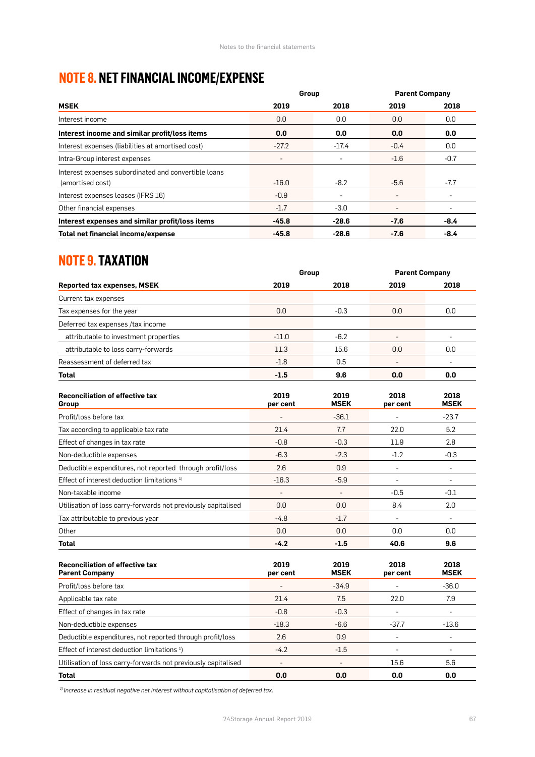## NOTE 8. NET FINANCIAL INCOME/EXPENSE

| | Group | | Parent Company | |
|---|---|---|---|---|
| **MSEK** | **2019** | **2018** | **2019** | **2018** |
| Interest income | 0.0 | 0.0 | 0.0 | 0.0 |
| **Interest income and similar profit/loss items** | **0.0** | **0.0** | **0.0** | **0.0** |
| Interest expenses (liabilities at amortised cost) | -27.2 | -17.4 | -0.4 | 0.0 |
| Intra-Group interest expenses | - | - | -1.6 | -0.7 |
| Interest expenses subordinated and convertible loans (amortised cost) | -16.0 | -8.2 | -5.6 | -7.7 |
| Interest expenses leases (IFRS 16) | -0.9 | - | - | - |
| Other financial expenses | -1.7 | -3.0 | - | - |
| **Interest expenses and similar profit/loss items** | **-45.8** | **-28.6** | **-7.6** | **-8.4** |
| **Total net financial income/expense** | **-45.8** | **-28.6** | **-7.6** | **-8.4** |

## NOTE 9. TAXATION

| | Group | | Parent Company | |
|---|---|---|---|---|
| **Reported tax expenses, MSEK** | **2019** | **2018** | **2019** | **2018** |
| Current tax expenses | | | | |
| Tax expenses for the year | 0.0 | -0.3 | 0.0 | 0.0 |
| Deferred tax expenses /tax income | | | | |
| attributable to investment properties | -11.0 | -6.2 | - | - |
| attributable to loss carry-forwards | 11.3 | 15.6 | 0.0 | 0.0 |
| Reassessment of deferred tax | -1.8 | 0.5 | - | - |
| **Total** | **-1.5** | **9.6** | **0.0** | **0.0** |

| **Reconciliation of effective tax Group** | **2019 per cent** | **2019 MSEK** | **2018 per cent** | **2018 MSEK** |
|---|---|---|---|---|
| Profit/loss before tax | - | -36.1 | - | -23.7 |
| Tax according to applicable tax rate | 21.4 | 7.7 | 22.0 | 5.2 |
| Effect of changes in tax rate | -0.8 | -0.3 | 11.9 | 2.8 |
| Non-deductible expenses | -6.3 | -2.3 | -1.2 | -0.3 |
| Deductible expenditures, not reported through profit/loss | 2.6 | 0.9 | - | - |
| Effect of interest deduction limitations [1] | -16.3 | -5.9 | - | - |
| Non-taxable income | - | - | -0.5 | -0.1 |
| Utilisation of loss carry-forwards not previously capitalised | 0.0 | 0.0 | 8.4 | 2.0 |
| Tax attributable to previous year | -4.8 | -1.7 | - | - |
| Other | 0.0 | 0.0 | 0.0 | 0.0 |
| **Total** | **-4.2** | **-1.5** | **40.6** | **9.6** |

| **Reconciliation of effective tax Parent Company** | **2019 per cent** | **2019 MSEK** | **2018 per cent** | **2018 MSEK** |
|---|---|---|---|---|
| Profit/loss before tax | - | -34.9 | - | -36.0 |
| Applicable tax rate | 21.4 | 7.5 | 22.0 | 7.9 |
| Effect of changes in tax rate | -0.8 | -0.3 | - | - |
| Non-deductible expenses | -18.3 | -6.6 | -37.7 | -13.6 |
| Deductible expenditures, not reported through profit/loss | 2.6 | 0.9 | - | - |
| Effect of interest deduction limitations [1] | -4.2 | -1.5 | - | - |
| Utilisation of loss carry-forwards not previously capitalised | - | - | 15.6 | 5.6 |
| **Total** | **0.0** | **0.0** | **0.0** | **0.0** |

[1] *Increase in residual negative net interest without capitalisation of deferred tax.*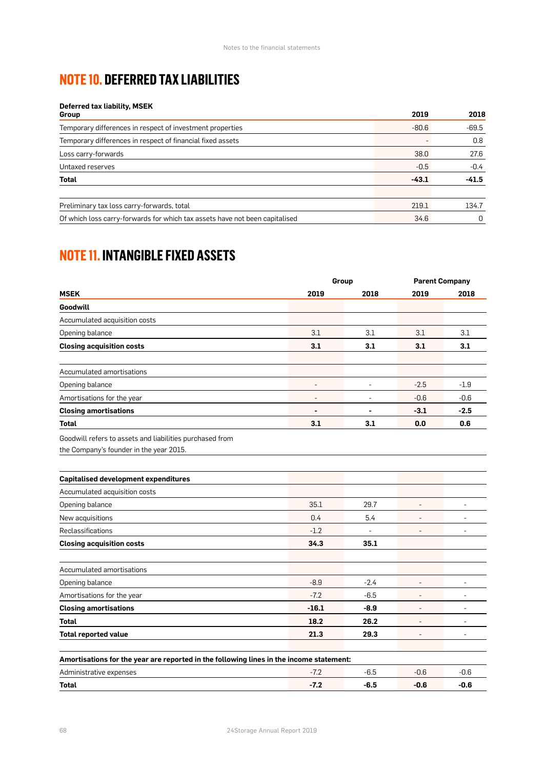# NOTE 10. DEFERRED TAX LIABILITIES

**Deferred tax liability, MSEK**

| Group | 2019 | 2018 |
|---|---|---|
| Temporary differences in respect of investment properties | -80.6 | -69.5 |
| Temporary differences in respect of financial fixed assets | - | 0.8 |
| Loss carry-forwards | 38.0 | 27.6 |
| Untaxed reserves | -0.5 | -0.4 |
| **Total** | **-43.1** | **-41.5** |
| | | |
| Preliminary tax loss carry-forwards, total | 219.1 | 134.7 |
| Of which loss carry-forwards for which tax assets have not been capitalised | 34.6 | 0 |

# NOTE 11. INTANGIBLE FIXED ASSETS

| | Group | | Parent Company | |
|---|---|---|---|---|
| **MSEK** | **2019** | **2018** | **2019** | **2018** |
| **Goodwill** | | | | |
| Accumulated acquisition costs | | | | |
| Opening balance | 3.1 | 3.1 | 3.1 | 3.1 |
| **Closing acquisition costs** | **3.1** | **3.1** | **3.1** | **3.1** |
| | | | | |
| Accumulated amortisations | | | | |
| Opening balance | - | - | -2.5 | -1.9 |
| Amortisations for the year | - | - | -0.6 | -0.6 |
| **Closing amortisations** | **-** | **-** | **-3.1** | **-2.5** |
| **Total** | **3.1** | **3.1** | **0.0** | **0.6** |

Goodwill refers to assets and liabilities purchased from the Company's founder in the year 2015.

| | Group | | Parent Company | |
|---|---|---|---|---|
| **MSEK** | **2019** | **2018** | **2019** | **2018** |
| **Capitalised development expenditures** | | | | |
| Accumulated acquisition costs | | | | |
| Opening balance | 35.1 | 29.7 | - | - |
| New acquisitions | 0.4 | 5.4 | - | - |
| Reclassifications | -1.2 | - | - | - |
| **Closing acquisition costs** | **34.3** | **35.1** | | |
| | | | | |
| Accumulated amortisations | | | | |
| Opening balance | -8.9 | -2.4 | - | - |
| Amortisations for the year | -7.2 | -6.5 | - | - |
| **Closing amortisations** | **-16.1** | **-8.9** | - | - |
| **Total** | **18.2** | **26.2** | - | - |
| **Total reported value** | **21.3** | **29.3** | - | - |
| | | | | |
| **Amortisations for the year are reported in the following lines in the income statement:** | | | | |
| Administrative expenses | -7.2 | -6.5 | -0.6 | -0.6 |
| **Total** | **-7.2** | **-6.5** | **-0.6** | **-0.6** |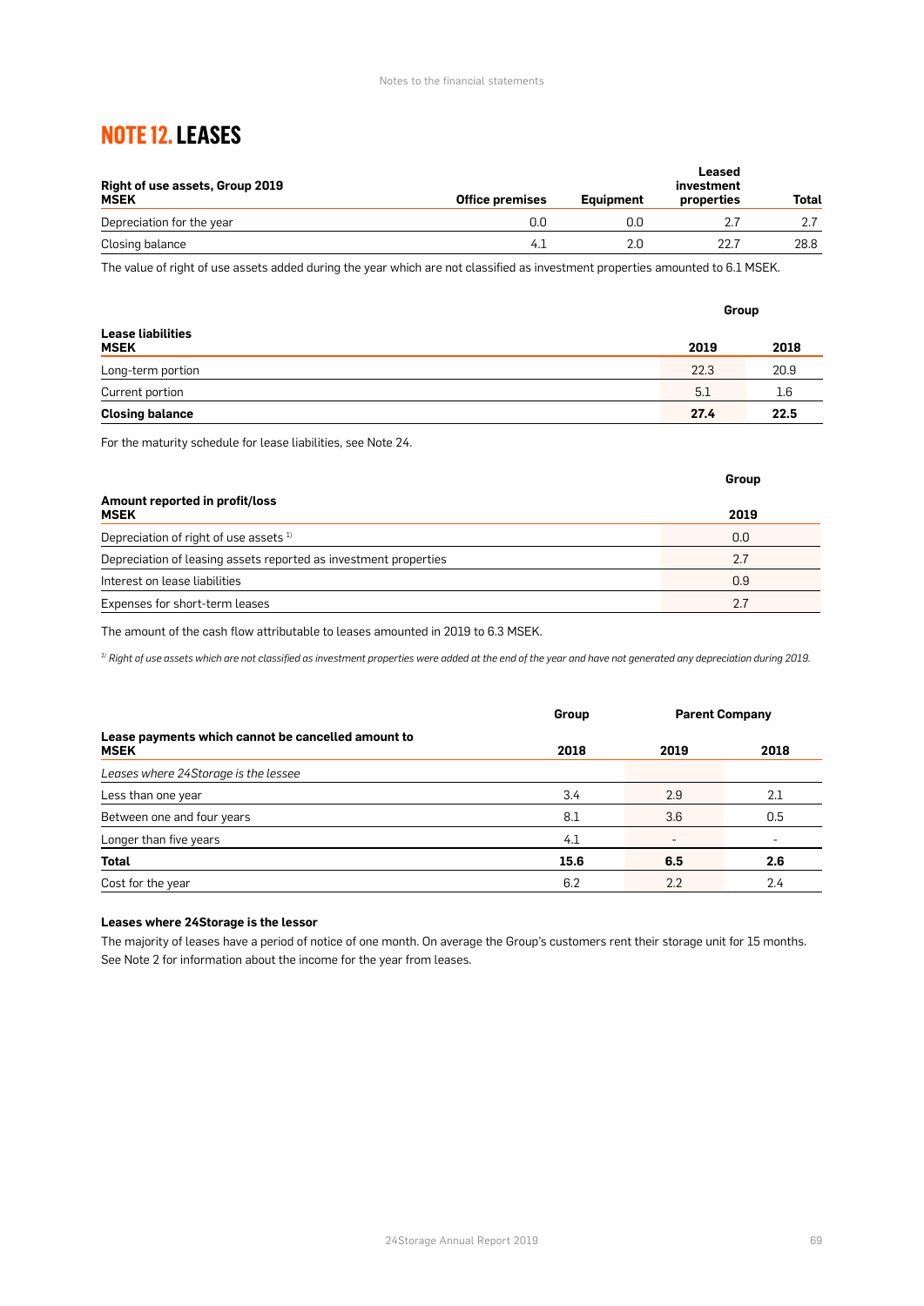# NOTE 12. LEASES

| Right of use assets, Group 2019<br>MSEK | Office premises | Equipment | Leased investment properties | Total |
|---|---|---|---|---|
| Depreciation for the year | 0.0 | 0.0 | 2.7 | 2.7 |
| Closing balance | 4.1 | 2.0 | 22.7 | 28.8 |

The value of right of use assets added during the year which are not classified as investment properties amounted to 6.1 MSEK.

| Lease liabilities<br>MSEK | Group 2019 | Group 2018 |
|---|---|---|
| Long-term portion | 22.3 | 20.9 |
| Current portion | 5.1 | 1.6 |
| **Closing balance** | **27.4** | **22.5** |

For the maturity schedule for lease liabilities, see Note 24.

| Amount reported in profit/loss<br>MSEK | Group 2019 |
|---|---|
| Depreciation of right of use assets [1] | 0.0 |
| Depreciation of leasing assets reported as investment properties | 2.7 |
| Interest on lease liabilities | 0.9 |
| Expenses for short-term leases | 2.7 |

The amount of the cash flow attributable to leases amounted in 2019 to 6.3 MSEK.

*[1] Right of use assets which are not classified as investment properties were added at the end of the year and have not generated any depreciation during 2019.*

| Lease payments which cannot be cancelled amount to<br>MSEK | Group | Parent Company | |
|---|---|---|---|
| | 2018 | 2019 | 2018 |
| *Leases where 24Storage is the lessee* | | | |
| Less than one year | 3.4 | 2.9 | 2.1 |
| Between one and four years | 8.1 | 3.6 | 0.5 |
| Longer than five years | 4.1 | - | - |
| **Total** | **15.6** | **6.5** | **2.6** |
| Cost for the year | 6.2 | 2.2 | 2.4 |

### Leases where 24Storage is the lessor

The majority of leases have a period of notice of one month. On average the Group's customers rent their storage unit for 15 months. See Note 2 for information about the income for the year from leases.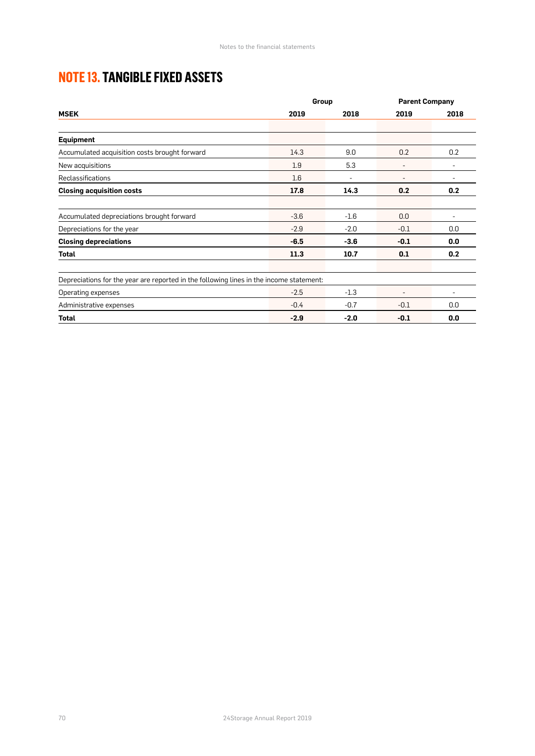## NOTE 13. TANGIBLE FIXED ASSETS

| MSEK | Group | | Parent Company | |
|---|---|---|---|---|
| | 2019 | 2018 | 2019 | 2018 |
| **Equipment** | | | | |
| Accumulated acquisition costs brought forward | 14.3 | 9.0 | 0.2 | 0.2 |
| New acquisitions | 1.9 | 5.3 | - | - |
| Reclassifications | 1.6 | - | - | - |
| **Closing acquisition costs** | **17.8** | **14.3** | **0.2** | **0.2** |
| | | | | |
| Accumulated depreciations brought forward | -3.6 | -1.6 | 0.0 | - |
| Depreciations for the year | -2.9 | -2.0 | -0.1 | 0.0 |
| **Closing depreciations** | **-6.5** | **-3.6** | **-0.1** | **0.0** |
| **Total** | **11.3** | **10.7** | **0.1** | **0.2** |
| | | | | |
| Depreciations for the year are reported in the following lines in the income statement: | | | | |
| Operating expenses | -2.5 | -1.3 | - | - |
| Administrative expenses | -0.4 | -0.7 | -0.1 | 0.0 |
| **Total** | **-2.9** | **-2.0** | **-0.1** | **0.0** |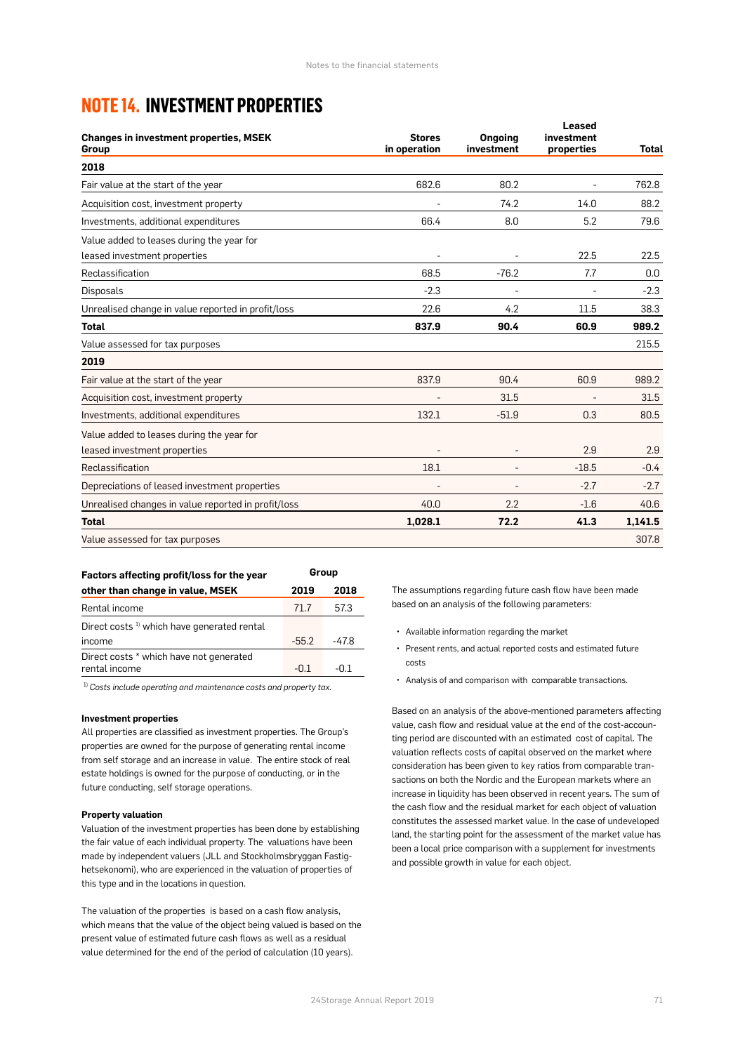# NOTE 14. INVESTMENT PROPERTIES

| Changes in investment properties, MSEK Group | Stores in operation | Ongoing investment | Leased investment properties | Total |
|---|---|---|---|---|
| **2018** | | | | |
| Fair value at the start of the year | 682.6 | 80.2 | - | 762.8 |
| Acquisition cost, investment property | - | 74.2 | 14.0 | 88.2 |
| Investments, additional expenditures | 66.4 | 8.0 | 5.2 | 79.6 |
| Value added to leases during the year for leased investment properties | - | - | 22.5 | 22.5 |
| Reclassification | 68.5 | -76.2 | 7.7 | 0.0 |
| Disposals | -2.3 | - | - | -2.3 |
| Unrealised change in value reported in profit/loss | 22.6 | 4.2 | 11.5 | 38.3 |
| **Total** | **837.9** | **90.4** | **60.9** | **989.2** |
| Value assessed for tax purposes | | | | 215.5 |
| **2019** | | | | |
| Fair value at the start of the year | 837.9 | 90.4 | 60.9 | 989.2 |
| Acquisition cost, investment property | - | 31.5 | - | 31.5 |
| Investments, additional expenditures | 132.1 | -51.9 | 0.3 | 80.5 |
| Value added to leases during the year for leased investment properties | - | - | 2.9 | 2.9 |
| Reclassification | 18.1 | - | -18.5 | -0.4 |
| Depreciations of leased investment properties | - | - | -2.7 | -2.7 |
| Unrealised changes in value reported in profit/loss | 40.0 | 2.2 | -1.6 | 40.6 |
| **Total** | **1,028.1** | **72.2** | **41.3** | **1,141.5** |
| Value assessed for tax purposes | | | | 307.8 |

| Factors affecting profit/loss for the year other than change in value, MSEK | Group 2019 | Group 2018 |
|---|---|---|
| Rental income | 71.7 | 57.3 |
| Direct costs [1] which have generated rental income | -55.2 | -47.8 |
| Direct costs * which have not generated rental income | -0.1 | -0.1 |

[1] *Costs include operating and maintenance costs and property tax.*

**Investment properties**

All properties are classified as investment properties. The Group's properties are owned for the purpose of generating rental income from self storage and an increase in value. The entire stock of real estate holdings is owned for the purpose of conducting, or in the future conducting, self storage operations.

**Property valuation**

Valuation of the investment properties has been done by establishing the fair value of each individual property. The valuations have been made by independent valuers (JLL and Stockholmsbryggan Fastighetsekonomi), who are experienced in the valuation of properties of this type and in the locations in question.

The valuation of the properties is based on a cash flow analysis, which means that the value of the object being valued is based on the present value of estimated future cash flows as well as a residual value determined for the end of the period of calculation (10 years).

The assumptions regarding future cash flow have been made based on an analysis of the following parameters:

- Available information regarding the market
- Present rents, and actual reported costs and estimated future costs
- Analysis of and comparison with comparable transactions.

Based on an analysis of the above-mentioned parameters affecting value, cash flow and residual value at the end of the cost-accounting period are discounted with an estimated cost of capital. The valuation reflects costs of capital observed on the market where consideration has been given to key ratios from comparable transactions on both the Nordic and the European markets where an increase in liquidity has been observed in recent years. The sum of the cash flow and the residual market for each object of valuation constitutes the assessed market value. In the case of undeveloped land, the starting point for the assessment of the market value has been a local price comparison with a supplement for investments and possible growth in value for each object.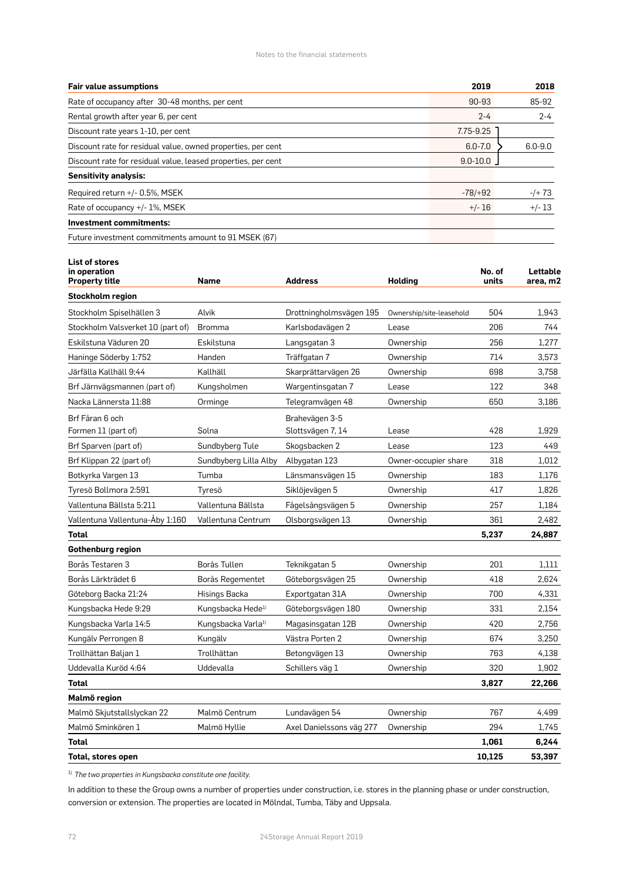| Fair value assumptions | 2019 | 2018 |
| --- | --- | --- |
| Rate of occupancy after 30-48 months, per cent | 90-93 | 85-92 |
| Rental growth after year 6, per cent | 2-4 | 2-4 |
| Discount rate years 1-10, per cent | 7.75-9.25 | 6.0-9.0 |
| Discount rate for residual value, owned properties, per cent | 6.0-7.0 | |
| Discount rate for residual value, leased properties, per cent | 9.0-10.0 | |
| **Sensitivity analysis:** | | |
| Required return +/- 0.5%, MSEK | -78/+92 | -/+ 73 |
| Rate of occupancy +/- 1%, MSEK | +/- 16 | +/- 13 |
| **Investment commitments:** | | |
| Future investment commitments amount to 91 MSEK (67) | | |

| List of stores in operation Property title | Name | Address | Holding | No. of units | Lettable area, m2 |
| --- | --- | --- | --- | --- | --- |
| **Stockholm region** | | | | | |
| Stockholm Spiselhällen 3 | Alvik | Drottningholmsvägen 195 | Ownership/site-leasehold | 504 | 1,943 |
| Stockholm Valsverket 10 (part of) | Bromma | Karlsbodavägen 2 | Lease | 206 | 744 |
| Eskilstuna Väduren 20 | Eskilstuna | Langsgatan 3 | Ownership | 256 | 1,277 |
| Haninge Söderby 1:752 | Handen | Träffgatan 7 | Ownership | 714 | 3,573 |
| Järfälla Kallhäll 9:44 | Kallhäll | Skarprättarvägen 26 | Ownership | 698 | 3,758 |
| Brf Järnvägsmannen (part of) | Kungsholmen | Wargentinsgatan 7 | Lease | 122 | 348 |
| Nacka Lännersta 11:88 | Orminge | Telegramvägen 48 | Ownership | 650 | 3,186 |
| Brf Fåran 6 och Formen 11 (part of) | Solna | Brahevägen 3-5 Slottsvägen 7, 14 | Lease | 428 | 1,929 |
| Brf Sparven (part of) | Sundbyberg Tule | Skogsbacken 2 | Lease | 123 | 449 |
| Brf Klippan 22 (part of) | Sundbyberg Lilla Alby | Albygatan 123 | Owner-occupier share | 318 | 1,012 |
| Botkyrka Vargen 13 | Tumba | Länsmansvägen 15 | Ownership | 183 | 1,176 |
| Tyresö Bollmora 2:591 | Tyresö | Siklöjevägen 5 | Ownership | 417 | 1,826 |
| Vallentuna Bällsta 5:211 | Vallentuna Bällsta | Fågelsångsvägen 5 | Ownership | 257 | 1,184 |
| Vallentuna Vallentuna-Åby 1:160 | Vallentuna Centrum | Olsborgsvägen 13 | Ownership | 361 | 2,482 |
| **Total** | | | | **5,237** | **24,887** |
| **Gothenburg region** | | | | | |
| Borås Testaren 3 | Borås Tullen | Teknikgatan 5 | Ownership | 201 | 1,111 |
| Borås Lärkträdet 6 | Borås Regementet | Göteborgsvägen 25 | Ownership | 418 | 2,624 |
| Göteborg Backa 21:24 | Hisings Backa | Exportgatan 31A | Ownership | 700 | 4,331 |
| Kungsbacka Hede 9:29 | Kungsbacka Hede[1] | Göteborgsvägen 180 | Ownership | 331 | 2,154 |
| Kungsbacka Varla 14:5 | Kungsbacka Varla[1] | Magasinsgatan 12B | Ownership | 420 | 2,756 |
| Kungälv Perrongen 8 | Kungälv | Västra Porten 2 | Ownership | 674 | 3,250 |
| Trollhättan Baljan 1 | Trollhättan | Betongvägen 13 | Ownership | 763 | 4,138 |
| Uddevalla Kuröd 4:64 | Uddevalla | Schillers väg 1 | Ownership | 320 | 1,902 |
| **Total** | | | | **3,827** | **22,266** |
| **Malmö region** | | | | | |
| Malmö Skjutstallslyckan 22 | Malmö Centrum | Lundavägen 54 | Ownership | 767 | 4,499 |
| Malmö Sminkören 1 | Malmö Hyllie | Axel Danielssons väg 277 | Ownership | 294 | 1,745 |
| **Total** | | | | **1,061** | **6,244** |
| **Total, stores open** | | | | **10,125** | **53,397** |

[1] *The two properties in Kungsbacka constitute one facility.*

In addition to these the Group owns a number of properties under construction, i.e. stores in the planning phase or under construction, conversion or extension. The properties are located in Mölndal, Tumba, Täby and Uppsala.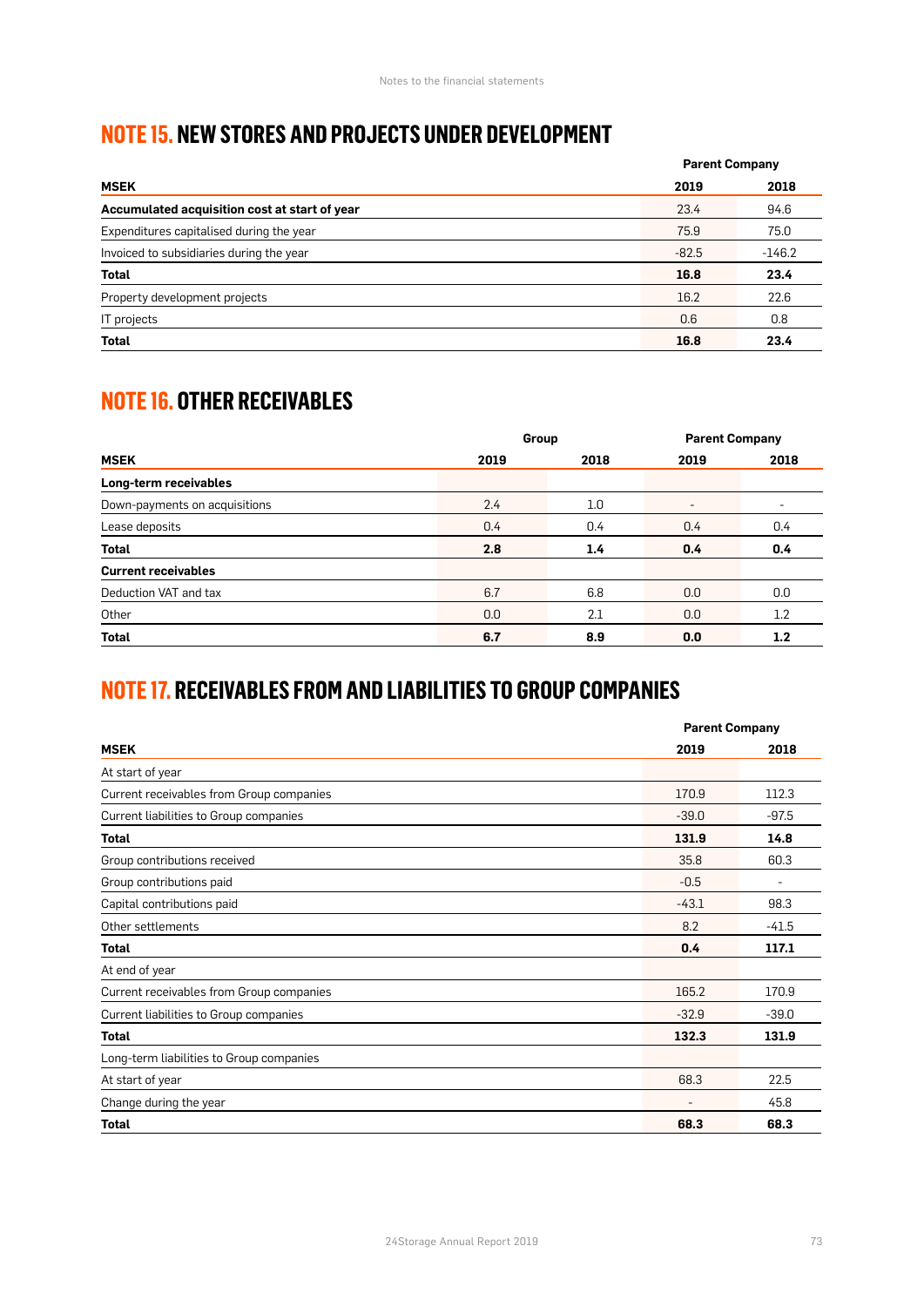## NOTE 15. NEW STORES AND PROJECTS UNDER DEVELOPMENT

| | Parent Company | |
|---|---|---|
| **MSEK** | **2019** | **2018** |
| **Accumulated acquisition cost at start of year** | 23.4 | 94.6 |
| Expenditures capitalised during the year | 75.9 | 75.0 |
| Invoiced to subsidiaries during the year | -82.5 | -146.2 |
| **Total** | **16.8** | **23.4** |
| Property development projects | 16.2 | 22.6 |
| IT projects | 0.6 | 0.8 |
| **Total** | **16.8** | **23.4** |

## NOTE 16. OTHER RECEIVABLES

| | Group | | Parent Company | |
|---|---|---|---|---|
| **MSEK** | **2019** | **2018** | **2019** | **2018** |
| **Long-term receivables** | | | | |
| Down-payments on acquisitions | 2.4 | 1.0 | - | - |
| Lease deposits | 0.4 | 0.4 | 0.4 | 0.4 |
| **Total** | **2.8** | **1.4** | **0.4** | **0.4** |
| **Current receivables** | | | | |
| Deduction VAT and tax | 6.7 | 6.8 | 0.0 | 0.0 |
| Other | 0.0 | 2.1 | 0.0 | 1.2 |
| **Total** | **6.7** | **8.9** | **0.0** | **1.2** |

## NOTE 17. RECEIVABLES FROM AND LIABILITIES TO GROUP COMPANIES

| | Parent Company | |
|---|---|---|
| **MSEK** | **2019** | **2018** |
| At start of year | | |
| Current receivables from Group companies | 170.9 | 112.3 |
| Current liabilities to Group companies | -39.0 | -97.5 |
| **Total** | **131.9** | **14.8** |
| Group contributions received | 35.8 | 60.3 |
| Group contributions paid | -0.5 | - |
| Capital contributions paid | -43.1 | 98.3 |
| Other settlements | 8.2 | -41.5 |
| **Total** | **0.4** | **117.1** |
| At end of year | | |
| Current receivables from Group companies | 165.2 | 170.9 |
| Current liabilities to Group companies | -32.9 | -39.0 |
| **Total** | **132.3** | **131.9** |
| Long-term liabilities to Group companies | | |
| At start of year | 68.3 | 22.5 |
| Change during the year | - | 45.8 |
| **Total** | **68.3** | **68.3** |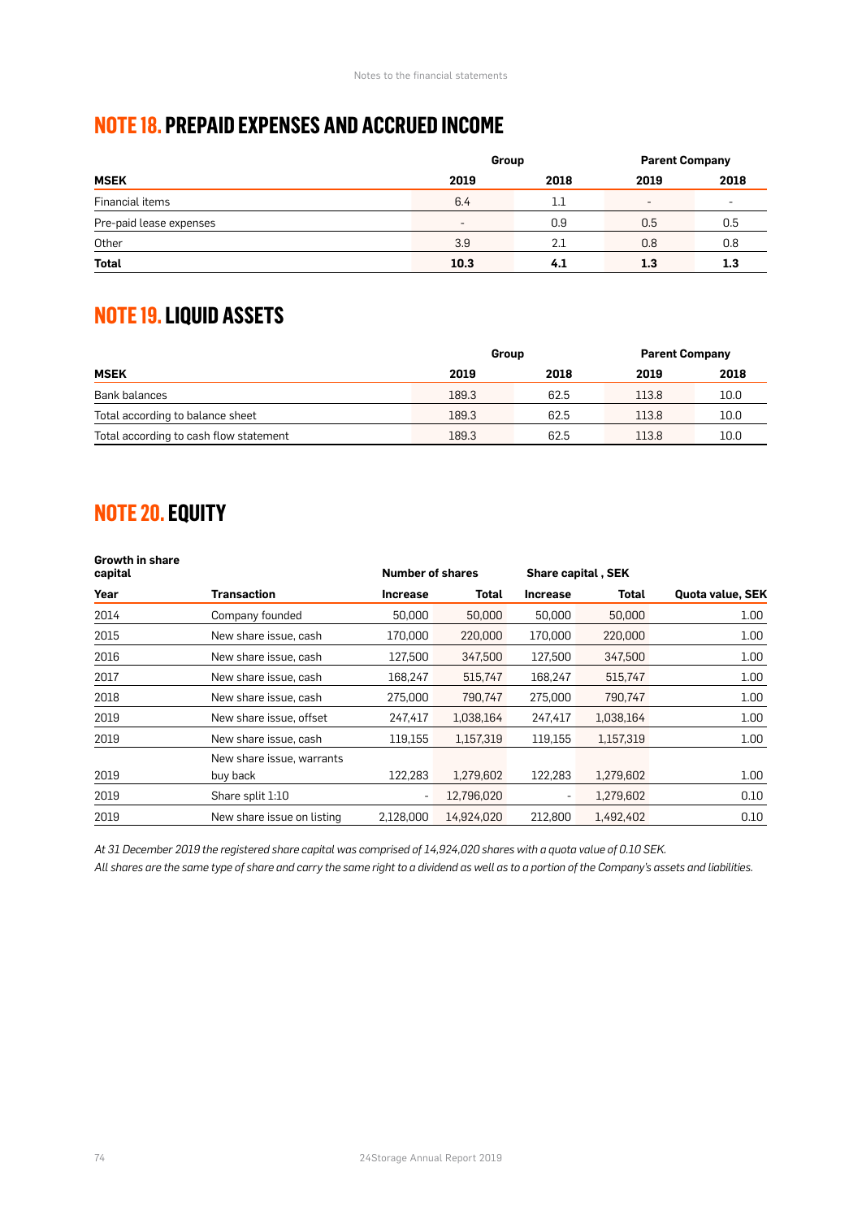## NOTE 18. PREPAID EXPENSES AND ACCRUED INCOME

| | Group | | Parent Company | |
|---|---|---|---|---|
| **MSEK** | **2019** | **2018** | **2019** | **2018** |
| Financial items | 6.4 | 1.1 | - | - |
| Pre-paid lease expenses | - | 0.9 | 0.5 | 0.5 |
| Other | 3.9 | 2.1 | 0.8 | 0.8 |
| **Total** | **10.3** | **4.1** | **1.3** | **1.3** |

## NOTE 19. LIQUID ASSETS

| | Group | | Parent Company | |
|---|---|---|---|---|
| **MSEK** | **2019** | **2018** | **2019** | **2018** |
| Bank balances | 189.3 | 62.5 | 113.8 | 10.0 |
| Total according to balance sheet | 189.3 | 62.5 | 113.8 | 10.0 |
| Total according to cash flow statement | 189.3 | 62.5 | 113.8 | 10.0 |

## NOTE 20. EQUITY

| **Growth in share capital** | | **Number of shares** | | **Share capital , SEK** | | |
|---|---|---|---|---|---|---|
| **Year** | **Transaction** | **Increase** | **Total** | **Increase** | **Total** | **Quota value, SEK** |
| 2014 | Company founded | 50,000 | 50,000 | 50,000 | 50,000 | 1.00 |
| 2015 | New share issue, cash | 170,000 | 220,000 | 170,000 | 220,000 | 1.00 |
| 2016 | New share issue, cash | 127,500 | 347,500 | 127,500 | 347,500 | 1.00 |
| 2017 | New share issue, cash | 168,247 | 515,747 | 168,247 | 515,747 | 1.00 |
| 2018 | New share issue, cash | 275,000 | 790,747 | 275,000 | 790,747 | 1.00 |
| 2019 | New share issue, offset | 247,417 | 1,038,164 | 247,417 | 1,038,164 | 1.00 |
| 2019 | New share issue, cash | 119,155 | 1,157,319 | 119,155 | 1,157,319 | 1.00 |
| 2019 | New share issue, warrants buy back | 122,283 | 1,279,602 | 122,283 | 1,279,602 | 1.00 |
| 2019 | Share split 1:10 | - | 12,796,020 | - | 1,279,602 | 0.10 |
| 2019 | New share issue on listing | 2,128,000 | 14,924,020 | 212,800 | 1,492,402 | 0.10 |

*At 31 December 2019 the registered share capital was comprised of 14,924,020 shares with a quota value of 0.10 SEK.*

*All shares are the same type of share and carry the same right to a dividend as well as to a portion of the Company's assets and liabilities.*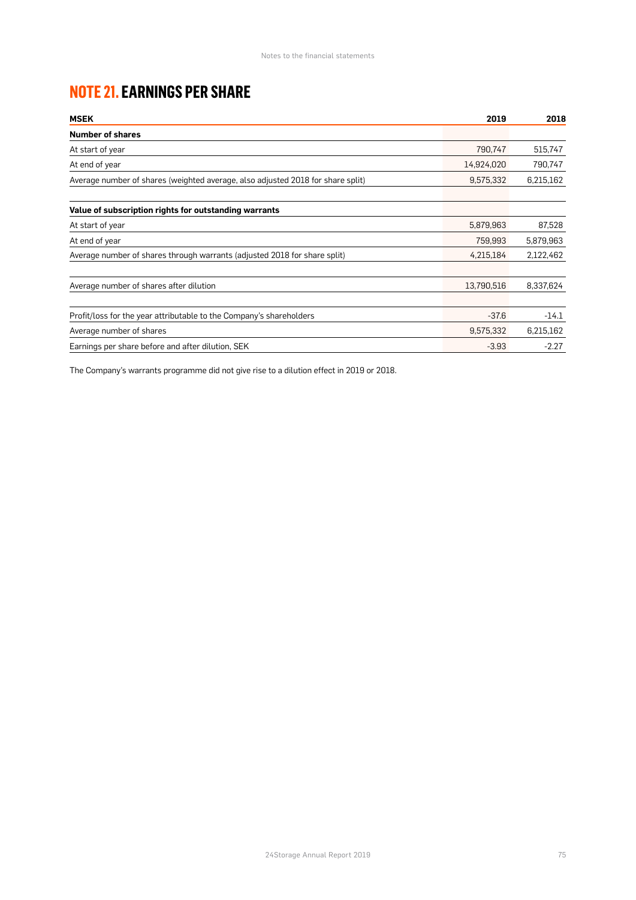# NOTE 21. EARNINGS PER SHARE

| MSEK | 2019 | 2018 |
|---|---|---|
| **Number of shares** | | |
| At start of year | 790,747 | 515,747 |
| At end of year | 14,924,020 | 790,747 |
| Average number of shares (weighted average, also adjusted 2018 for share split) | 9,575,332 | 6,215,162 |
| | | |
| **Value of subscription rights for outstanding warrants** | | |
| At start of year | 5,879,963 | 87,528 |
| At end of year | 759,993 | 5,879,963 |
| Average number of shares through warrants (adjusted 2018 for share split) | 4,215,184 | 2,122,462 |
| | | |
| Average number of shares after dilution | 13,790,516 | 8,337,624 |
| | | |
| Profit/loss for the year attributable to the Company's shareholders | -37.6 | -14.1 |
| Average number of shares | 9,575,332 | 6,215,162 |
| Earnings per share before and after dilution, SEK | -3.93 | -2.27 |

The Company's warrants programme did not give rise to a dilution effect in 2019 or 2018.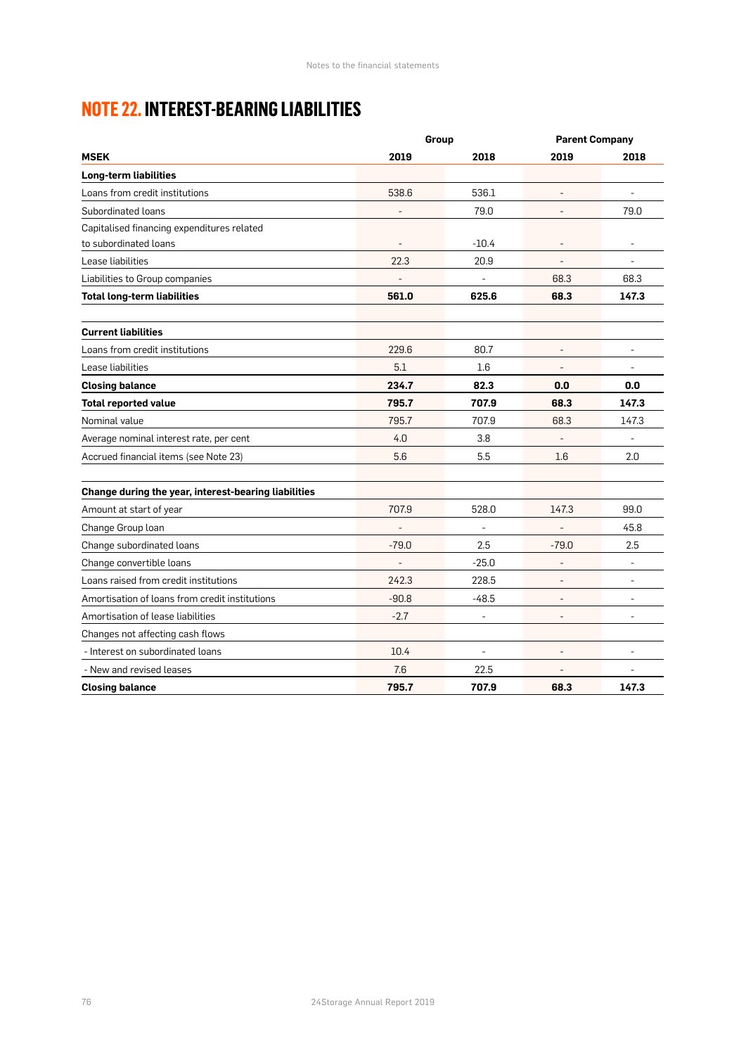# NOTE 22. INTEREST-BEARING LIABILITIES

| | Group | | Parent Company | |
|---|---|---|---|---|
| **MSEK** | **2019** | **2018** | **2019** | **2018** |
| **Long-term liabilities** | | | | |
| Loans from credit institutions | 538.6 | 536.1 | - | - |
| Subordinated loans | - | 79.0 | - | 79.0 |
| Capitalised financing expenditures related to subordinated loans | - | -10.4 | - | - |
| Lease liabilities | 22.3 | 20.9 | - | - |
| Liabilities to Group companies | - | - | 68.3 | 68.3 |
| **Total long-term liabilities** | **561.0** | **625.6** | **68.3** | **147.3** |
| | | | | |
| **Current liabilities** | | | | |
| Loans from credit institutions | 229.6 | 80.7 | - | - |
| Lease liabilities | 5.1 | 1.6 | - | - |
| **Closing balance** | **234.7** | **82.3** | **0.0** | **0.0** |
| **Total reported value** | **795.7** | **707.9** | **68.3** | **147.3** |
| Nominal value | 795.7 | 707.9 | 68.3 | 147.3 |
| Average nominal interest rate, per cent | 4.0 | 3.8 | - | - |
| Accrued financial items (see Note 23) | 5.6 | 5.5 | 1.6 | 2.0 |
| | | | | |
| **Change during the year, interest-bearing liabilities** | | | | |
| Amount at start of year | 707.9 | 528.0 | 147.3 | 99.0 |
| Change Group loan | - | - | - | 45.8 |
| Change subordinated loans | -79.0 | 2.5 | -79.0 | 2.5 |
| Change convertible loans | - | -25.0 | - | - |
| Loans raised from credit institutions | 242.3 | 228.5 | - | - |
| Amortisation of loans from credit institutions | -90.8 | -48.5 | - | - |
| Amortisation of lease liabilities | -2.7 | - | - | - |
| Changes not affecting cash flows | | | | |
| - Interest on subordinated loans | 10.4 | - | - | - |
| - New and revised leases | 7.6 | 22.5 | - | - |
| **Closing balance** | **795.7** | **707.9** | **68.3** | **147.3** |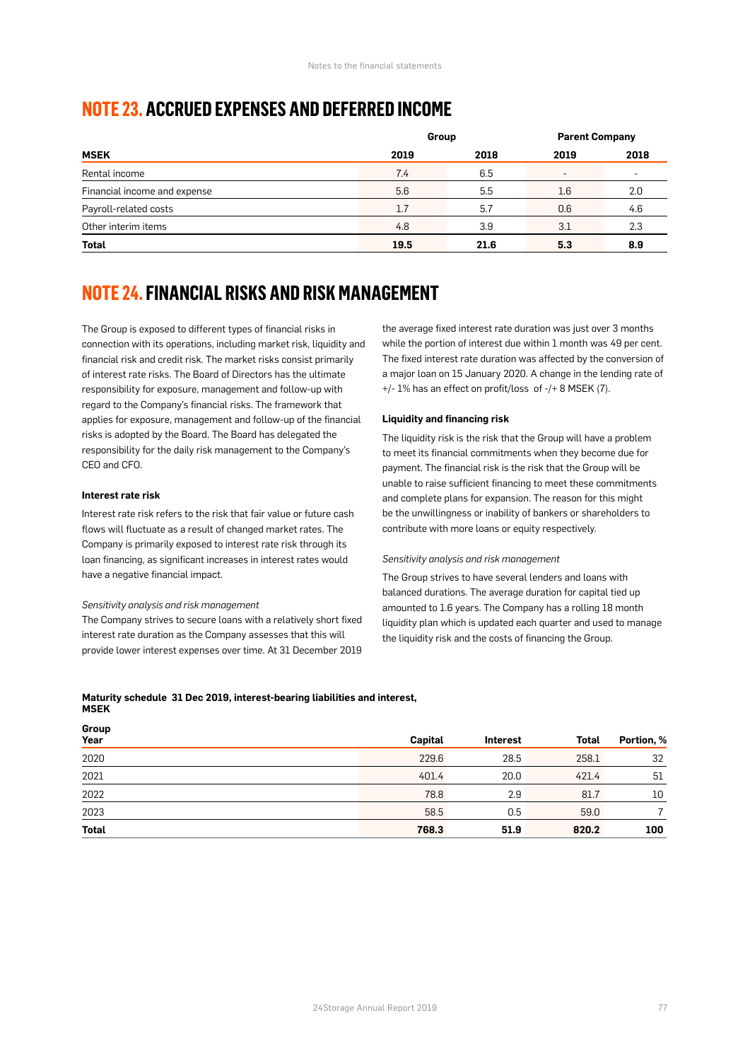## NOTE 23. ACCRUED EXPENSES AND DEFERRED INCOME

| | Group | | Parent Company | |
|---|---|---|---|---|
| **MSEK** | **2019** | **2018** | **2019** | **2018** |
| Rental income | 7.4 | 6.5 | - | - |
| Financial income and expense | 5.6 | 5.5 | 1.6 | 2.0 |
| Payroll-related costs | 1.7 | 5.7 | 0.6 | 4.6 |
| Other interim items | 4.8 | 3.9 | 3.1 | 2.3 |
| **Total** | **19.5** | **21.6** | **5.3** | **8.9** |

## NOTE 24. FINANCIAL RISKS AND RISK MANAGEMENT

The Group is exposed to different types of financial risks in connection with its operations, including market risk, liquidity and financial risk and credit risk. The market risks consist primarily of interest rate risks. The Board of Directors has the ultimate responsibility for exposure, management and follow-up with regard to the Company's financial risks. The framework that applies for exposure, management and follow-up of the financial risks is adopted by the Board. The Board has delegated the responsibility for the daily risk management to the Company's CEO and CFO.

#### Interest rate risk

Interest rate risk refers to the risk that fair value or future cash flows will fluctuate as a result of changed market rates. The Company is primarily exposed to interest rate risk through its loan financing, as significant increases in interest rates would have a negative financial impact.

*Sensitivity analysis and risk management*

The Company strives to secure loans with a relatively short fixed interest rate duration as the Company assesses that this will provide lower interest expenses over time. At 31 December 2019 the average fixed interest rate duration was just over 3 months while the portion of interest due within 1 month was 49 per cent. The fixed interest rate duration was affected by the conversion of a major loan on 15 January 2020. A change in the lending rate of +/- 1% has an effect on profit/loss of -/+ 8 MSEK (7).

#### Liquidity and financing risk

The liquidity risk is the risk that the Group will have a problem to meet its financial commitments when they become due for payment. The financial risk is the risk that the Group will be unable to raise sufficient financing to meet these commitments and complete plans for expansion. The reason for this might be the unwillingness or inability of bankers or shareholders to contribute with more loans or equity respectively.

*Sensitivity analysis and risk management*

The Group strives to have several lenders and loans with balanced durations. The average duration for capital tied up amounted to 1.6 years. The Company has a rolling 18 month liquidity plan which is updated each quarter and used to manage the liquidity risk and the costs of financing the Group.

**Maturity schedule 31 Dec 2019, interest-bearing liabilities and interest, MSEK**

| Group<br>Year | Capital | Interest | Total | Portion, % |
|---|---|---|---|---|
| 2020 | 229.6 | 28.5 | 258.1 | 32 |
| 2021 | 401.4 | 20.0 | 421.4 | 51 |
| 2022 | 78.8 | 2.9 | 81.7 | 10 |
| 2023 | 58.5 | 0.5 | 59.0 | 7 |
| **Total** | **768.3** | **51.9** | **820.2** | **100** |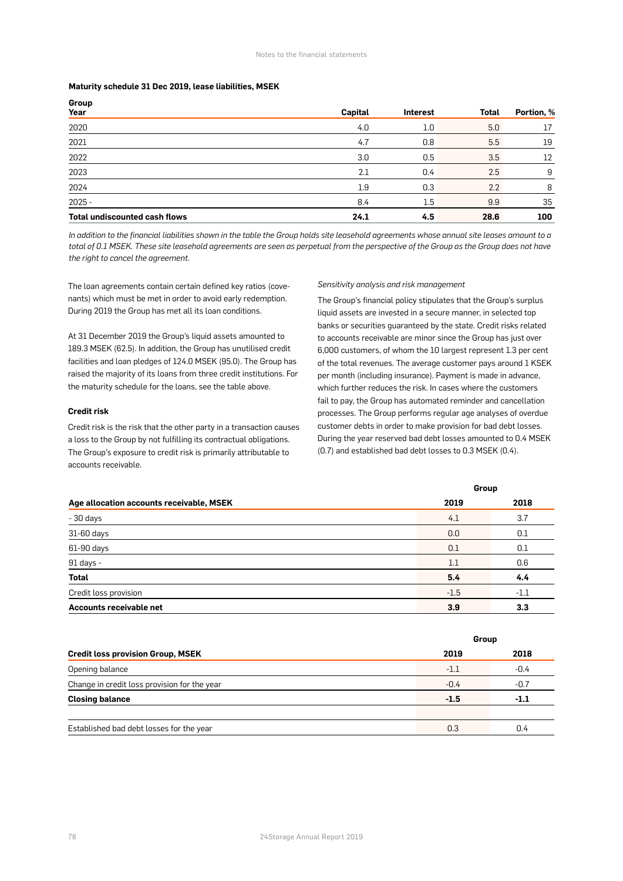**Maturity schedule 31 Dec 2019, lease liabilities, MSEK**

| Group<br>Year | Capital | Interest | Total | Portion, % |
|---|---|---|---|---|
| 2020 | 4.0 | 1.0 | 5.0 | 17 |
| 2021 | 4.7 | 0.8 | 5.5 | 19 |
| 2022 | 3.0 | 0.5 | 3.5 | 12 |
| 2023 | 2.1 | 0.4 | 2.5 | 9 |
| 2024 | 1.9 | 0.3 | 2.2 | 8 |
| 2025 - | 8.4 | 1.5 | 9.9 | 35 |
| **Total undiscounted cash flows** | **24.1** | **4.5** | **28.6** | **100** |

*In addition to the financial liabilities shown in the table the Group holds site leasehold agreements whose annual site leases amount to a total of 0.1 MSEK. These site leasehold agreements are seen as perpetual from the perspective of the Group as the Group does not have the right to cancel the agreement.*

The loan agreements contain certain defined key ratios (covenants) which must be met in order to avoid early redemption. During 2019 the Group has met all its loan conditions.

At 31 December 2019 the Group's liquid assets amounted to 189.3 MSEK (62.5). In addition, the Group has unutilised credit facilities and loan pledges of 124.0 MSEK (95.0). The Group has raised the majority of its loans from three credit institutions. For the maturity schedule for the loans, see the table above.

### Credit risk

Credit risk is the risk that the other party in a transaction causes a loss to the Group by not fulfilling its contractual obligations. The Group's exposure to credit risk is primarily attributable to accounts receivable.

*Sensitivity analysis and risk management*

The Group's financial policy stipulates that the Group's surplus liquid assets are invested in a secure manner, in selected top banks or securities guaranteed by the state. Credit risks related to accounts receivable are minor since the Group has just over 6,000 customers, of whom the 10 largest represent 1.3 per cent of the total revenues. The average customer pays around 1 KSEK per month (including insurance). Payment is made in advance, which further reduces the risk. In cases where the customers fail to pay, the Group has automated reminder and cancellation processes. The Group performs regular age analyses of overdue customer debts in order to make provision for bad debt losses. During the year reserved bad debt losses amounted to 0.4 MSEK (0.7) and established bad debt losses to 0.3 MSEK (0.4).

| | Group | |
|---|---|---|
| **Age allocation accounts receivable, MSEK** | **2019** | **2018** |
| - 30 days | 4.1 | 3.7 |
| 31-60 days | 0.0 | 0.1 |
| 61-90 days | 0.1 | 0.1 |
| 91 days - | 1.1 | 0.6 |
| **Total** | **5.4** | **4.4** |
| Credit loss provision | -1.5 | -1.1 |
| **Accounts receivable net** | **3.9** | **3.3** |

| | Group | |
|---|---|---|
| **Credit loss provision Group, MSEK** | **2019** | **2018** |
| Opening balance | -1.1 | -0.4 |
| Change in credit loss provision for the year | -0.4 | -0.7 |
| **Closing balance** | **-1.5** | **-1.1** |
| | | |
| Established bad debt losses for the year | 0.3 | 0.4 |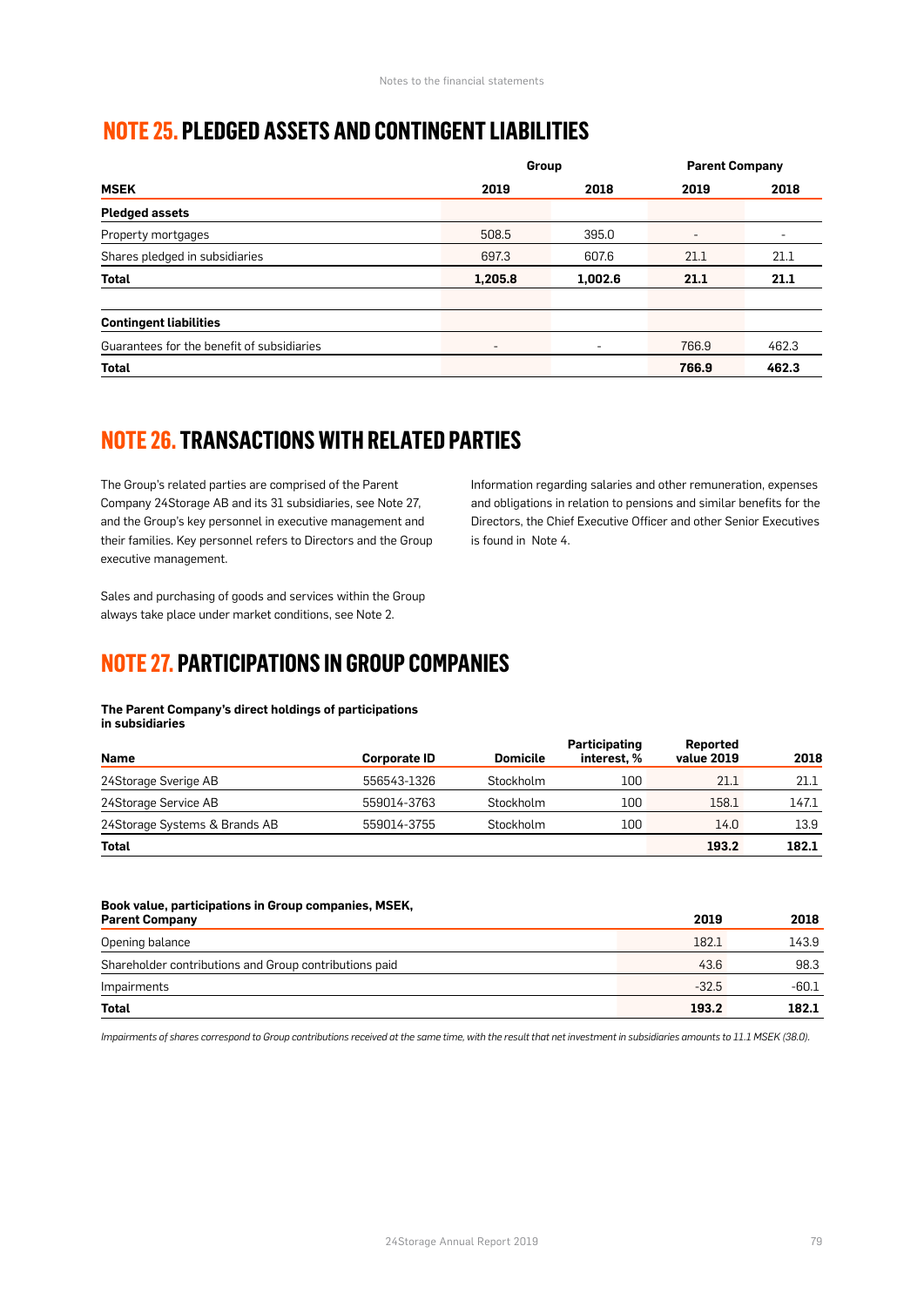## NOTE 25. PLEDGED ASSETS AND CONTINGENT LIABILITIES

| | Group | | Parent Company | |
|---|---|---|---|---|
| **MSEK** | **2019** | **2018** | **2019** | **2018** |
| **Pledged assets** | | | | |
| Property mortgages | 508.5 | 395.0 | - | - |
| Shares pledged in subsidiaries | 697.3 | 607.6 | 21.1 | 21.1 |
| **Total** | **1,205.8** | **1,002.6** | **21.1** | **21.1** |
| | | | | |
| **Contingent liabilities** | | | | |
| Guarantees for the benefit of subsidiaries | - | - | 766.9 | 462.3 |
| **Total** | | | **766.9** | **462.3** |

## NOTE 26. TRANSACTIONS WITH RELATED PARTIES

The Group's related parties are comprised of the Parent Company 24Storage AB and its 31 subsidiaries, see Note 27, and the Group's key personnel in executive management and their families. Key personnel refers to Directors and the Group executive management.

Sales and purchasing of goods and services within the Group always take place under market conditions, see Note 2.

Information regarding salaries and other remuneration, expenses and obligations in relation to pensions and similar benefits for the Directors, the Chief Executive Officer and other Senior Executives is found in Note 4.

## NOTE 27. PARTICIPATIONS IN GROUP COMPANIES

**The Parent Company's direct holdings of participations in subsidiaries**

| Name | Corporate ID | Domicile | Participating interest, % | Reported value 2019 | 2018 |
|---|---|---|---|---|---|
| 24Storage Sverige AB | 556543-1326 | Stockholm | 100 | 21.1 | 21.1 |
| 24Storage Service AB | 559014-3763 | Stockholm | 100 | 158.1 | 147.1 |
| 24Storage Systems & Brands AB | 559014-3755 | Stockholm | 100 | 14.0 | 13.9 |
| **Total** | | | | **193.2** | **182.1** |

| Book value, participations in Group companies, MSEK, Parent Company | 2019 | 2018 |
|---|---|---|
| Opening balance | 182.1 | 143.9 |
| Shareholder contributions and Group contributions paid | 43.6 | 98.3 |
| Impairments | -32.5 | -60.1 |
| **Total** | **193.2** | **182.1** |

*Impairments of shares correspond to Group contributions received at the same time, with the result that net investment in subsidiaries amounts to 11.1 MSEK (38.0).*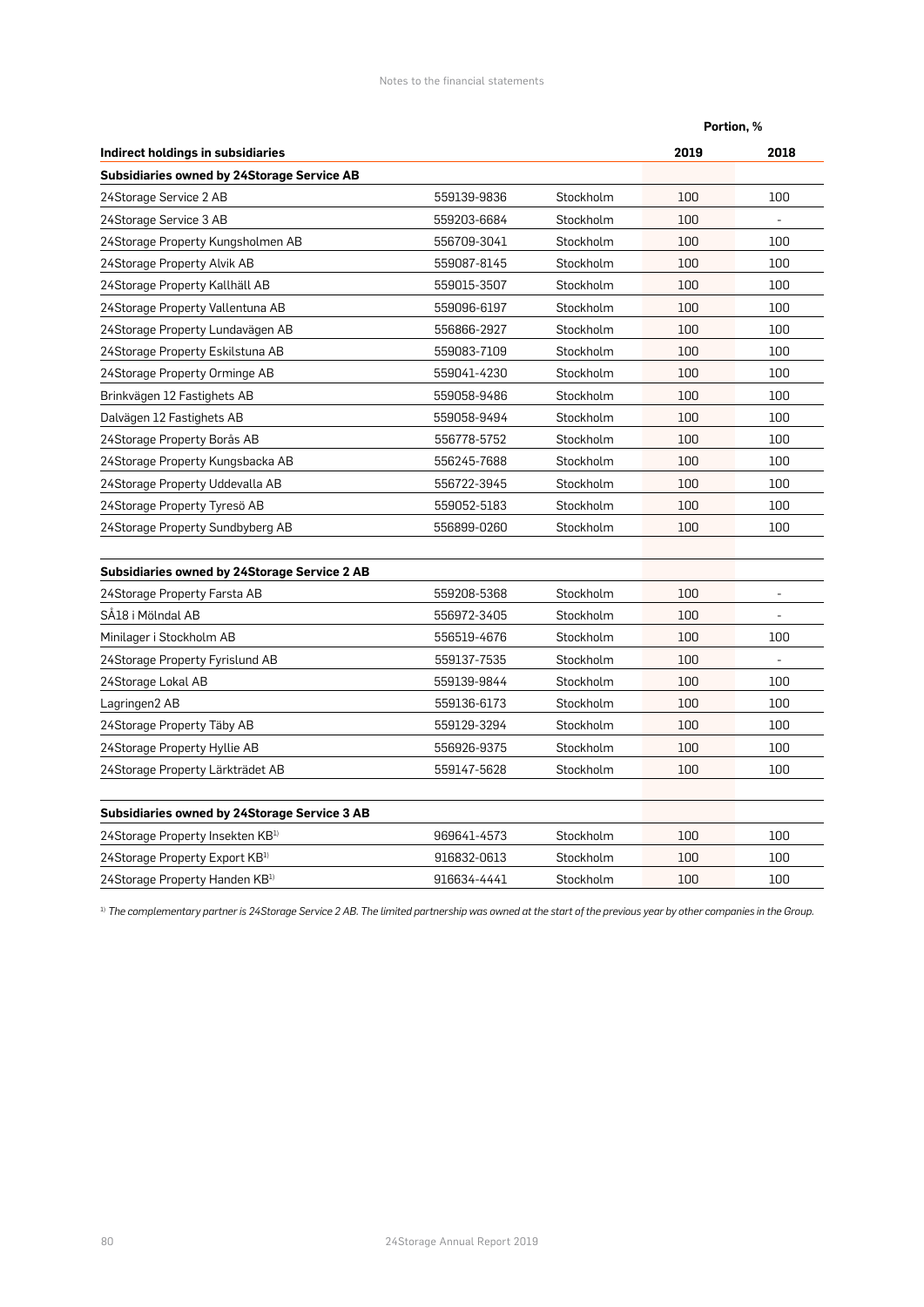| Indirect holdings in subsidiaries | | | Portion, % 2019 | 2018 |
|---|---|---|---|---|
| **Subsidiaries owned by 24Storage Service AB** | | | | |
| 24Storage Service 2 AB | 559139-9836 | Stockholm | 100 | 100 |
| 24Storage Service 3 AB | 559203-6684 | Stockholm | 100 | - |
| 24Storage Property Kungsholmen AB | 556709-3041 | Stockholm | 100 | 100 |
| 24Storage Property Alvik AB | 559087-8145 | Stockholm | 100 | 100 |
| 24Storage Property Kallhäll AB | 559015-3507 | Stockholm | 100 | 100 |
| 24Storage Property Vallentuna AB | 559096-6197 | Stockholm | 100 | 100 |
| 24Storage Property Lundavägen AB | 556866-2927 | Stockholm | 100 | 100 |
| 24Storage Property Eskilstuna AB | 559083-7109 | Stockholm | 100 | 100 |
| 24Storage Property Orminge AB | 559041-4230 | Stockholm | 100 | 100 |
| Brinkvägen 12 Fastighets AB | 559058-9486 | Stockholm | 100 | 100 |
| Dalvägen 12 Fastighets AB | 559058-9494 | Stockholm | 100 | 100 |
| 24Storage Property Borås AB | 556778-5752 | Stockholm | 100 | 100 |
| 24Storage Property Kungsbacka AB | 556245-7688 | Stockholm | 100 | 100 |
| 24Storage Property Uddevalla AB | 556722-3945 | Stockholm | 100 | 100 |
| 24Storage Property Tyresö AB | 559052-5183 | Stockholm | 100 | 100 |
| 24Storage Property Sundbyberg AB | 556899-0260 | Stockholm | 100 | 100 |
| | | | | |
| **Subsidiaries owned by 24Storage Service 2 AB** | | | | |
| 24Storage Property Farsta AB | 559208-5368 | Stockholm | 100 | - |
| SÅ18 i Mölndal AB | 556972-3405 | Stockholm | 100 | - |
| Minilager i Stockholm AB | 556519-4676 | Stockholm | 100 | 100 |
| 24Storage Property Fyrislund AB | 559137-7535 | Stockholm | 100 | - |
| 24Storage Lokal AB | 559139-9844 | Stockholm | 100 | 100 |
| Lagringen2 AB | 559136-6173 | Stockholm | 100 | 100 |
| 24Storage Property Täby AB | 559129-3294 | Stockholm | 100 | 100 |
| 24Storage Property Hyllie AB | 556926-9375 | Stockholm | 100 | 100 |
| 24Storage Property Lärkträdet AB | 559147-5628 | Stockholm | 100 | 100 |
| | | | | |
| **Subsidiaries owned by 24Storage Service 3 AB** | | | | |
| 24Storage Property Insekten KB[1] | 969641-4573 | Stockholm | 100 | 100 |
| 24Storage Property Export KB[1] | 916832-0613 | Stockholm | 100 | 100 |
| 24Storage Property Handen KB[1] | 916634-4441 | Stockholm | 100 | 100 |

[1] *The complementary partner is 24Storage Service 2 AB. The limited partnership was owned at the start of the previous year by other companies in the Group.*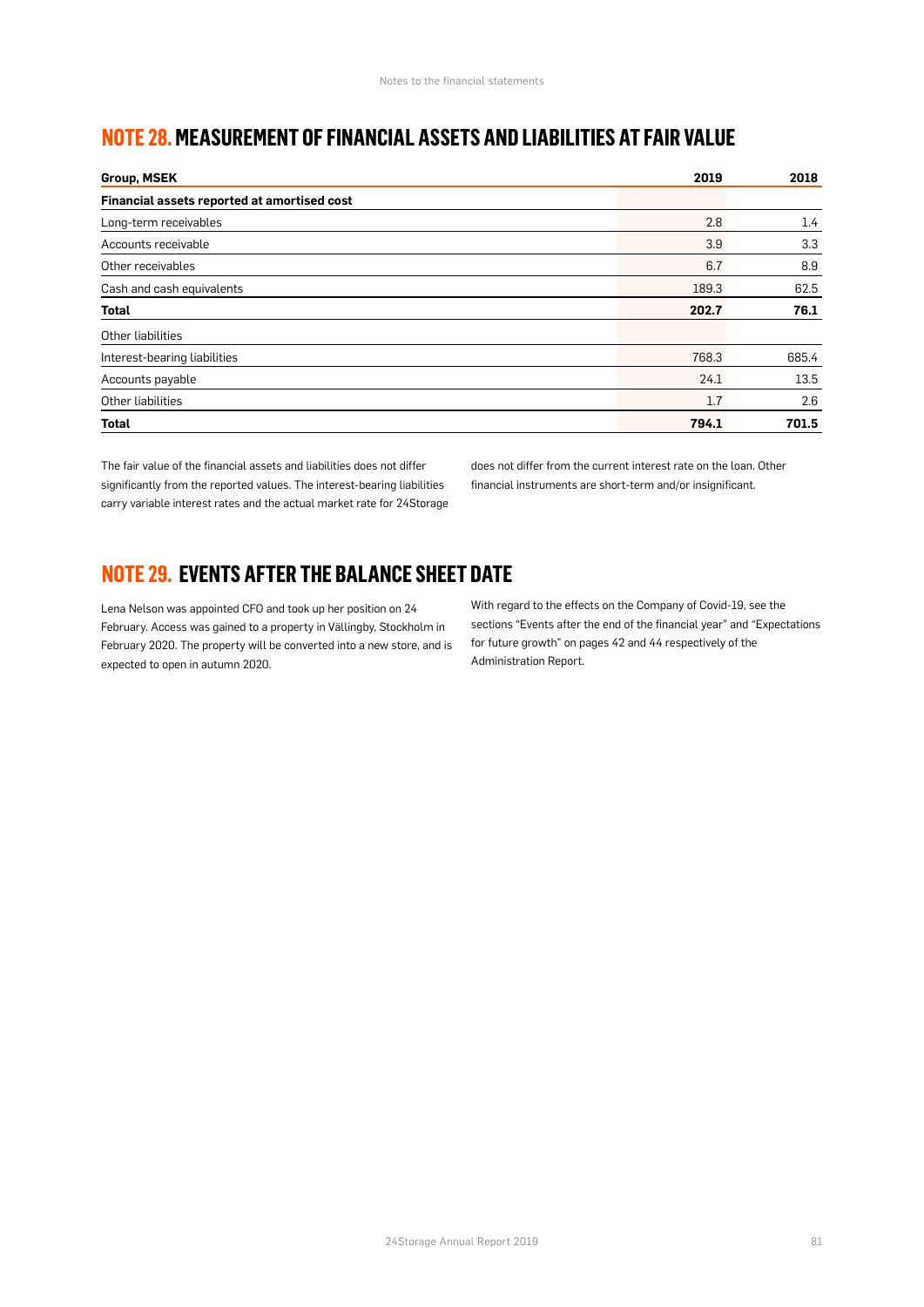## NOTE 28. MEASUREMENT OF FINANCIAL ASSETS AND LIABILITIES AT FAIR VALUE

| Group, MSEK | 2019 | 2018 |
|---|---|---|
| **Financial assets reported at amortised cost** | | |
| Long-term receivables | 2.8 | 1.4 |
| Accounts receivable | 3.9 | 3.3 |
| Other receivables | 6.7 | 8.9 |
| Cash and cash equivalents | 189.3 | 62.5 |
| **Total** | **202.7** | **76.1** |
| Other liabilities | | |
| Interest-bearing liabilities | 768.3 | 685.4 |
| Accounts payable | 24.1 | 13.5 |
| Other liabilities | 1.7 | 2.6 |
| **Total** | **794.1** | **701.5** |

The fair value of the financial assets and liabilities does not differ significantly from the reported values. The interest-bearing liabilities carry variable interest rates and the actual market rate for 24Storage does not differ from the current interest rate on the loan. Other financial instruments are short-term and/or insignificant.

## NOTE 29. EVENTS AFTER THE BALANCE SHEET DATE

Lena Nelson was appointed CFO and took up her position on 24 February. Access was gained to a property in Vällingby, Stockholm in February 2020. The property will be converted into a new store, and is expected to open in autumn 2020.

With regard to the effects on the Company of Covid-19, see the sections "Events after the end of the financial year" and "Expectations for future growth" on pages 42 and 44 respectively of the Administration Report.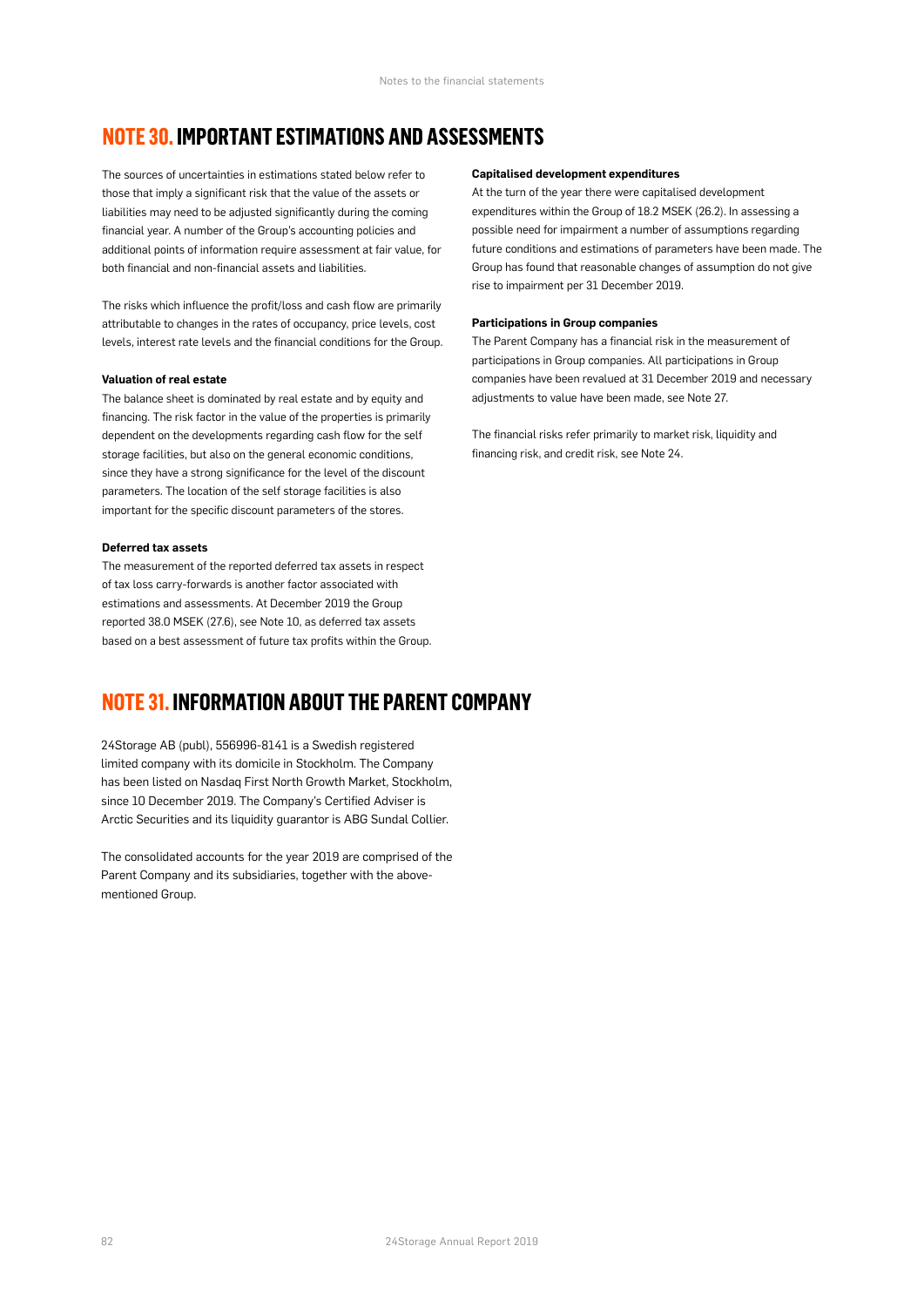## NOTE 30. IMPORTANT ESTIMATIONS AND ASSESSMENTS

The sources of uncertainties in estimations stated below refer to those that imply a significant risk that the value of the assets or liabilities may need to be adjusted significantly during the coming financial year. A number of the Group's accounting policies and additional points of information require assessment at fair value, for both financial and non-financial assets and liabilities.

The risks which influence the profit/loss and cash flow are primarily attributable to changes in the rates of occupancy, price levels, cost levels, interest rate levels and the financial conditions for the Group.

**Valuation of real estate**

The balance sheet is dominated by real estate and by equity and financing. The risk factor in the value of the properties is primarily dependent on the developments regarding cash flow for the self storage facilities, but also on the general economic conditions, since they have a strong significance for the level of the discount parameters. The location of the self storage facilities is also important for the specific discount parameters of the stores.

**Deferred tax assets**

The measurement of the reported deferred tax assets in respect of tax loss carry-forwards is another factor associated with estimations and assessments. At December 2019 the Group reported 38.0 MSEK (27.6), see Note 10, as deferred tax assets based on a best assessment of future tax profits within the Group.

**Capitalised development expenditures**

At the turn of the year there were capitalised development expenditures within the Group of 18.2 MSEK (26.2). In assessing a possible need for impairment a number of assumptions regarding future conditions and estimations of parameters have been made. The Group has found that reasonable changes of assumption do not give rise to impairment per 31 December 2019.

**Participations in Group companies**

The Parent Company has a financial risk in the measurement of participations in Group companies. All participations in Group companies have been revalued at 31 December 2019 and necessary adjustments to value have been made, see Note 27.

The financial risks refer primarily to market risk, liquidity and financing risk, and credit risk, see Note 24.

## NOTE 31. INFORMATION ABOUT THE PARENT COMPANY

24Storage AB (publ), 556996-8141 is a Swedish registered limited company with its domicile in Stockholm. The Company has been listed on Nasdaq First North Growth Market, Stockholm, since 10 December 2019. The Company's Certified Adviser is Arctic Securities and its liquidity guarantor is ABG Sundal Collier.

The consolidated accounts for the year 2019 are comprised of the Parent Company and its subsidiaries, together with the above-mentioned Group.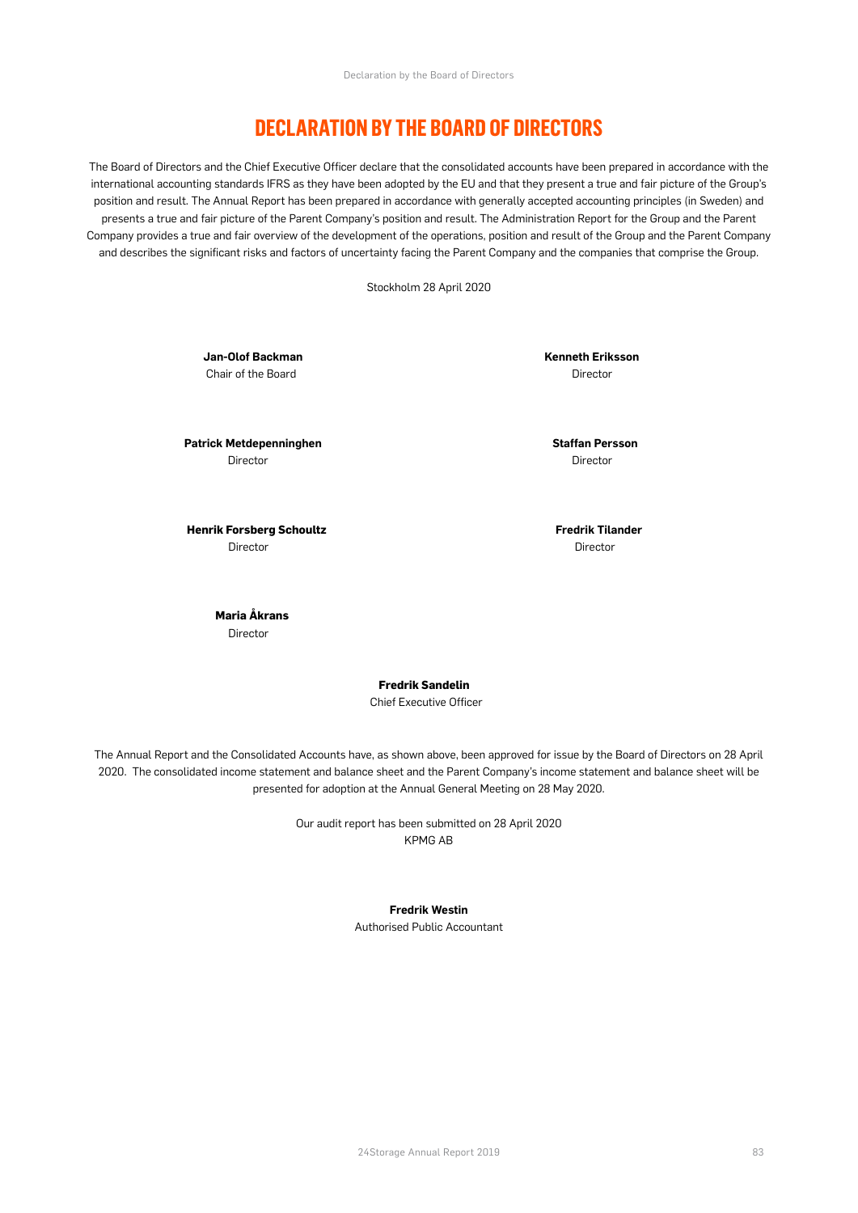# DECLARATION BY THE BOARD OF DIRECTORS

The Board of Directors and the Chief Executive Officer declare that the consolidated accounts have been prepared in accordance with the international accounting standards IFRS as they have been adopted by the EU and that they present a true and fair picture of the Group's position and result. The Annual Report has been prepared in accordance with generally accepted accounting principles (in Sweden) and presents a true and fair picture of the Parent Company's position and result. The Administration Report for the Group and the Parent Company provides a true and fair overview of the development of the operations, position and result of the Group and the Parent Company and describes the significant risks and factors of uncertainty facing the Parent Company and the companies that comprise the Group.

Stockholm 28 April 2020

**Jan-Olof Backman**
Chair of the Board

**Kenneth Eriksson**
Director

**Patrick Metdepenninghen**
Director

**Staffan Persson**
Director

**Henrik Forsberg Schoultz**
Director

**Fredrik Tilander**
Director

**Maria Åkrans**
Director

**Fredrik Sandelin**
Chief Executive Officer

The Annual Report and the Consolidated Accounts have, as shown above, been approved for issue by the Board of Directors on 28 April 2020. The consolidated income statement and balance sheet and the Parent Company's income statement and balance sheet will be presented for adoption at the Annual General Meeting on 28 May 2020.

Our audit report has been submitted on 28 April 2020
KPMG AB

**Fredrik Westin**
Authorised Public Accountant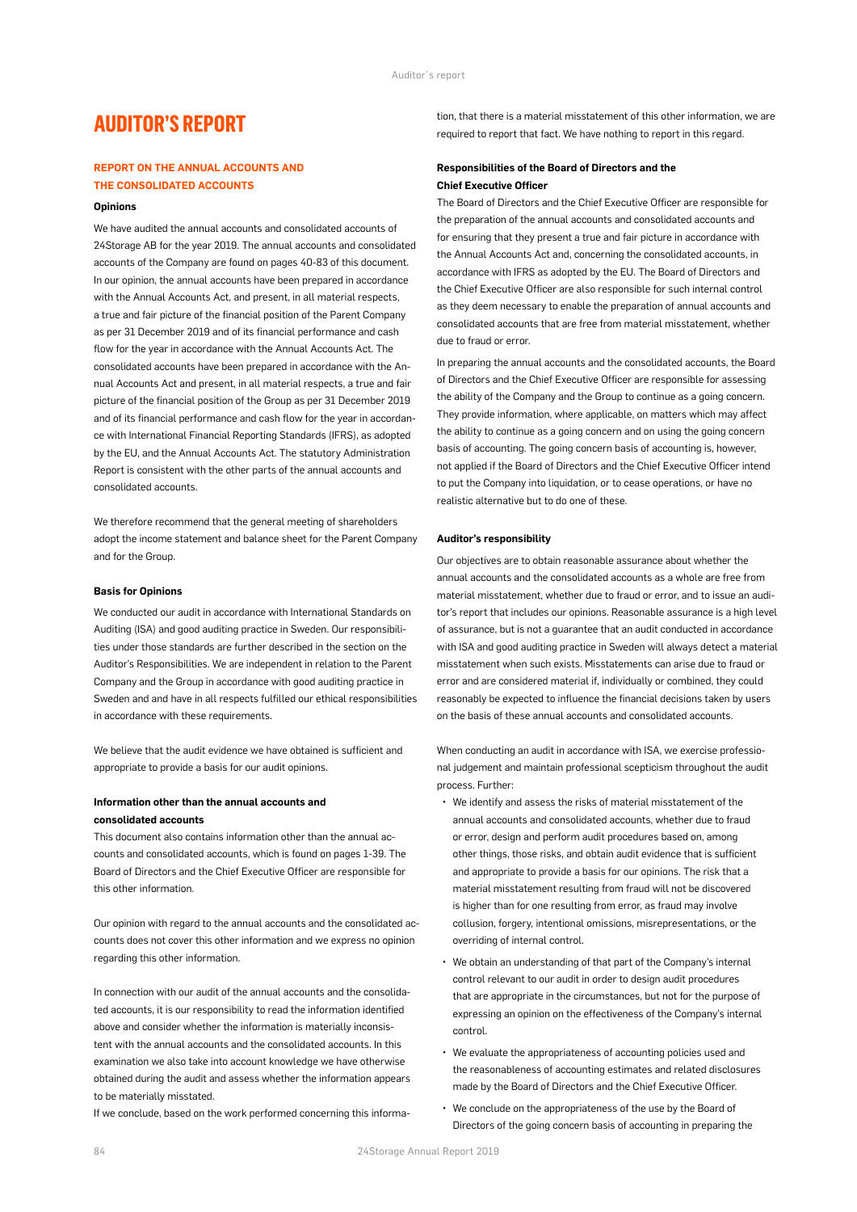# AUDITOR'S REPORT

## REPORT ON THE ANNUAL ACCOUNTS AND THE CONSOLIDATED ACCOUNTS

### Opinions

We have audited the annual accounts and consolidated accounts of 24Storage AB for the year 2019. The annual accounts and consolidated accounts of the Company are found on pages 40-83 of this document. In our opinion, the annual accounts have been prepared in accordance with the Annual Accounts Act, and present, in all material respects, a true and fair picture of the financial position of the Parent Company as per 31 December 2019 and of its financial performance and cash flow for the year in accordance with the Annual Accounts Act. The consolidated accounts have been prepared in accordance with the Annual Accounts Act and present, in all material respects, a true and fair picture of the financial position of the Group as per 31 December 2019 and of its financial performance and cash flow for the year in accordance with International Financial Reporting Standards (IFRS), as adopted by the EU, and the Annual Accounts Act. The statutory Administration Report is consistent with the other parts of the annual accounts and consolidated accounts.

We therefore recommend that the general meeting of shareholders adopt the income statement and balance sheet for the Parent Company and for the Group.

### Basis for Opinions

We conducted our audit in accordance with International Standards on Auditing (ISA) and good auditing practice in Sweden. Our responsibilities under those standards are further described in the section on the Auditor's Responsibilities. We are independent in relation to the Parent Company and the Group in accordance with good auditing practice in Sweden and and have in all respects fulfilled our ethical responsibilities in accordance with these requirements.

We believe that the audit evidence we have obtained is sufficient and appropriate to provide a basis for our audit opinions.

### Information other than the annual accounts and consolidated accounts

This document also contains information other than the annual accounts and consolidated accounts, which is found on pages 1-39. The Board of Directors and the Chief Executive Officer are responsible for this other information.

Our opinion with regard to the annual accounts and the consolidated accounts does not cover this other information and we express no opinion regarding this other information.

In connection with our audit of the annual accounts and the consolidated accounts, it is our responsibility to read the information identified above and consider whether the information is materially inconsistent with the annual accounts and the consolidated accounts. In this examination we also take into account knowledge we have otherwise obtained during the audit and assess whether the information appears to be materially misstated.

If we conclude, based on the work performed concerning this information, that there is a material misstatement of this other information, we are required to report that fact. We have nothing to report in this regard.

### Responsibilities of the Board of Directors and the Chief Executive Officer

The Board of Directors and the Chief Executive Officer are responsible for the preparation of the annual accounts and consolidated accounts and for ensuring that they present a true and fair picture in accordance with the Annual Accounts Act and, concerning the consolidated accounts, in accordance with IFRS as adopted by the EU. The Board of Directors and the Chief Executive Officer are also responsible for such internal control as they deem necessary to enable the preparation of annual accounts and consolidated accounts that are free from material misstatement, whether due to fraud or error.

In preparing the annual accounts and the consolidated accounts, the Board of Directors and the Chief Executive Officer are responsible for assessing the ability of the Company and the Group to continue as a going concern. They provide information, where applicable, on matters which may affect the ability to continue as a going concern and on using the going concern basis of accounting. The going concern basis of accounting is, however, not applied if the Board of Directors and the Chief Executive Officer intend to put the Company into liquidation, or to cease operations, or have no realistic alternative but to do one of these.

### Auditor's responsibility

Our objectives are to obtain reasonable assurance about whether the annual accounts and the consolidated accounts as a whole are free from material misstatement, whether due to fraud or error, and to issue an auditor's report that includes our opinions. Reasonable assurance is a high level of assurance, but is not a guarantee that an audit conducted in accordance with ISA and good auditing practice in Sweden will always detect a material misstatement when such exists. Misstatements can arise due to fraud or error and are considered material if, individually or combined, they could reasonably be expected to influence the financial decisions taken by users on the basis of these annual accounts and consolidated accounts.

When conducting an audit in accordance with ISA, we exercise professional judgement and maintain professional scepticism throughout the audit process. Further:

- We identify and assess the risks of material misstatement of the annual accounts and consolidated accounts, whether due to fraud or error, design and perform audit procedures based on, among other things, those risks, and obtain audit evidence that is sufficient and appropriate to provide a basis for our opinions. The risk that a material misstatement resulting from fraud will not be discovered is higher than for one resulting from error, as fraud may involve collusion, forgery, intentional omissions, misrepresentations, or the overriding of internal control.
- We obtain an understanding of that part of the Company's internal control relevant to our audit in order to design audit procedures that are appropriate in the circumstances, but not for the purpose of expressing an opinion on the effectiveness of the Company's internal control.
- We evaluate the appropriateness of accounting policies used and the reasonableness of accounting estimates and related disclosures made by the Board of Directors and the Chief Executive Officer.
- We conclude on the appropriateness of the use by the Board of Directors of the going concern basis of accounting in preparing the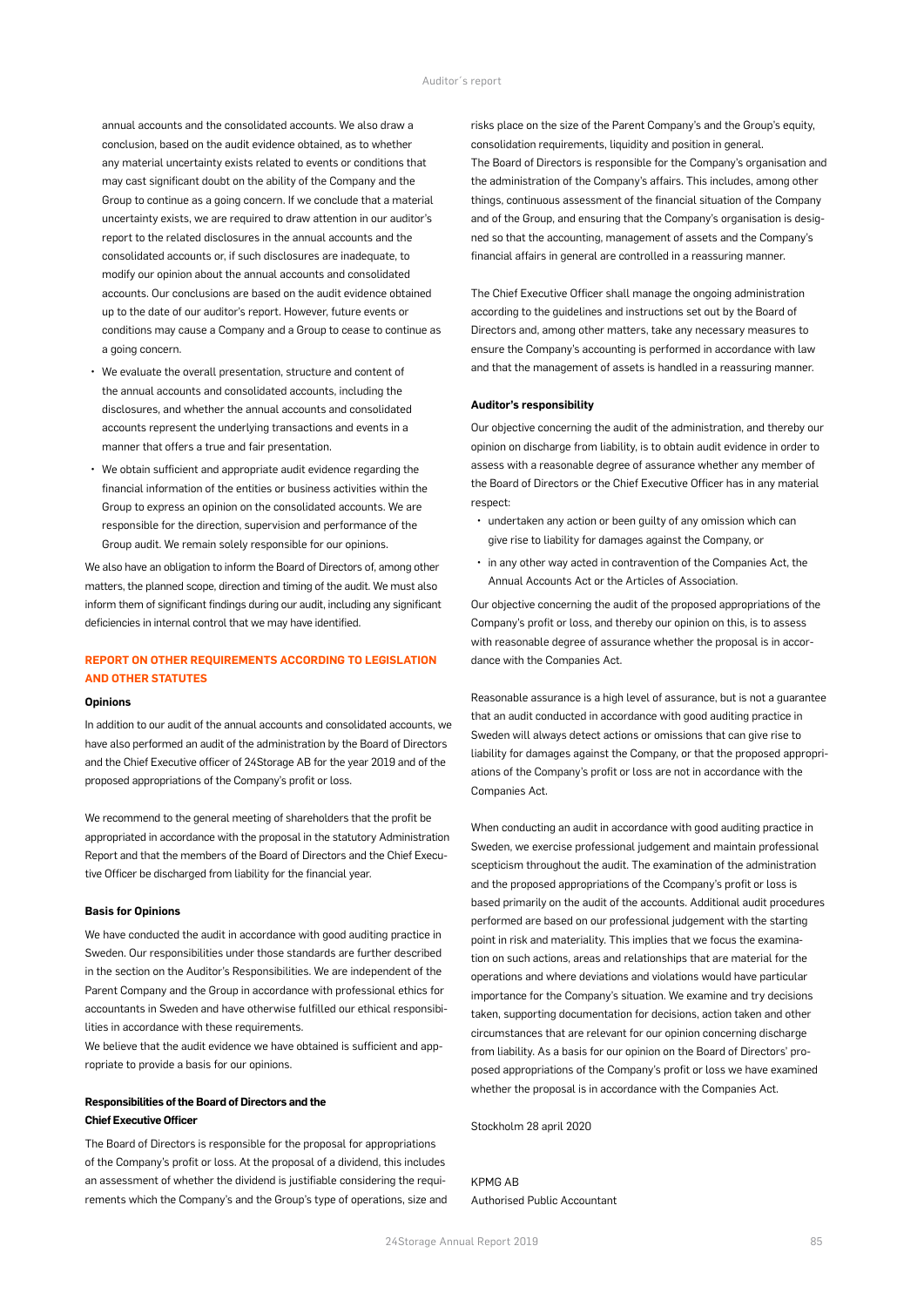annual accounts and the consolidated accounts. We also draw a conclusion, based on the audit evidence obtained, as to whether any material uncertainty exists related to events or conditions that may cast significant doubt on the ability of the Company and the Group to continue as a going concern. If we conclude that a material uncertainty exists, we are required to draw attention in our auditor's report to the related disclosures in the annual accounts and the consolidated accounts or, if such disclosures are inadequate, to modify our opinion about the annual accounts and consolidated accounts. Our conclusions are based on the audit evidence obtained up to the date of our auditor's report. However, future events or conditions may cause a Company and a Group to cease to continue as a going concern.

- We evaluate the overall presentation, structure and content of the annual accounts and consolidated accounts, including the disclosures, and whether the annual accounts and consolidated accounts represent the underlying transactions and events in a manner that offers a true and fair presentation.
- We obtain sufficient and appropriate audit evidence regarding the financial information of the entities or business activities within the Group to express an opinion on the consolidated accounts. We are responsible for the direction, supervision and performance of the Group audit. We remain solely responsible for our opinions.

We also have an obligation to inform the Board of Directors of, among other matters, the planned scope, direction and timing of the audit. We must also inform them of significant findings during our audit, including any significant deficiencies in internal control that we may have identified.

## REPORT ON OTHER REQUIREMENTS ACCORDING TO LEGISLATION AND OTHER STATUTES

### Opinions

In addition to our audit of the annual accounts and consolidated accounts, we have also performed an audit of the administration by the Board of Directors and the Chief Executive officer of 24Storage AB for the year 2019 and of the proposed appropriations of the Company's profit or loss.

We recommend to the general meeting of shareholders that the profit be appropriated in accordance with the proposal in the statutory Administration Report and that the members of the Board of Directors and the Chief Executive Officer be discharged from liability for the financial year.

### Basis for Opinions

We have conducted the audit in accordance with good auditing practice in Sweden. Our responsibilities under those standards are further described in the section on the Auditor's Responsibilities. We are independent of the Parent Company and the Group in accordance with professional ethics for accountants in Sweden and have otherwise fulfilled our ethical responsibilities in accordance with these requirements.

We believe that the audit evidence we have obtained is sufficient and appropriate to provide a basis for our opinions.

### Responsibilities of the Board of Directors and the Chief Executive Officer

The Board of Directors is responsible for the proposal for appropriations of the Company's profit or loss. At the proposal of a dividend, this includes an assessment of whether the dividend is justifiable considering the requirements which the Company's and the Group's type of operations, size and risks place on the size of the Parent Company's and the Group's equity, consolidation requirements, liquidity and position in general.

The Board of Directors is responsible for the Company's organisation and the administration of the Company's affairs. This includes, among other things, continuous assessment of the financial situation of the Company and of the Group, and ensuring that the Company's organisation is designed so that the accounting, management of assets and the Company's financial affairs in general are controlled in a reassuring manner.

The Chief Executive Officer shall manage the ongoing administration according to the guidelines and instructions set out by the Board of Directors and, among other matters, take any necessary measures to ensure the Company's accounting is performed in accordance with law and that the management of assets is handled in a reassuring manner.

### Auditor's responsibility

Our objective concerning the audit of the administration, and thereby our opinion on discharge from liability, is to obtain audit evidence in order to assess with a reasonable degree of assurance whether any member of the Board of Directors or the Chief Executive Officer has in any material respect:

- undertaken any action or been guilty of any omission which can give rise to liability for damages against the Company, or
- in any other way acted in contravention of the Companies Act, the Annual Accounts Act or the Articles of Association.

Our objective concerning the audit of the proposed appropriations of the Company's profit or loss, and thereby our opinion on this, is to assess with reasonable degree of assurance whether the proposal is in accordance with the Companies Act.

Reasonable assurance is a high level of assurance, but is not a guarantee that an audit conducted in accordance with good auditing practice in Sweden will always detect actions or omissions that can give rise to liability for damages against the Company, or that the proposed appropriations of the Company's profit or loss are not in accordance with the Companies Act.

When conducting an audit in accordance with good auditing practice in Sweden, we exercise professional judgement and maintain professional scepticism throughout the audit. The examination of the administration and the proposed appropriations of the Ccompany's profit or loss is based primarily on the audit of the accounts. Additional audit procedures performed are based on our professional judgement with the starting point in risk and materiality. This implies that we focus the examination on such actions, areas and relationships that are material for the operations and where deviations and violations would have particular importance for the Company's situation. We examine and try decisions taken, supporting documentation for decisions, action taken and other circumstances that are relevant for our opinion concerning discharge from liability. As a basis for our opinion on the Board of Directors' proposed appropriations of the Company's profit or loss we have examined whether the proposal is in accordance with the Companies Act.

Stockholm 28 april 2020

KPMG AB
Authorised Public Accountant